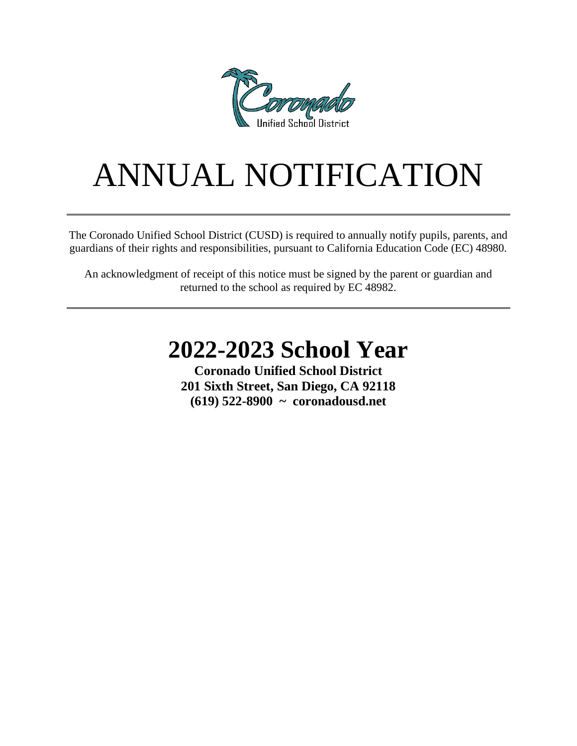Coronado Unified School District

# ANNUAL NOTIFICATION

---

The Coronado Unified School District (CUSD) is required to annually notify pupils, parents, and guardians of their rights and responsibilities, pursuant to California Education Code (EC) 48980.

An acknowledgment of receipt of this notice must be signed by the parent or guardian and returned to the school as required by EC 48982.

---

## 2022-2023 School Year

**Coronado Unified School District**
**201 Sixth Street, San Diego, CA 92118**
**(619) 522-8900 ~ coronadousd.net**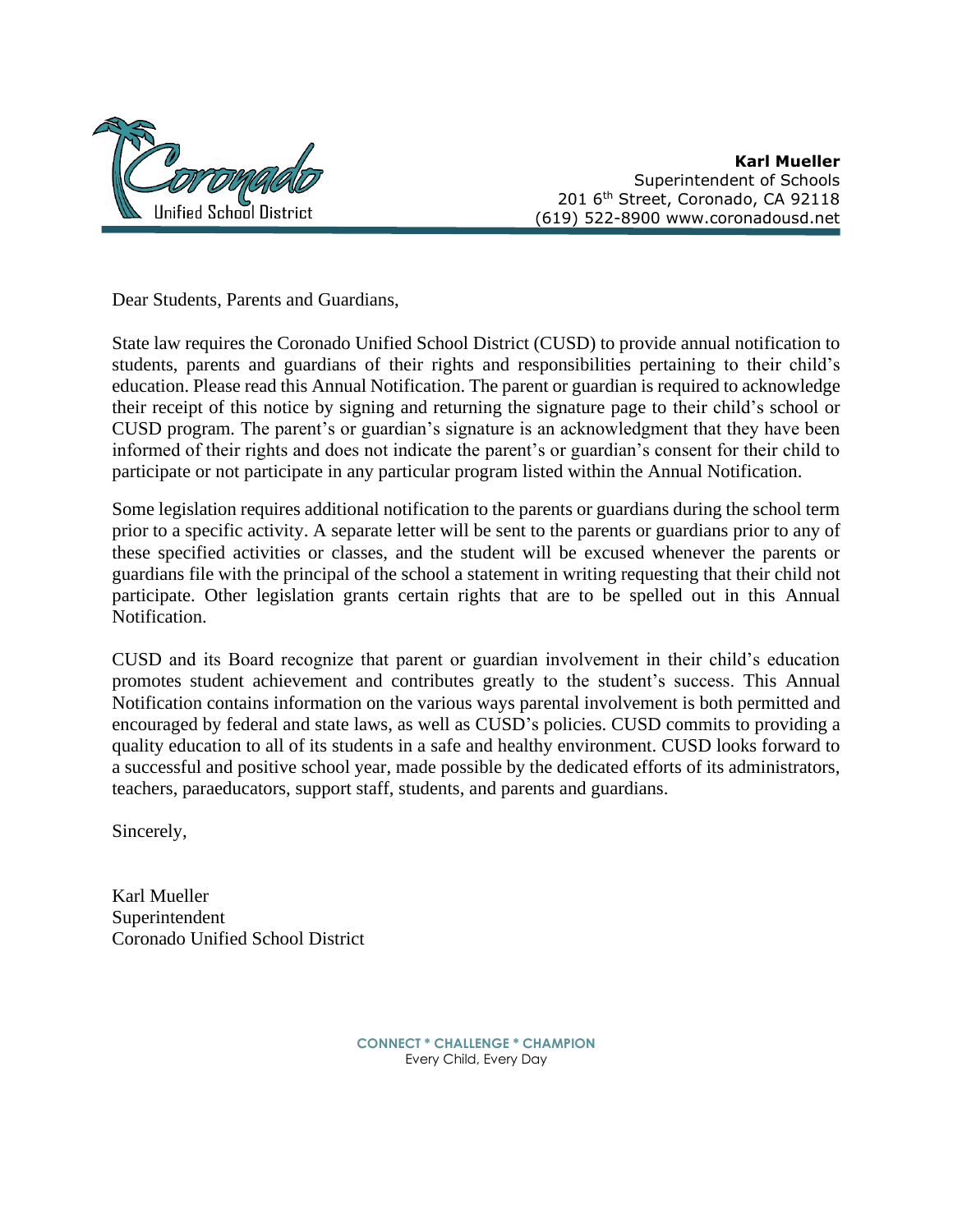**Karl Mueller**
Superintendent of Schools
201 6th Street, Coronado, CA 92118
(619) 522-8900 www.coronadousd.net

Dear Students, Parents and Guardians,

State law requires the Coronado Unified School District (CUSD) to provide annual notification to students, parents and guardians of their rights and responsibilities pertaining to their child's education. Please read this Annual Notification. The parent or guardian is required to acknowledge their receipt of this notice by signing and returning the signature page to their child's school or CUSD program. The parent's or guardian's signature is an acknowledgment that they have been informed of their rights and does not indicate the parent's or guardian's consent for their child to participate or not participate in any particular program listed within the Annual Notification.

Some legislation requires additional notification to the parents or guardians during the school term prior to a specific activity. A separate letter will be sent to the parents or guardians prior to any of these specified activities or classes, and the student will be excused whenever the parents or guardians file with the principal of the school a statement in writing requesting that their child not participate. Other legislation grants certain rights that are to be spelled out in this Annual Notification.

CUSD and its Board recognize that parent or guardian involvement in their child's education promotes student achievement and contributes greatly to the student's success. This Annual Notification contains information on the various ways parental involvement is both permitted and encouraged by federal and state laws, as well as CUSD's policies. CUSD commits to providing a quality education to all of its students in a safe and healthy environment. CUSD looks forward to a successful and positive school year, made possible by the dedicated efforts of its administrators, teachers, paraeducators, support staff, students, and parents and guardians.

Sincerely,

Karl Mueller
Superintendent
Coronado Unified School District

**CONNECT * CHALLENGE * CHAMPION**
Every Child, Every Day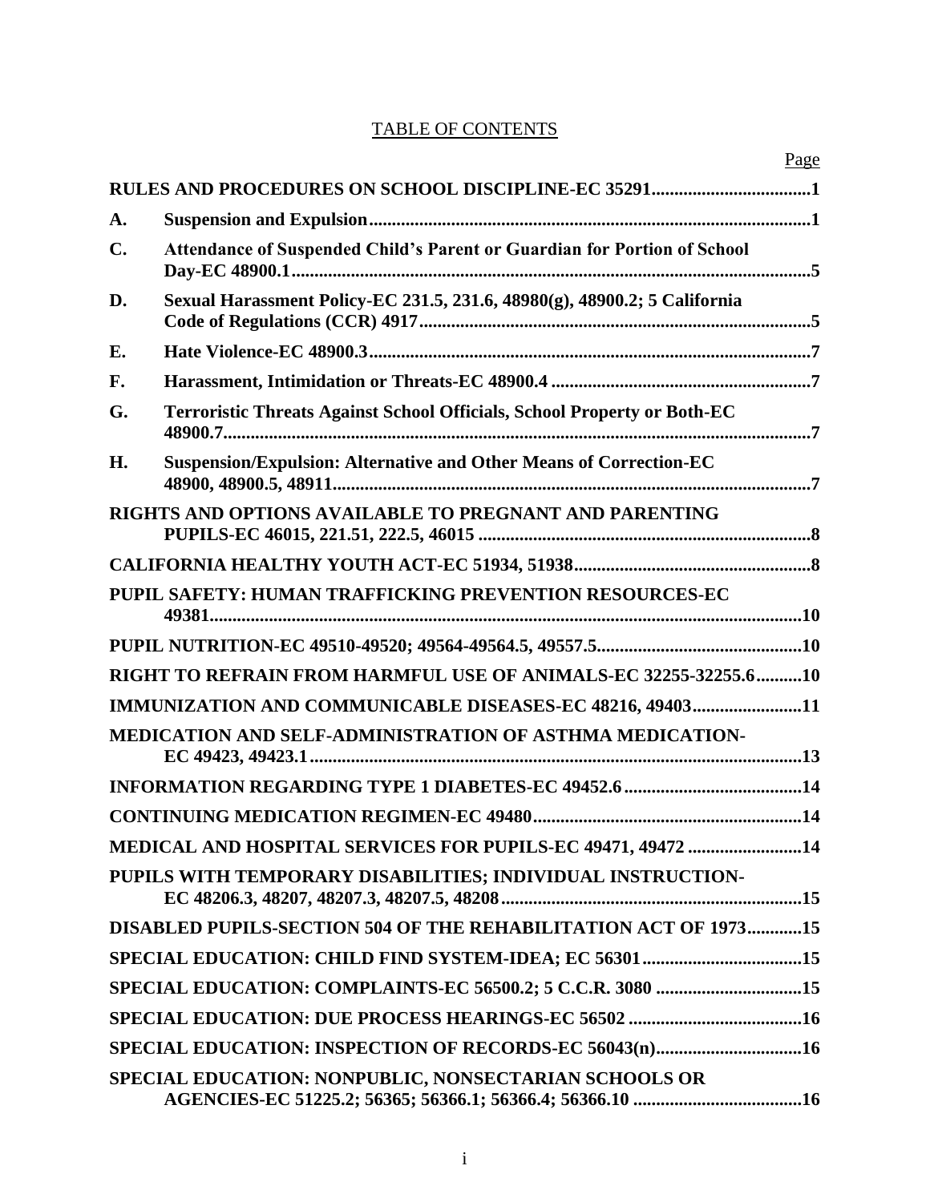# TABLE OF CONTENTS

| | | Page |
|---|---|---|
| **RULES AND PROCEDURES ON SCHOOL DISCIPLINE-EC 35291** | | **1** |
| **A.** | **Suspension and Expulsion** | **1** |
| **C.** | **Attendance of Suspended Child's Parent or Guardian for Portion of School Day-EC 48900.1** | **5** |
| **D.** | **Sexual Harassment Policy-EC 231.5, 231.6, 48980(g), 48900.2; 5 California Code of Regulations (CCR) 4917** | **5** |
| **E.** | **Hate Violence-EC 48900.3** | **7** |
| **F.** | **Harassment, Intimidation or Threats-EC 48900.4** | **7** |
| **G.** | **Terroristic Threats Against School Officials, School Property or Both-EC 48900.7** | **7** |
| **H.** | **Suspension/Expulsion: Alternative and Other Means of Correction-EC 48900, 48900.5, 48911** | **7** |
| **RIGHTS AND OPTIONS AVAILABLE TO PREGNANT AND PARENTING PUPILS-EC 46015, 221.51, 222.5, 46015** | | **8** |
| **CALIFORNIA HEALTHY YOUTH ACT-EC 51934, 51938** | | **8** |
| **PUPIL SAFETY: HUMAN TRAFFICKING PREVENTION RESOURCES-EC 49381** | | **10** |
| **PUPIL NUTRITION-EC 49510-49520; 49564-49564.5, 49557.5** | | **10** |
| **RIGHT TO REFRAIN FROM HARMFUL USE OF ANIMALS-EC 32255-32255.6** | | **10** |
| **IMMUNIZATION AND COMMUNICABLE DISEASES-EC 48216, 49403** | | **11** |
| **MEDICATION AND SELF-ADMINISTRATION OF ASTHMA MEDICATION-EC 49423, 49423.1** | | **13** |
| **INFORMATION REGARDING TYPE 1 DIABETES-EC 49452.6** | | **14** |
| **CONTINUING MEDICATION REGIMEN-EC 49480** | | **14** |
| **MEDICAL AND HOSPITAL SERVICES FOR PUPILS-EC 49471, 49472** | | **14** |
| **PUPILS WITH TEMPORARY DISABILITIES; INDIVIDUAL INSTRUCTION-EC 48206.3, 48207, 48207.3, 48207.5, 48208** | | **15** |
| **DISABLED PUPILS-SECTION 504 OF THE REHABILITATION ACT OF 1973** | | **15** |
| **SPECIAL EDUCATION: CHILD FIND SYSTEM-IDEA; EC 56301** | | **15** |
| **SPECIAL EDUCATION: COMPLAINTS-EC 56500.2; 5 C.C.R. 3080** | | **15** |
| **SPECIAL EDUCATION: DUE PROCESS HEARINGS-EC 56502** | | **16** |
| **SPECIAL EDUCATION: INSPECTION OF RECORDS-EC 56043(n)** | | **16** |
| **SPECIAL EDUCATION: NONPUBLIC, NONSECTARIAN SCHOOLS OR AGENCIES-EC 51225.2; 56365; 56366.1; 56366.4; 56366.10** | | **16** |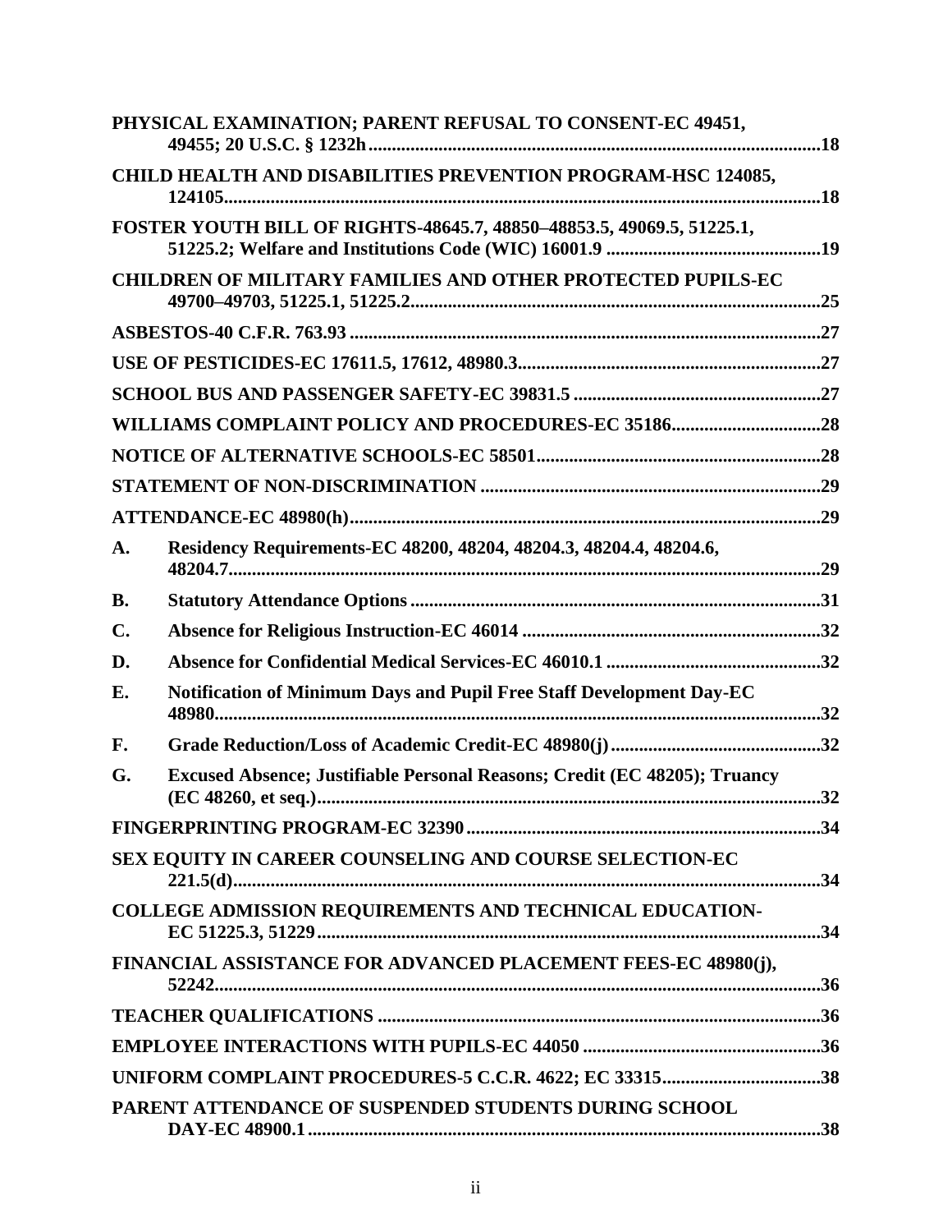**PHYSICAL EXAMINATION; PARENT REFUSAL TO CONSENT-EC 49451, 49455; 20 U.S.C. § 1232h** .....18

**CHILD HEALTH AND DISABILITIES PREVENTION PROGRAM-HSC 124085, 124105** .....18

**FOSTER YOUTH BILL OF RIGHTS-48645.7, 48850–48853.5, 49069.5, 51225.1, 51225.2; Welfare and Institutions Code (WIC) 16001.9** .....19

**CHILDREN OF MILITARY FAMILIES AND OTHER PROTECTED PUPILS-EC 49700–49703, 51225.1, 51225.2** .....25

**ASBESTOS-40 C.F.R. 763.93** .....27

**USE OF PESTICIDES-EC 17611.5, 17612, 48980.3** .....27

**SCHOOL BUS AND PASSENGER SAFETY-EC 39831.5** .....27

**WILLIAMS COMPLAINT POLICY AND PROCEDURES-EC 35186** .....28

**NOTICE OF ALTERNATIVE SCHOOLS-EC 58501** .....28

**STATEMENT OF NON-DISCRIMINATION** .....29

**ATTENDANCE-EC 48980(h)** .....29

**A. Residency Requirements-EC 48200, 48204, 48204.3, 48204.4, 48204.6, 48204.7** .....29

**B. Statutory Attendance Options** .....31

**C. Absence for Religious Instruction-EC 46014** .....32

**D. Absence for Confidential Medical Services-EC 46010.1** .....32

**E. Notification of Minimum Days and Pupil Free Staff Development Day-EC 48980** .....32

**F. Grade Reduction/Loss of Academic Credit-EC 48980(j)** .....32

**G. Excused Absence; Justifiable Personal Reasons; Credit (EC 48205); Truancy (EC 48260, et seq.)** .....32

**FINGERPRINTING PROGRAM-EC 32390** .....34

**SEX EQUITY IN CAREER COUNSELING AND COURSE SELECTION-EC 221.5(d)** .....34

**COLLEGE ADMISSION REQUIREMENTS AND TECHNICAL EDUCATION-EC 51225.3, 51229** .....34

**FINANCIAL ASSISTANCE FOR ADVANCED PLACEMENT FEES-EC 48980(j), 52242** .....36

**TEACHER QUALIFICATIONS** .....36

**EMPLOYEE INTERACTIONS WITH PUPILS-EC 44050** .....36

**UNIFORM COMPLAINT PROCEDURES-5 C.C.R. 4622; EC 33315** .....38

**PARENT ATTENDANCE OF SUSPENDED STUDENTS DURING SCHOOL DAY-EC 48900.1** .....38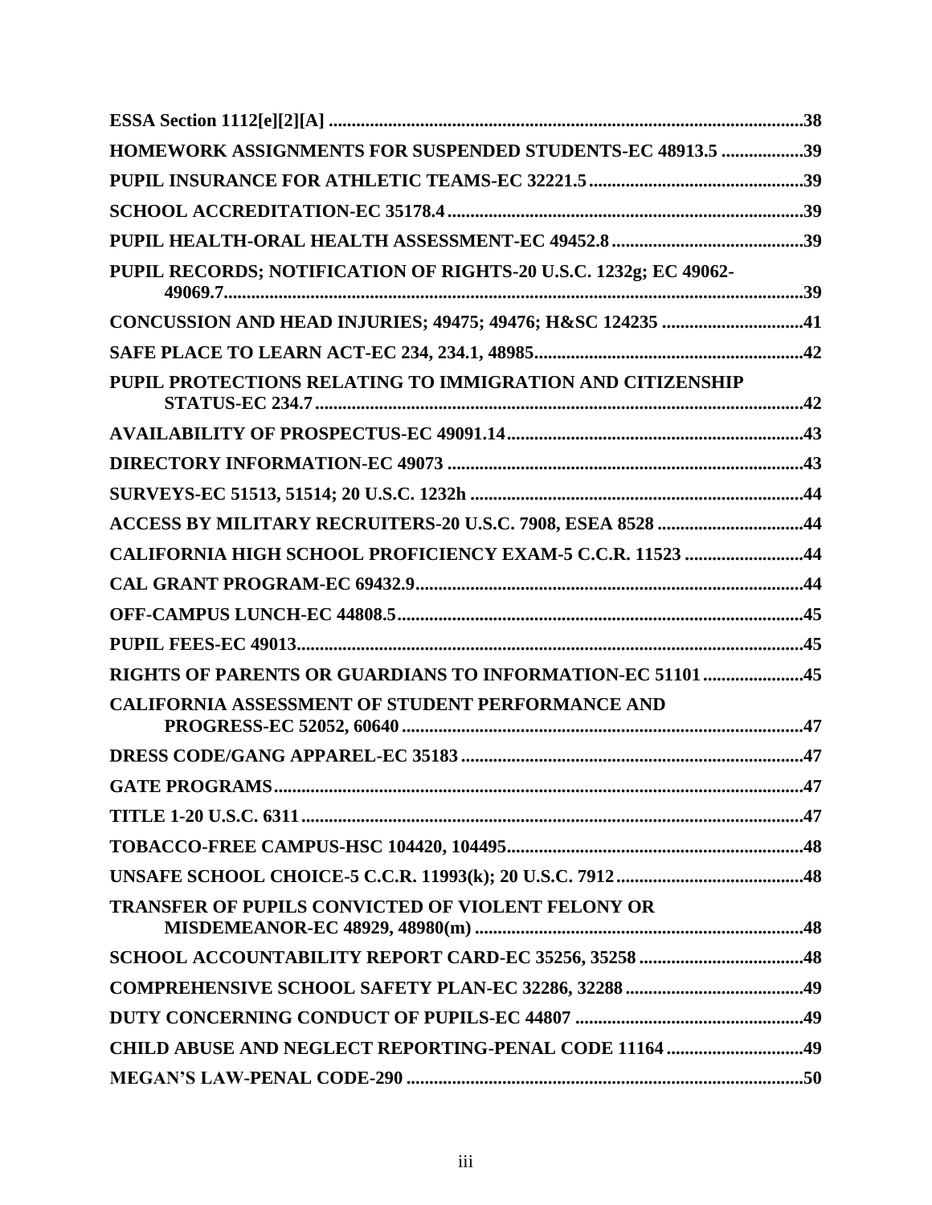**ESSA Section 1112[e][2][A] ....................................................................................................38**

**HOMEWORK ASSIGNMENTS FOR SUSPENDED STUDENTS-EC 48913.5 ..................39**

**PUPIL INSURANCE FOR ATHLETIC TEAMS-EC 32221.5..............................................39**

**SCHOOL ACCREDITATION-EC 35178.4.............................................................................39**

**PUPIL HEALTH-ORAL HEALTH ASSESSMENT-EC 49452.8..........................................39**

**PUPIL RECORDS; NOTIFICATION OF RIGHTS-20 U.S.C. 1232g; EC 49062-49069.7...........................................................................................................................................39**

**CONCUSSION AND HEAD INJURIES; 49475; 49476; H&SC 124235 ...............................41**

**SAFE PLACE TO LEARN ACT-EC 234, 234.1, 48985..........................................................42**

**PUPIL PROTECTIONS RELATING TO IMMIGRATION AND CITIZENSHIP STATUS-EC 234.7...........................................................................................................42**

**AVAILABILITY OF PROSPECTUS-EC 49091.14.................................................................43**

**DIRECTORY INFORMATION-EC 49073 .............................................................................43**

**SURVEYS-EC 51513, 51514; 20 U.S.C. 1232h ........................................................................44**

**ACCESS BY MILITARY RECRUITERS-20 U.S.C. 7908, ESEA 8528 ................................44**

**CALIFORNIA HIGH SCHOOL PROFICIENCY EXAM-5 C.C.R. 11523 .........................44**

**CAL GRANT PROGRAM-EC 69432.9....................................................................................44**

**OFF-CAMPUS LUNCH-EC 44808.5........................................................................................45**

**PUPIL FEES-EC 49013..............................................................................................................45**

**RIGHTS OF PARENTS OR GUARDIANS TO INFORMATION-EC 51101.....................45**

**CALIFORNIA ASSESSMENT OF STUDENT PERFORMANCE AND PROGRESS-EC 52052, 60640........................................................................................47**

**DRESS CODE/GANG APPAREL-EC 35183..........................................................................47**

**GATE PROGRAMS..................................................................................................................47**

**TITLE 1-20 U.S.C. 6311.............................................................................................................47**

**TOBACCO-FREE CAMPUS-HSC 104420, 104495................................................................48**

**UNSAFE SCHOOL CHOICE-5 C.C.R. 11993(k); 20 U.S.C. 7912.........................................48**

**TRANSFER OF PUPILS CONVICTED OF VIOLENT FELONY OR MISDEMEANOR-EC 48929, 48980(m) ........................................................................48**

**SCHOOL ACCOUNTABILITY REPORT CARD-EC 35256, 35258....................................48**

**COMPREHENSIVE SCHOOL SAFETY PLAN-EC 32286, 32288.......................................49**

**DUTY CONCERNING CONDUCT OF PUPILS-EC 44807 ..................................................49**

**CHILD ABUSE AND NEGLECT REPORTING-PENAL CODE 11164 ..............................49**

**MEGAN'S LAW-PENAL CODE-290 .......................................................................................50**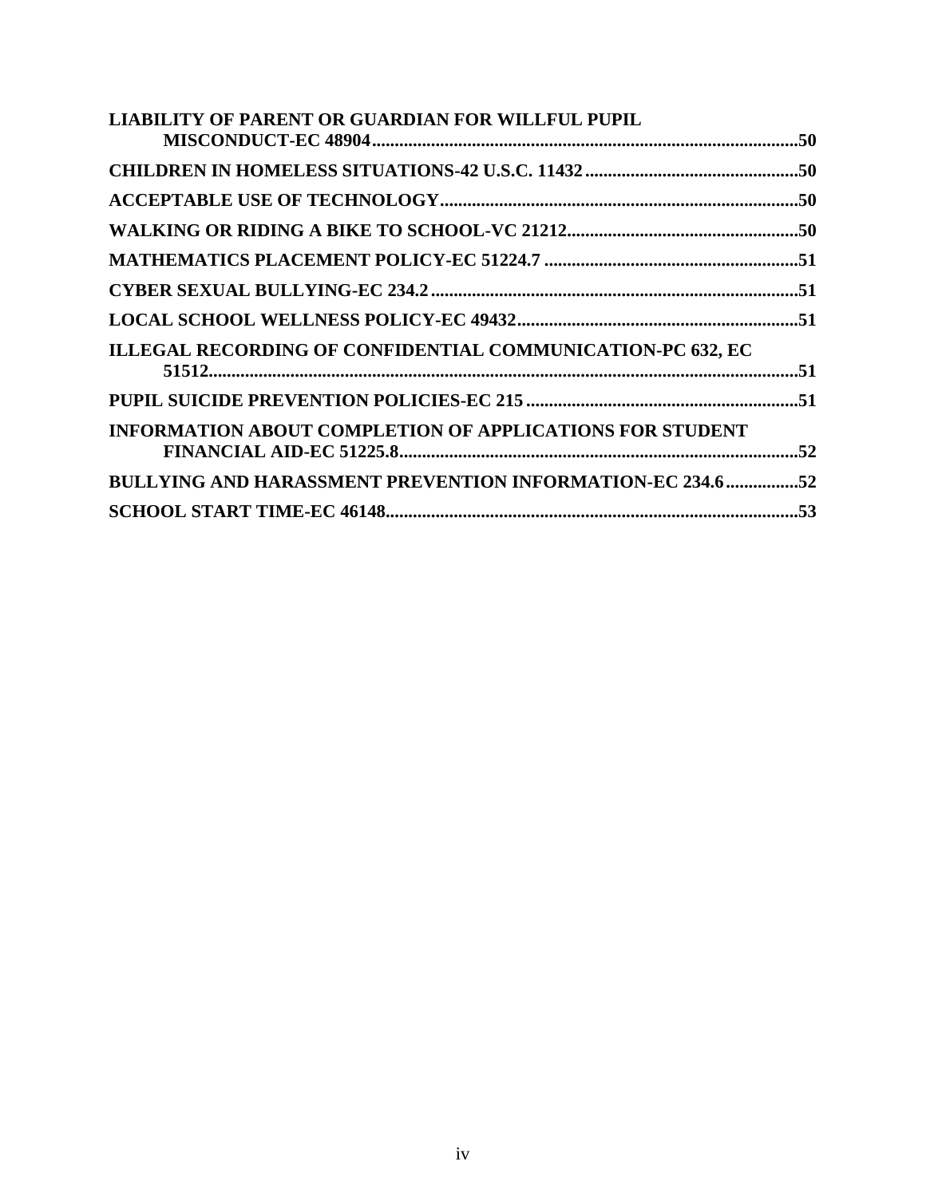**LIABILITY OF PARENT OR GUARDIAN FOR WILLFUL PUPIL MISCONDUCT-EC 48904** ....................50

**CHILDREN IN HOMELESS SITUATIONS-42 U.S.C. 11432** ....................50

**ACCEPTABLE USE OF TECHNOLOGY** ....................50

**WALKING OR RIDING A BIKE TO SCHOOL-VC 21212** ....................50

**MATHEMATICS PLACEMENT POLICY-EC 51224.7** ....................51

**CYBER SEXUAL BULLYING-EC 234.2** ....................51

**LOCAL SCHOOL WELLNESS POLICY-EC 49432** ....................51

**ILLEGAL RECORDING OF CONFIDENTIAL COMMUNICATION-PC 632, EC 51512** ....................51

**PUPIL SUICIDE PREVENTION POLICIES-EC 215** ....................51

**INFORMATION ABOUT COMPLETION OF APPLICATIONS FOR STUDENT FINANCIAL AID-EC 51225.8** ....................52

**BULLYING AND HARASSMENT PREVENTION INFORMATION-EC 234.6** ....................52

**SCHOOL START TIME-EC 46148** ....................53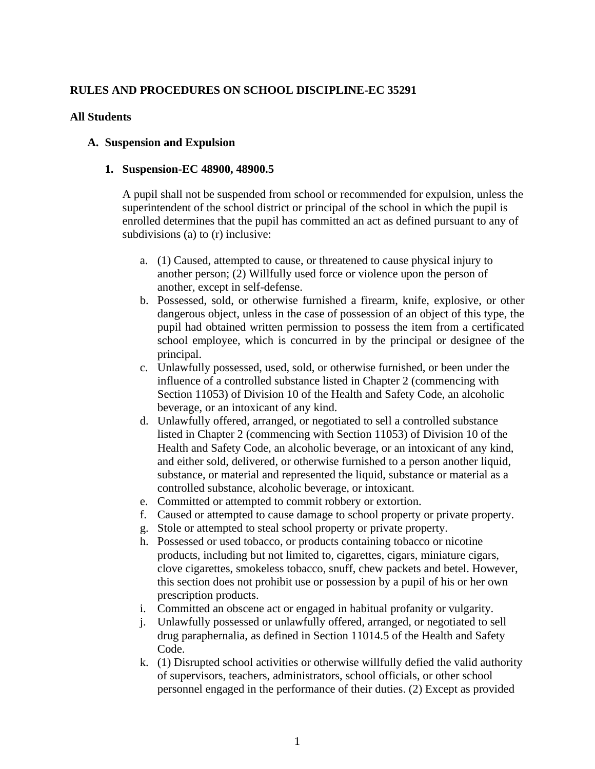**RULES AND PROCEDURES ON SCHOOL DISCIPLINE-EC 35291**

**All Students**

## A. Suspension and Expulsion

### 1. Suspension-EC 48900, 48900.5

A pupil shall not be suspended from school or recommended for expulsion, unless the superintendent of the school district or principal of the school in which the pupil is enrolled determines that the pupil has committed an act as defined pursuant to any of subdivisions (a) to (r) inclusive:

a. (1) Caused, attempted to cause, or threatened to cause physical injury to another person; (2) Willfully used force or violence upon the person of another, except in self-defense.

b. Possessed, sold, or otherwise furnished a firearm, knife, explosive, or other dangerous object, unless in the case of possession of an object of this type, the pupil had obtained written permission to possess the item from a certificated school employee, which is concurred in by the principal or designee of the principal.

c. Unlawfully possessed, used, sold, or otherwise furnished, or been under the influence of a controlled substance listed in Chapter 2 (commencing with Section 11053) of Division 10 of the Health and Safety Code, an alcoholic beverage, or an intoxicant of any kind.

d. Unlawfully offered, arranged, or negotiated to sell a controlled substance listed in Chapter 2 (commencing with Section 11053) of Division 10 of the Health and Safety Code, an alcoholic beverage, or an intoxicant of any kind, and either sold, delivered, or otherwise furnished to a person another liquid, substance, or material and represented the liquid, substance or material as a controlled substance, alcoholic beverage, or intoxicant.

e. Committed or attempted to commit robbery or extortion.

f. Caused or attempted to cause damage to school property or private property.

g. Stole or attempted to steal school property or private property.

h. Possessed or used tobacco, or products containing tobacco or nicotine products, including but not limited to, cigarettes, cigars, miniature cigars, clove cigarettes, smokeless tobacco, snuff, chew packets and betel. However, this section does not prohibit use or possession by a pupil of his or her own prescription products.

i. Committed an obscene act or engaged in habitual profanity or vulgarity.

j. Unlawfully possessed or unlawfully offered, arranged, or negotiated to sell drug paraphernalia, as defined in Section 11014.5 of the Health and Safety Code.

k. (1) Disrupted school activities or otherwise willfully defied the valid authority of supervisors, teachers, administrators, school officials, or other school personnel engaged in the performance of their duties. (2) Except as provided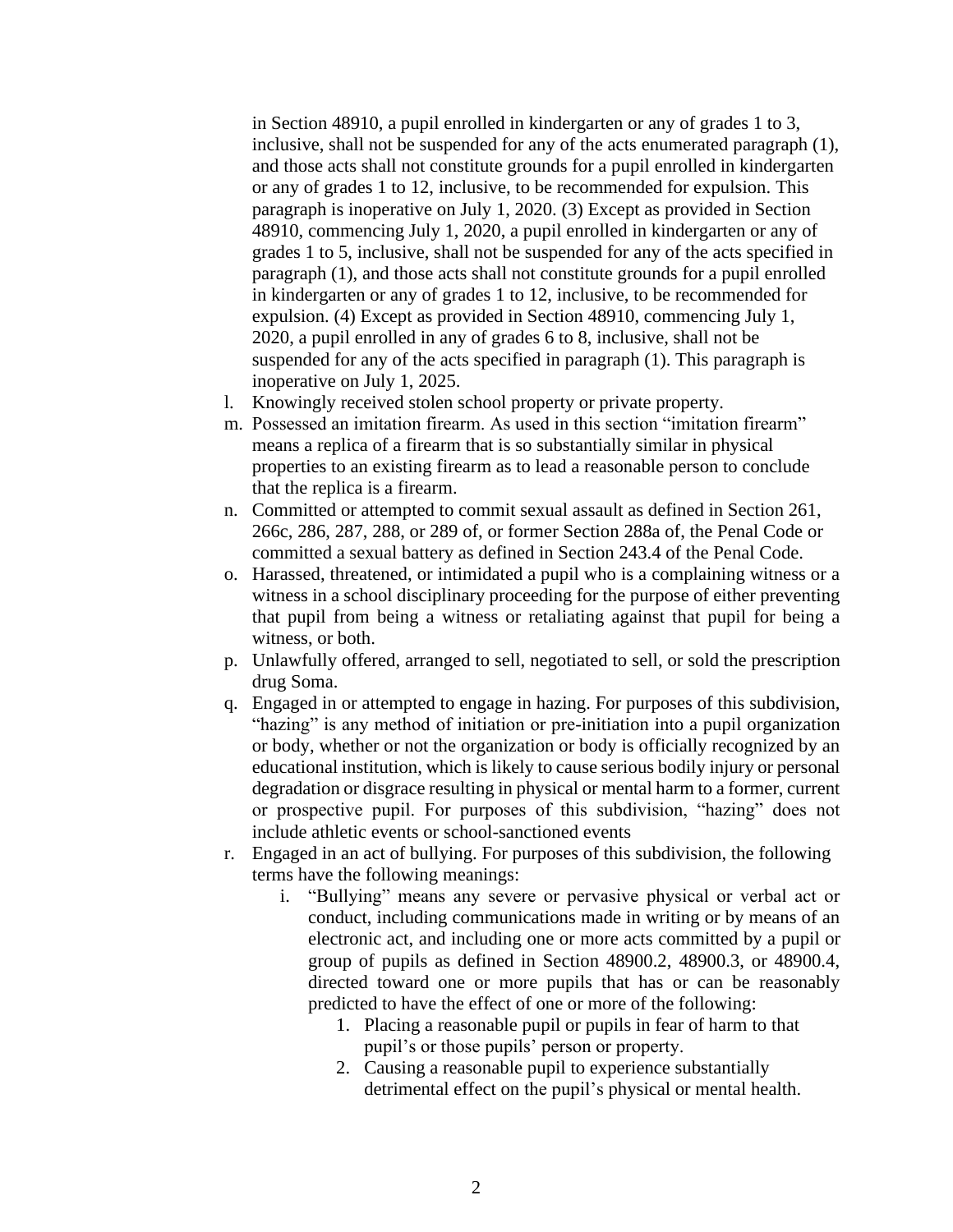in Section 48910, a pupil enrolled in kindergarten or any of grades 1 to 3, inclusive, shall not be suspended for any of the acts enumerated paragraph (1), and those acts shall not constitute grounds for a pupil enrolled in kindergarten or any of grades 1 to 12, inclusive, to be recommended for expulsion. This paragraph is inoperative on July 1, 2020. (3) Except as provided in Section 48910, commencing July 1, 2020, a pupil enrolled in kindergarten or any of grades 1 to 5, inclusive, shall not be suspended for any of the acts specified in paragraph (1), and those acts shall not constitute grounds for a pupil enrolled in kindergarten or any of grades 1 to 12, inclusive, to be recommended for expulsion. (4) Except as provided in Section 48910, commencing July 1, 2020, a pupil enrolled in any of grades 6 to 8, inclusive, shall not be suspended for any of the acts specified in paragraph (1). This paragraph is inoperative on July 1, 2025.

l. Knowingly received stolen school property or private property.
m. Possessed an imitation firearm. As used in this section "imitation firearm" means a replica of a firearm that is so substantially similar in physical properties to an existing firearm as to lead a reasonable person to conclude that the replica is a firearm.
n. Committed or attempted to commit sexual assault as defined in Section 261, 266c, 286, 287, 288, or 289 of, or former Section 288a of, the Penal Code or committed a sexual battery as defined in Section 243.4 of the Penal Code.
o. Harassed, threatened, or intimidated a pupil who is a complaining witness or a witness in a school disciplinary proceeding for the purpose of either preventing that pupil from being a witness or retaliating against that pupil for being a witness, or both.
p. Unlawfully offered, arranged to sell, negotiated to sell, or sold the prescription drug Soma.
q. Engaged in or attempted to engage in hazing. For purposes of this subdivision, "hazing" is any method of initiation or pre-initiation into a pupil organization or body, whether or not the organization or body is officially recognized by an educational institution, which is likely to cause serious bodily injury or personal degradation or disgrace resulting in physical or mental harm to a former, current or prospective pupil. For purposes of this subdivision, "hazing" does not include athletic events or school-sanctioned events
r. Engaged in an act of bullying. For purposes of this subdivision, the following terms have the following meanings:
    i. "Bullying" means any severe or pervasive physical or verbal act or conduct, including communications made in writing or by means of an electronic act, and including one or more acts committed by a pupil or group of pupils as defined in Section 48900.2, 48900.3, or 48900.4, directed toward one or more pupils that has or can be reasonably predicted to have the effect of one or more of the following:
        1. Placing a reasonable pupil or pupils in fear of harm to that pupil's or those pupils' person or property.
        2. Causing a reasonable pupil to experience substantially detrimental effect on the pupil's physical or mental health.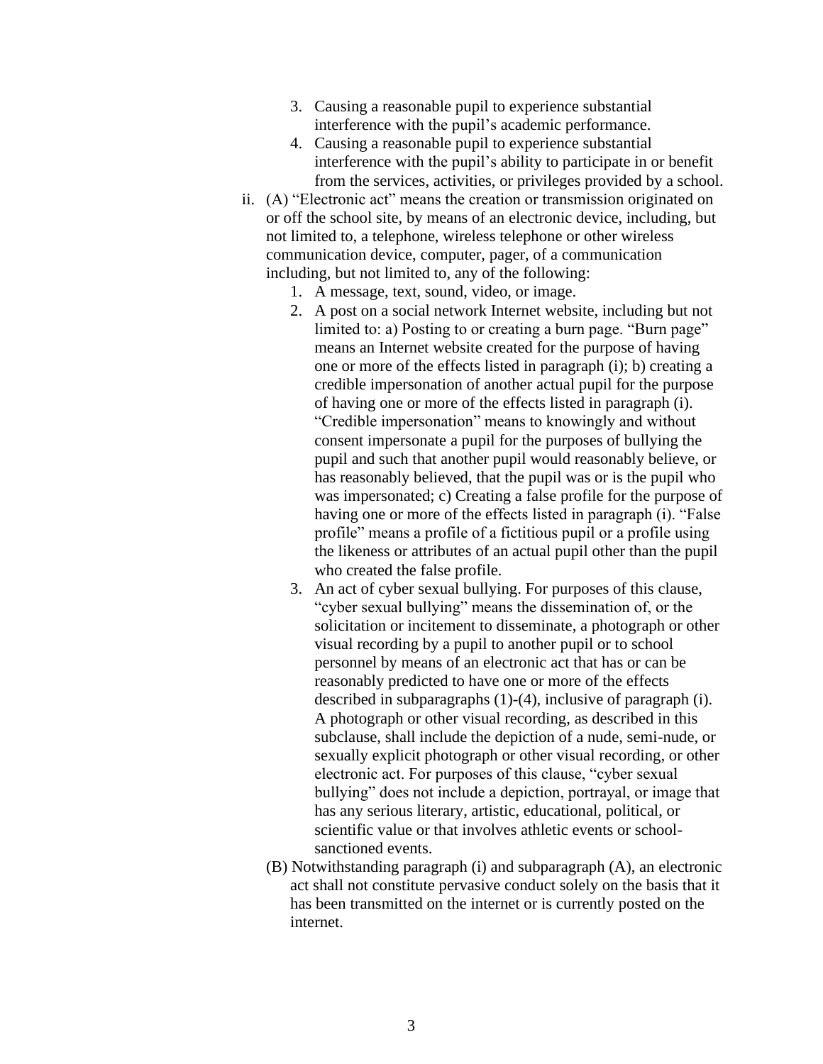3. Causing a reasonable pupil to experience substantial interference with the pupil's academic performance.
4. Causing a reasonable pupil to experience substantial interference with the pupil's ability to participate in or benefit from the services, activities, or privileges provided by a school.

ii. (A) "Electronic act" means the creation or transmission originated on or off the school site, by means of an electronic device, including, but not limited to, a telephone, wireless telephone or other wireless communication device, computer, pager, of a communication including, but not limited to, any of the following:

1. A message, text, sound, video, or image.
2. A post on a social network Internet website, including but not limited to: a) Posting to or creating a burn page. "Burn page" means an Internet website created for the purpose of having one or more of the effects listed in paragraph (i); b) creating a credible impersonation of another actual pupil for the purpose of having one or more of the effects listed in paragraph (i). "Credible impersonation" means to knowingly and without consent impersonate a pupil for the purposes of bullying the pupil and such that another pupil would reasonably believe, or has reasonably believed, that the pupil was or is the pupil who was impersonated; c) Creating a false profile for the purpose of having one or more of the effects listed in paragraph (i). "False profile" means a profile of a fictitious pupil or a profile using the likeness or attributes of an actual pupil other than the pupil who created the false profile.
3. An act of cyber sexual bullying. For purposes of this clause, "cyber sexual bullying" means the dissemination of, or the solicitation or incitement to disseminate, a photograph or other visual recording by a pupil to another pupil or to school personnel by means of an electronic act that has or can be reasonably predicted to have one or more of the effects described in subparagraphs (1)-(4), inclusive of paragraph (i). A photograph or other visual recording, as described in this subclause, shall include the depiction of a nude, semi-nude, or sexually explicit photograph or other visual recording, or other electronic act. For purposes of this clause, "cyber sexual bullying" does not include a depiction, portrayal, or image that has any serious literary, artistic, educational, political, or scientific value or that involves athletic events or school-sanctioned events.

(B) Notwithstanding paragraph (i) and subparagraph (A), an electronic act shall not constitute pervasive conduct solely on the basis that it has been transmitted on the internet or is currently posted on the internet.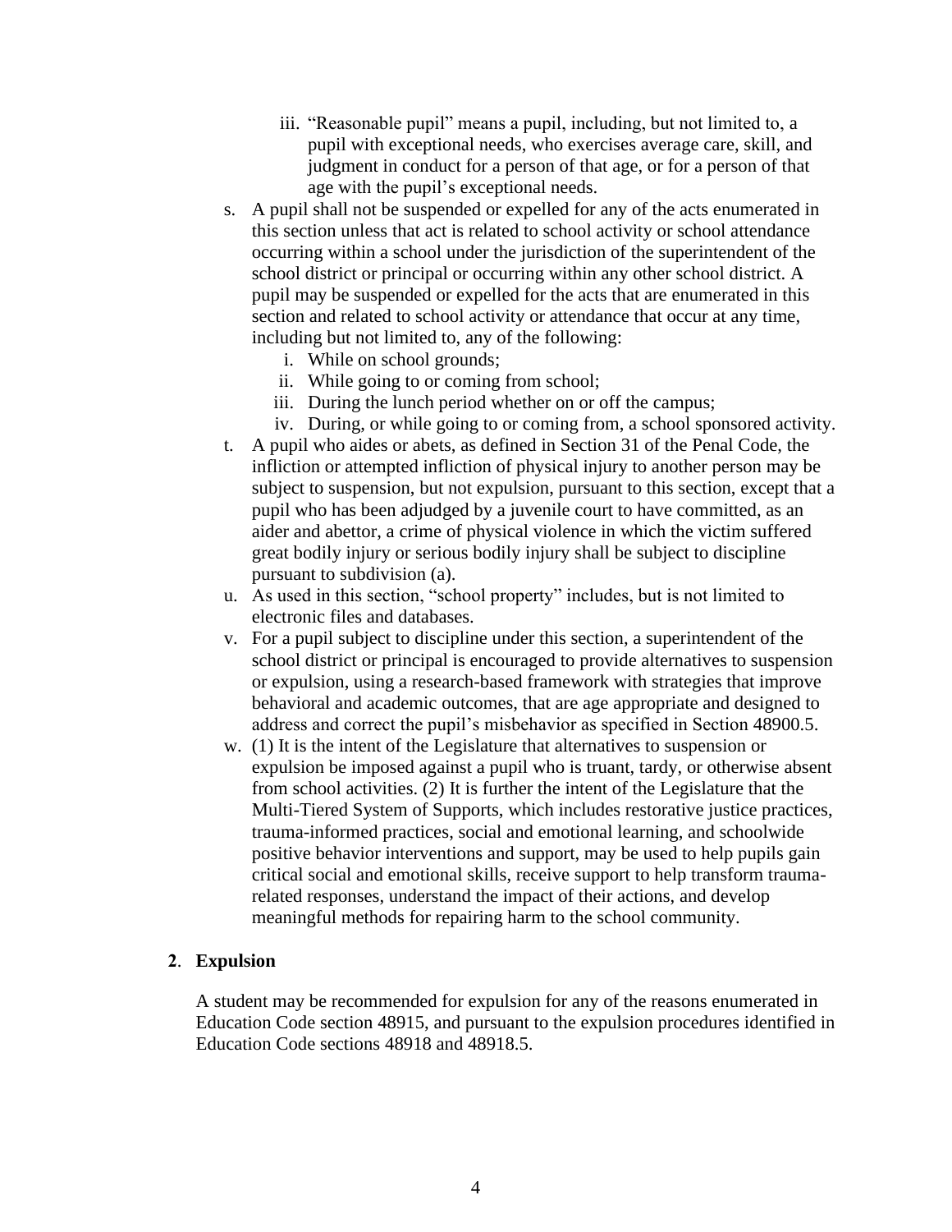iii. "Reasonable pupil" means a pupil, including, but not limited to, a pupil with exceptional needs, who exercises average care, skill, and judgment in conduct for a person of that age, or for a person of that age with the pupil's exceptional needs.

s. A pupil shall not be suspended or expelled for any of the acts enumerated in this section unless that act is related to school activity or school attendance occurring within a school under the jurisdiction of the superintendent of the school district or principal or occurring within any other school district. A pupil may be suspended or expelled for the acts that are enumerated in this section and related to school activity or attendance that occur at any time, including but not limited to, any of the following:
   i. While on school grounds;
   ii. While going to or coming from school;
   iii. During the lunch period whether on or off the campus;
   iv. During, or while going to or coming from, a school sponsored activity.

t. A pupil who aides or abets, as defined in Section 31 of the Penal Code, the infliction or attempted infliction of physical injury to another person may be subject to suspension, but not expulsion, pursuant to this section, except that a pupil who has been adjudged by a juvenile court to have committed, as an aider and abettor, a crime of physical violence in which the victim suffered great bodily injury or serious bodily injury shall be subject to discipline pursuant to subdivision (a).

u. As used in this section, "school property" includes, but is not limited to electronic files and databases.

v. For a pupil subject to discipline under this section, a superintendent of the school district or principal is encouraged to provide alternatives to suspension or expulsion, using a research-based framework with strategies that improve behavioral and academic outcomes, that are age appropriate and designed to address and correct the pupil's misbehavior as specified in Section 48900.5.

w. (1) It is the intent of the Legislature that alternatives to suspension or expulsion be imposed against a pupil who is truant, tardy, or otherwise absent from school activities. (2) It is further the intent of the Legislature that the Multi-Tiered System of Supports, which includes restorative justice practices, trauma-informed practices, social and emotional learning, and schoolwide positive behavior interventions and support, may be used to help pupils gain critical social and emotional skills, receive support to help transform trauma-related responses, understand the impact of their actions, and develop meaningful methods for repairing harm to the school community.

**2**. **Expulsion**

A student may be recommended for expulsion for any of the reasons enumerated in Education Code section 48915, and pursuant to the expulsion procedures identified in Education Code sections 48918 and 48918.5.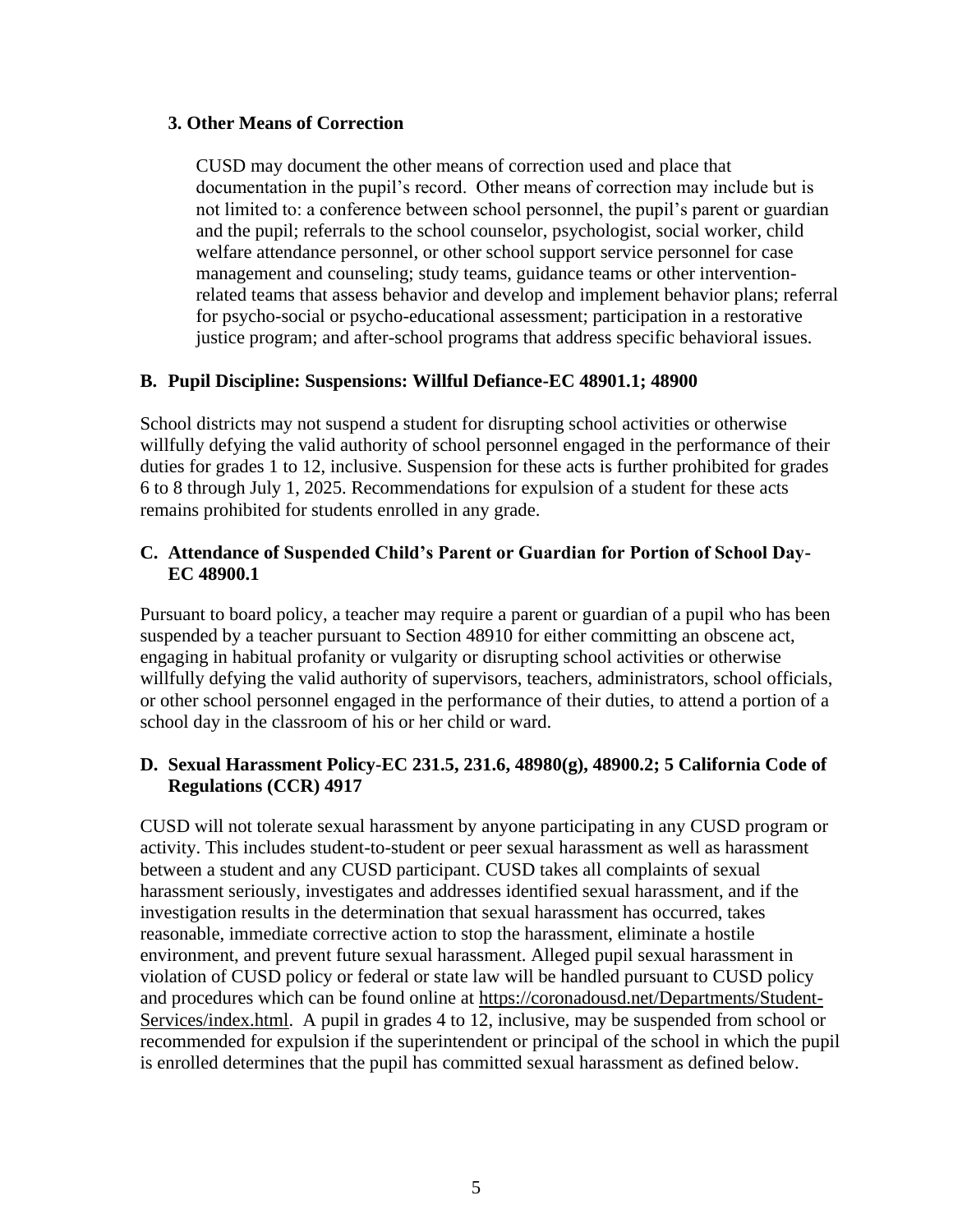### 3. Other Means of Correction

CUSD may document the other means of correction used and place that documentation in the pupil's record. Other means of correction may include but is not limited to: a conference between school personnel, the pupil's parent or guardian and the pupil; referrals to the school counselor, psychologist, social worker, child welfare attendance personnel, or other school support service personnel for case management and counseling; study teams, guidance teams or other intervention-related teams that assess behavior and develop and implement behavior plans; referral for psycho-social or psycho-educational assessment; participation in a restorative justice program; and after-school programs that address specific behavioral issues.

## B. Pupil Discipline: Suspensions: Willful Defiance-EC 48901.1; 48900

School districts may not suspend a student for disrupting school activities or otherwise willfully defying the valid authority of school personnel engaged in the performance of their duties for grades 1 to 12, inclusive. Suspension for these acts is further prohibited for grades 6 to 8 through July 1, 2025. Recommendations for expulsion of a student for these acts remains prohibited for students enrolled in any grade.

## C. Attendance of Suspended Child's Parent or Guardian for Portion of School Day-EC 48900.1

Pursuant to board policy, a teacher may require a parent or guardian of a pupil who has been suspended by a teacher pursuant to Section 48910 for either committing an obscene act, engaging in habitual profanity or vulgarity or disrupting school activities or otherwise willfully defying the valid authority of supervisors, teachers, administrators, school officials, or other school personnel engaged in the performance of their duties, to attend a portion of a school day in the classroom of his or her child or ward.

## D. Sexual Harassment Policy-EC 231.5, 231.6, 48980(g), 48900.2; 5 California Code of Regulations (CCR) 4917

CUSD will not tolerate sexual harassment by anyone participating in any CUSD program or activity. This includes student-to-student or peer sexual harassment as well as harassment between a student and any CUSD participant. CUSD takes all complaints of sexual harassment seriously, investigates and addresses identified sexual harassment, and if the investigation results in the determination that sexual harassment has occurred, takes reasonable, immediate corrective action to stop the harassment, eliminate a hostile environment, and prevent future sexual harassment. Alleged pupil sexual harassment in violation of CUSD policy or federal or state law will be handled pursuant to CUSD policy and procedures which can be found online at https://coronadousd.net/Departments/Student-Services/index.html. A pupil in grades 4 to 12, inclusive, may be suspended from school or recommended for expulsion if the superintendent or principal of the school in which the pupil is enrolled determines that the pupil has committed sexual harassment as defined below.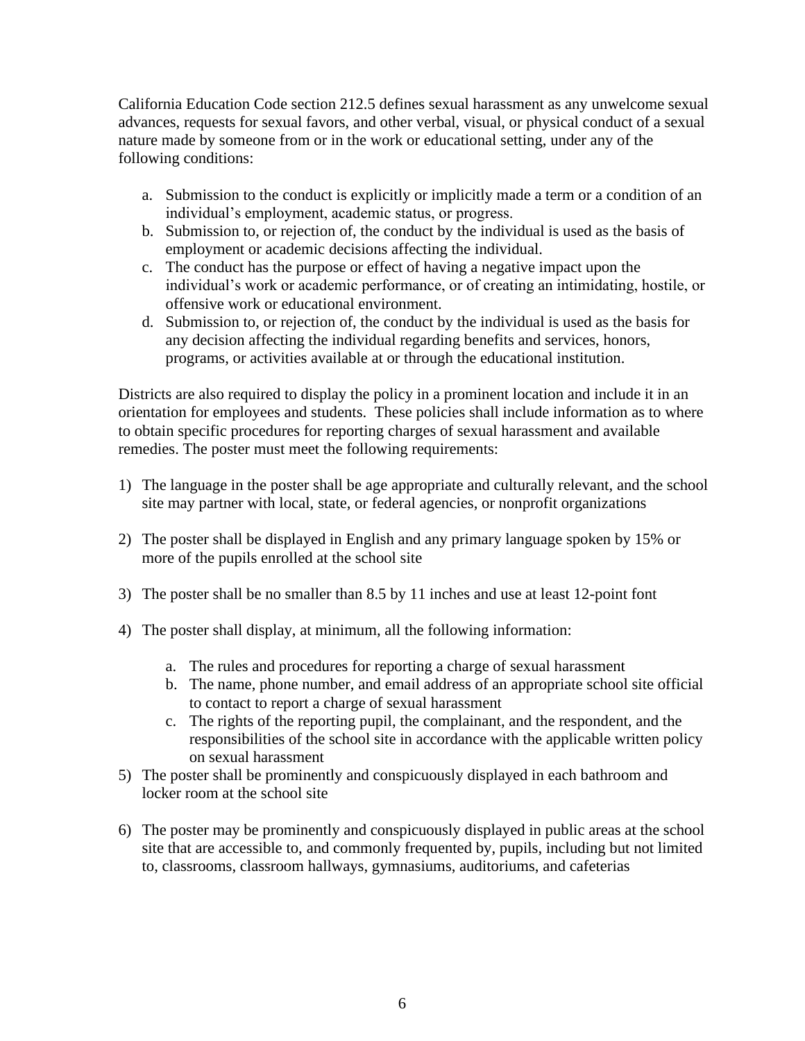California Education Code section 212.5 defines sexual harassment as any unwelcome sexual advances, requests for sexual favors, and other verbal, visual, or physical conduct of a sexual nature made by someone from or in the work or educational setting, under any of the following conditions:

a. Submission to the conduct is explicitly or implicitly made a term or a condition of an individual's employment, academic status, or progress.
b. Submission to, or rejection of, the conduct by the individual is used as the basis of employment or academic decisions affecting the individual.
c. The conduct has the purpose or effect of having a negative impact upon the individual's work or academic performance, or of creating an intimidating, hostile, or offensive work or educational environment.
d. Submission to, or rejection of, the conduct by the individual is used as the basis for any decision affecting the individual regarding benefits and services, honors, programs, or activities available at or through the educational institution.

Districts are also required to display the policy in a prominent location and include it in an orientation for employees and students. These policies shall include information as to where to obtain specific procedures for reporting charges of sexual harassment and available remedies. The poster must meet the following requirements:

1) The language in the poster shall be age appropriate and culturally relevant, and the school site may partner with local, state, or federal agencies, or nonprofit organizations

2) The poster shall be displayed in English and any primary language spoken by 15% or more of the pupils enrolled at the school site

3) The poster shall be no smaller than 8.5 by 11 inches and use at least 12-point font

4) The poster shall display, at minimum, all the following information:

    a. The rules and procedures for reporting a charge of sexual harassment
    b. The name, phone number, and email address of an appropriate school site official to contact to report a charge of sexual harassment
    c. The rights of the reporting pupil, the complainant, and the respondent, and the responsibilities of the school site in accordance with the applicable written policy on sexual harassment

5) The poster shall be prominently and conspicuously displayed in each bathroom and locker room at the school site

6) The poster may be prominently and conspicuously displayed in public areas at the school site that are accessible to, and commonly frequented by, pupils, including but not limited to, classrooms, classroom hallways, gymnasiums, auditoriums, and cafeterias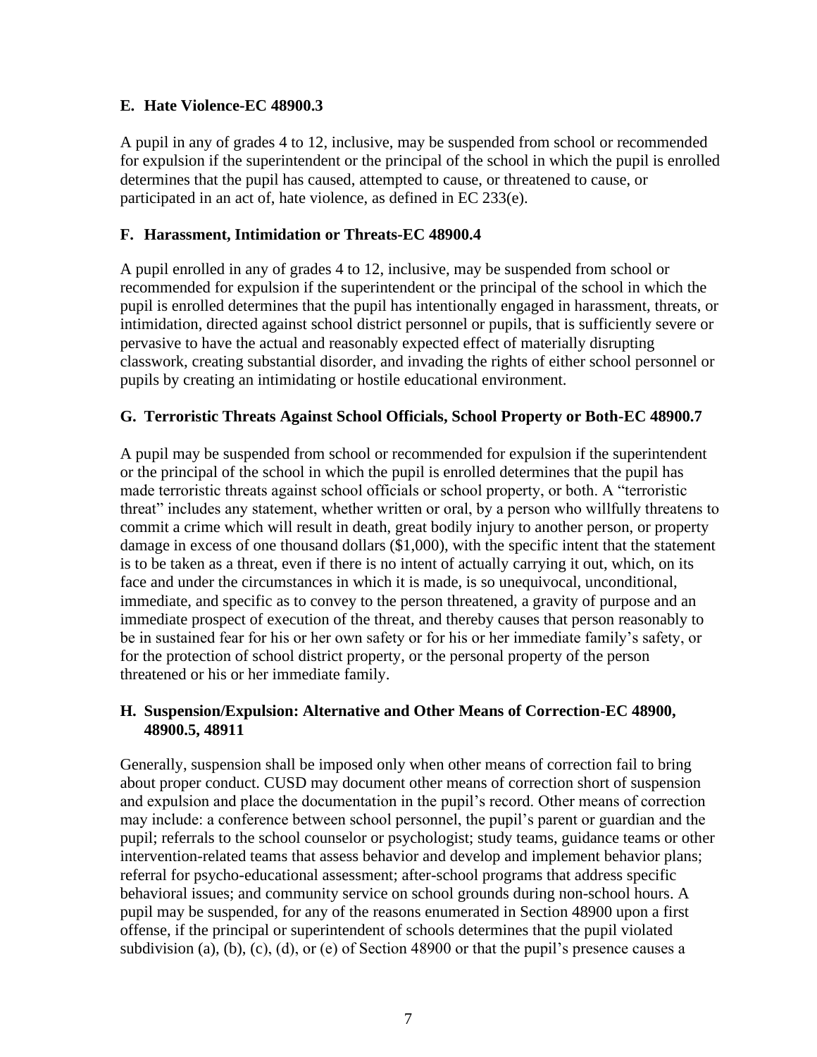### E. Hate Violence-EC 48900.3

A pupil in any of grades 4 to 12, inclusive, may be suspended from school or recommended for expulsion if the superintendent or the principal of the school in which the pupil is enrolled determines that the pupil has caused, attempted to cause, or threatened to cause, or participated in an act of, hate violence, as defined in EC 233(e).

### F. Harassment, Intimidation or Threats-EC 48900.4

A pupil enrolled in any of grades 4 to 12, inclusive, may be suspended from school or recommended for expulsion if the superintendent or the principal of the school in which the pupil is enrolled determines that the pupil has intentionally engaged in harassment, threats, or intimidation, directed against school district personnel or pupils, that is sufficiently severe or pervasive to have the actual and reasonably expected effect of materially disrupting classwork, creating substantial disorder, and invading the rights of either school personnel or pupils by creating an intimidating or hostile educational environment.

### G. Terroristic Threats Against School Officials, School Property or Both-EC 48900.7

A pupil may be suspended from school or recommended for expulsion if the superintendent or the principal of the school in which the pupil is enrolled determines that the pupil has made terroristic threats against school officials or school property, or both. A "terroristic threat" includes any statement, whether written or oral, by a person who willfully threatens to commit a crime which will result in death, great bodily injury to another person, or property damage in excess of one thousand dollars ($1,000), with the specific intent that the statement is to be taken as a threat, even if there is no intent of actually carrying it out, which, on its face and under the circumstances in which it is made, is so unequivocal, unconditional, immediate, and specific as to convey to the person threatened, a gravity of purpose and an immediate prospect of execution of the threat, and thereby causes that person reasonably to be in sustained fear for his or her own safety or for his or her immediate family's safety, or for the protection of school district property, or the personal property of the person threatened or his or her immediate family.

### H. Suspension/Expulsion: Alternative and Other Means of Correction-EC 48900, 48900.5, 48911

Generally, suspension shall be imposed only when other means of correction fail to bring about proper conduct. CUSD may document other means of correction short of suspension and expulsion and place the documentation in the pupil's record. Other means of correction may include: a conference between school personnel, the pupil's parent or guardian and the pupil; referrals to the school counselor or psychologist; study teams, guidance teams or other intervention-related teams that assess behavior and develop and implement behavior plans; referral for psycho-educational assessment; after-school programs that address specific behavioral issues; and community service on school grounds during non-school hours. A pupil may be suspended, for any of the reasons enumerated in Section 48900 upon a first offense, if the principal or superintendent of schools determines that the pupil violated subdivision (a), (b), (c), (d), or (e) of Section 48900 or that the pupil's presence causes a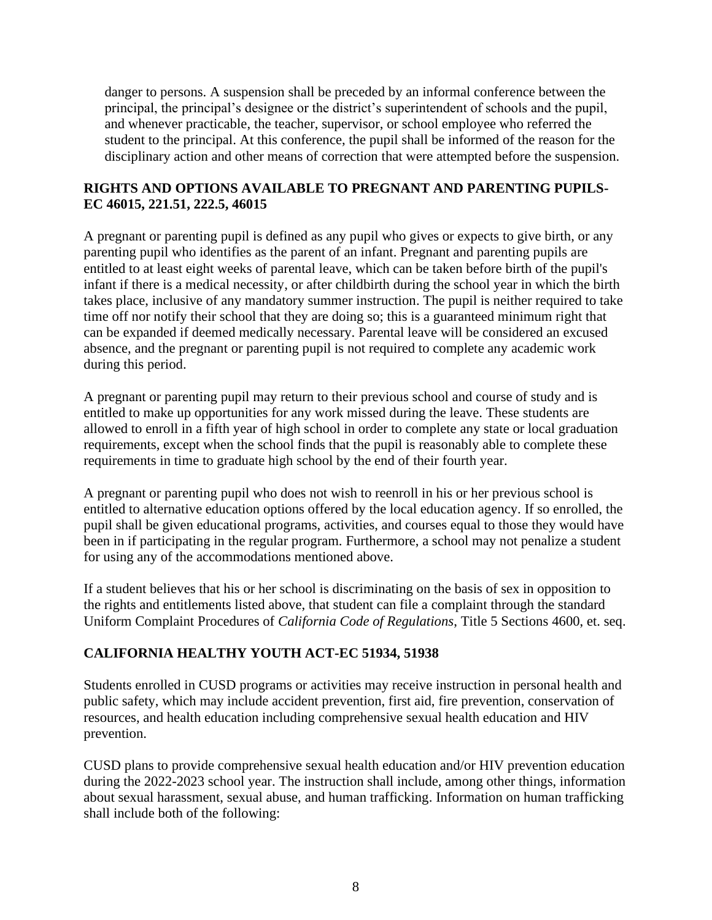danger to persons. A suspension shall be preceded by an informal conference between the principal, the principal's designee or the district's superintendent of schools and the pupil, and whenever practicable, the teacher, supervisor, or school employee who referred the student to the principal. At this conference, the pupil shall be informed of the reason for the disciplinary action and other means of correction that were attempted before the suspension.

## RIGHTS AND OPTIONS AVAILABLE TO PREGNANT AND PARENTING PUPILS-EC 46015, 221.51, 222.5, 46015

A pregnant or parenting pupil is defined as any pupil who gives or expects to give birth, or any parenting pupil who identifies as the parent of an infant. Pregnant and parenting pupils are entitled to at least eight weeks of parental leave, which can be taken before birth of the pupil's infant if there is a medical necessity, or after childbirth during the school year in which the birth takes place, inclusive of any mandatory summer instruction. The pupil is neither required to take time off nor notify their school that they are doing so; this is a guaranteed minimum right that can be expanded if deemed medically necessary. Parental leave will be considered an excused absence, and the pregnant or parenting pupil is not required to complete any academic work during this period.

A pregnant or parenting pupil may return to their previous school and course of study and is entitled to make up opportunities for any work missed during the leave. These students are allowed to enroll in a fifth year of high school in order to complete any state or local graduation requirements, except when the school finds that the pupil is reasonably able to complete these requirements in time to graduate high school by the end of their fourth year.

A pregnant or parenting pupil who does not wish to reenroll in his or her previous school is entitled to alternative education options offered by the local education agency. If so enrolled, the pupil shall be given educational programs, activities, and courses equal to those they would have been in if participating in the regular program. Furthermore, a school may not penalize a student for using any of the accommodations mentioned above.

If a student believes that his or her school is discriminating on the basis of sex in opposition to the rights and entitlements listed above, that student can file a complaint through the standard Uniform Complaint Procedures of *California Code of Regulations*, Title 5 Sections 4600, et. seq.

## CALIFORNIA HEALTHY YOUTH ACT-EC 51934, 51938

Students enrolled in CUSD programs or activities may receive instruction in personal health and public safety, which may include accident prevention, first aid, fire prevention, conservation of resources, and health education including comprehensive sexual health education and HIV prevention.

CUSD plans to provide comprehensive sexual health education and/or HIV prevention education during the 2022-2023 school year. The instruction shall include, among other things, information about sexual harassment, sexual abuse, and human trafficking. Information on human trafficking shall include both of the following: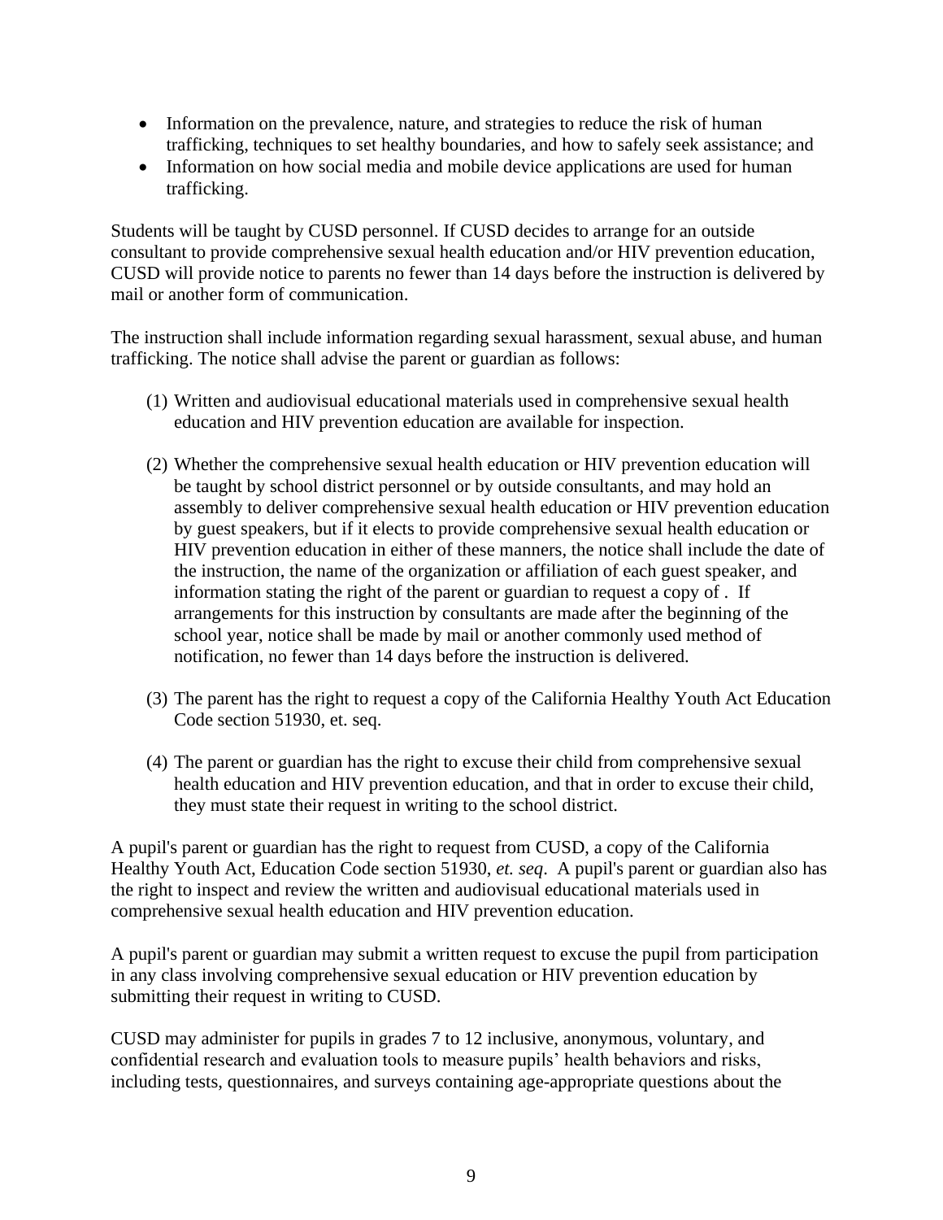- Information on the prevalence, nature, and strategies to reduce the risk of human trafficking, techniques to set healthy boundaries, and how to safely seek assistance; and
- Information on how social media and mobile device applications are used for human trafficking.

Students will be taught by CUSD personnel. If CUSD decides to arrange for an outside consultant to provide comprehensive sexual health education and/or HIV prevention education, CUSD will provide notice to parents no fewer than 14 days before the instruction is delivered by mail or another form of communication.

The instruction shall include information regarding sexual harassment, sexual abuse, and human trafficking. The notice shall advise the parent or guardian as follows:

(1) Written and audiovisual educational materials used in comprehensive sexual health education and HIV prevention education are available for inspection.

(2) Whether the comprehensive sexual health education or HIV prevention education will be taught by school district personnel or by outside consultants, and may hold an assembly to deliver comprehensive sexual health education or HIV prevention education by guest speakers, but if it elects to provide comprehensive sexual health education or HIV prevention education in either of these manners, the notice shall include the date of the instruction, the name of the organization or affiliation of each guest speaker, and information stating the right of the parent or guardian to request a copy of . If arrangements for this instruction by consultants are made after the beginning of the school year, notice shall be made by mail or another commonly used method of notification, no fewer than 14 days before the instruction is delivered.

(3) The parent has the right to request a copy of the California Healthy Youth Act Education Code section 51930, et. seq.

(4) The parent or guardian has the right to excuse their child from comprehensive sexual health education and HIV prevention education, and that in order to excuse their child, they must state their request in writing to the school district.

A pupil's parent or guardian has the right to request from CUSD, a copy of the California Healthy Youth Act, Education Code section 51930, *et. seq*. A pupil's parent or guardian also has the right to inspect and review the written and audiovisual educational materials used in comprehensive sexual health education and HIV prevention education.

A pupil's parent or guardian may submit a written request to excuse the pupil from participation in any class involving comprehensive sexual education or HIV prevention education by submitting their request in writing to CUSD.

CUSD may administer for pupils in grades 7 to 12 inclusive, anonymous, voluntary, and confidential research and evaluation tools to measure pupils' health behaviors and risks, including tests, questionnaires, and surveys containing age-appropriate questions about the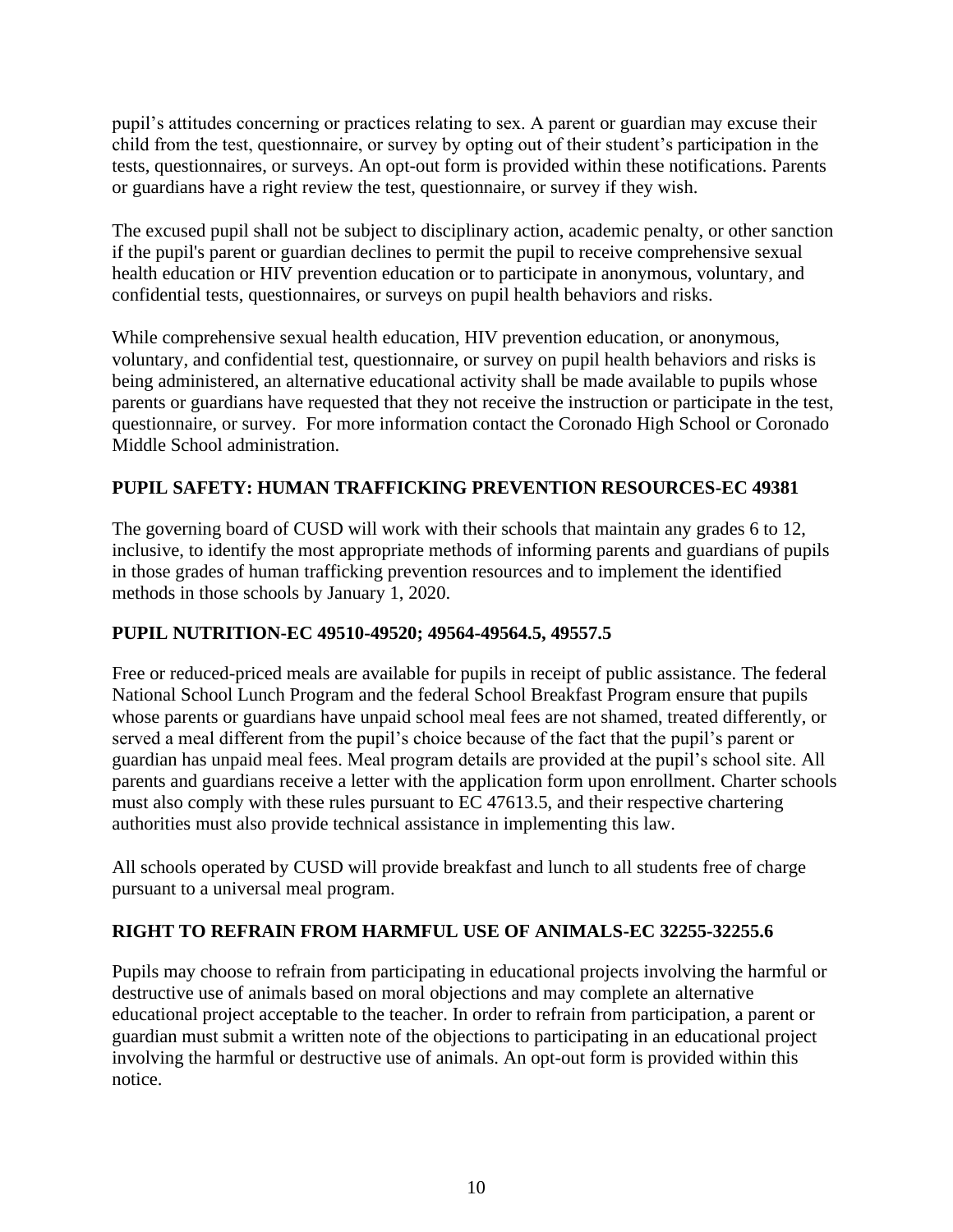pupil's attitudes concerning or practices relating to sex. A parent or guardian may excuse their child from the test, questionnaire, or survey by opting out of their student's participation in the tests, questionnaires, or surveys. An opt-out form is provided within these notifications. Parents or guardians have a right review the test, questionnaire, or survey if they wish.

The excused pupil shall not be subject to disciplinary action, academic penalty, or other sanction if the pupil's parent or guardian declines to permit the pupil to receive comprehensive sexual health education or HIV prevention education or to participate in anonymous, voluntary, and confidential tests, questionnaires, or surveys on pupil health behaviors and risks.

While comprehensive sexual health education, HIV prevention education, or anonymous, voluntary, and confidential test, questionnaire, or survey on pupil health behaviors and risks is being administered, an alternative educational activity shall be made available to pupils whose parents or guardians have requested that they not receive the instruction or participate in the test, questionnaire, or survey. For more information contact the Coronado High School or Coronado Middle School administration.

## PUPIL SAFETY: HUMAN TRAFFICKING PREVENTION RESOURCES-EC 49381

The governing board of CUSD will work with their schools that maintain any grades 6 to 12, inclusive, to identify the most appropriate methods of informing parents and guardians of pupils in those grades of human trafficking prevention resources and to implement the identified methods in those schools by January 1, 2020.

## PUPIL NUTRITION-EC 49510-49520; 49564-49564.5, 49557.5

Free or reduced-priced meals are available for pupils in receipt of public assistance. The federal National School Lunch Program and the federal School Breakfast Program ensure that pupils whose parents or guardians have unpaid school meal fees are not shamed, treated differently, or served a meal different from the pupil's choice because of the fact that the pupil's parent or guardian has unpaid meal fees. Meal program details are provided at the pupil's school site. All parents and guardians receive a letter with the application form upon enrollment. Charter schools must also comply with these rules pursuant to EC 47613.5, and their respective chartering authorities must also provide technical assistance in implementing this law.

All schools operated by CUSD will provide breakfast and lunch to all students free of charge pursuant to a universal meal program.

## RIGHT TO REFRAIN FROM HARMFUL USE OF ANIMALS-EC 32255-32255.6

Pupils may choose to refrain from participating in educational projects involving the harmful or destructive use of animals based on moral objections and may complete an alternative educational project acceptable to the teacher. In order to refrain from participation, a parent or guardian must submit a written note of the objections to participating in an educational project involving the harmful or destructive use of animals. An opt-out form is provided within this notice.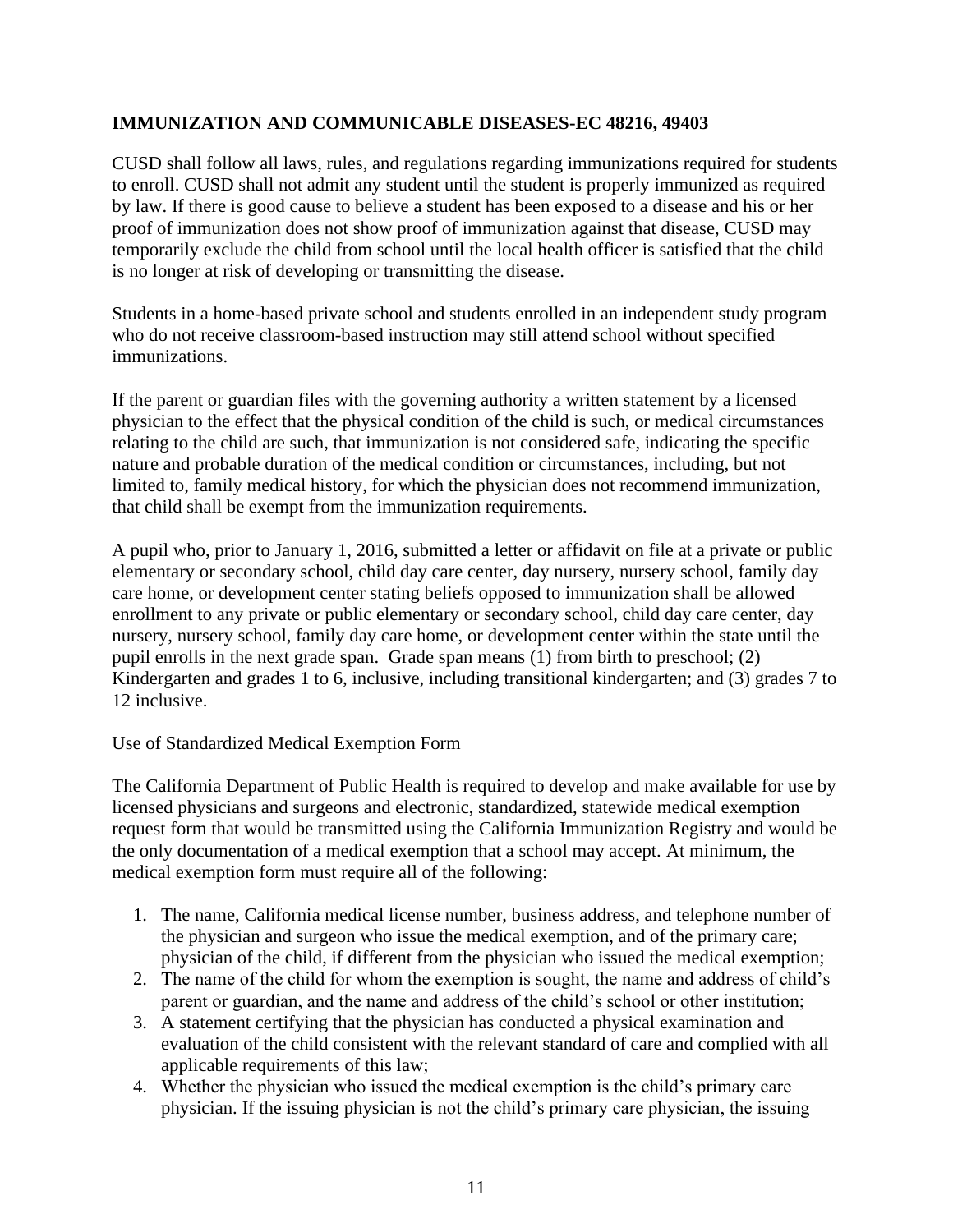**IMMUNIZATION AND COMMUNICABLE DISEASES-EC 48216, 49403**

CUSD shall follow all laws, rules, and regulations regarding immunizations required for students to enroll. CUSD shall not admit any student until the student is properly immunized as required by law. If there is good cause to believe a student has been exposed to a disease and his or her proof of immunization does not show proof of immunization against that disease, CUSD may temporarily exclude the child from school until the local health officer is satisfied that the child is no longer at risk of developing or transmitting the disease.

Students in a home-based private school and students enrolled in an independent study program who do not receive classroom-based instruction may still attend school without specified immunizations.

If the parent or guardian files with the governing authority a written statement by a licensed physician to the effect that the physical condition of the child is such, or medical circumstances relating to the child are such, that immunization is not considered safe, indicating the specific nature and probable duration of the medical condition or circumstances, including, but not limited to, family medical history, for which the physician does not recommend immunization, that child shall be exempt from the immunization requirements.

A pupil who, prior to January 1, 2016, submitted a letter or affidavit on file at a private or public elementary or secondary school, child day care center, day nursery, nursery school, family day care home, or development center stating beliefs opposed to immunization shall be allowed enrollment to any private or public elementary or secondary school, child day care center, day nursery, nursery school, family day care home, or development center within the state until the pupil enrolls in the next grade span. Grade span means (1) from birth to preschool; (2) Kindergarten and grades 1 to 6, inclusive, including transitional kindergarten; and (3) grades 7 to 12 inclusive.

<u>Use of Standardized Medical Exemption Form</u>

The California Department of Public Health is required to develop and make available for use by licensed physicians and surgeons and electronic, standardized, statewide medical exemption request form that would be transmitted using the California Immunization Registry and would be the only documentation of a medical exemption that a school may accept. At minimum, the medical exemption form must require all of the following:

1. The name, California medical license number, business address, and telephone number of the physician and surgeon who issue the medical exemption, and of the primary care; physician of the child, if different from the physician who issued the medical exemption;
2. The name of the child for whom the exemption is sought, the name and address of child's parent or guardian, and the name and address of the child's school or other institution;
3. A statement certifying that the physician has conducted a physical examination and evaluation of the child consistent with the relevant standard of care and complied with all applicable requirements of this law;
4. Whether the physician who issued the medical exemption is the child's primary care physician. If the issuing physician is not the child's primary care physician, the issuing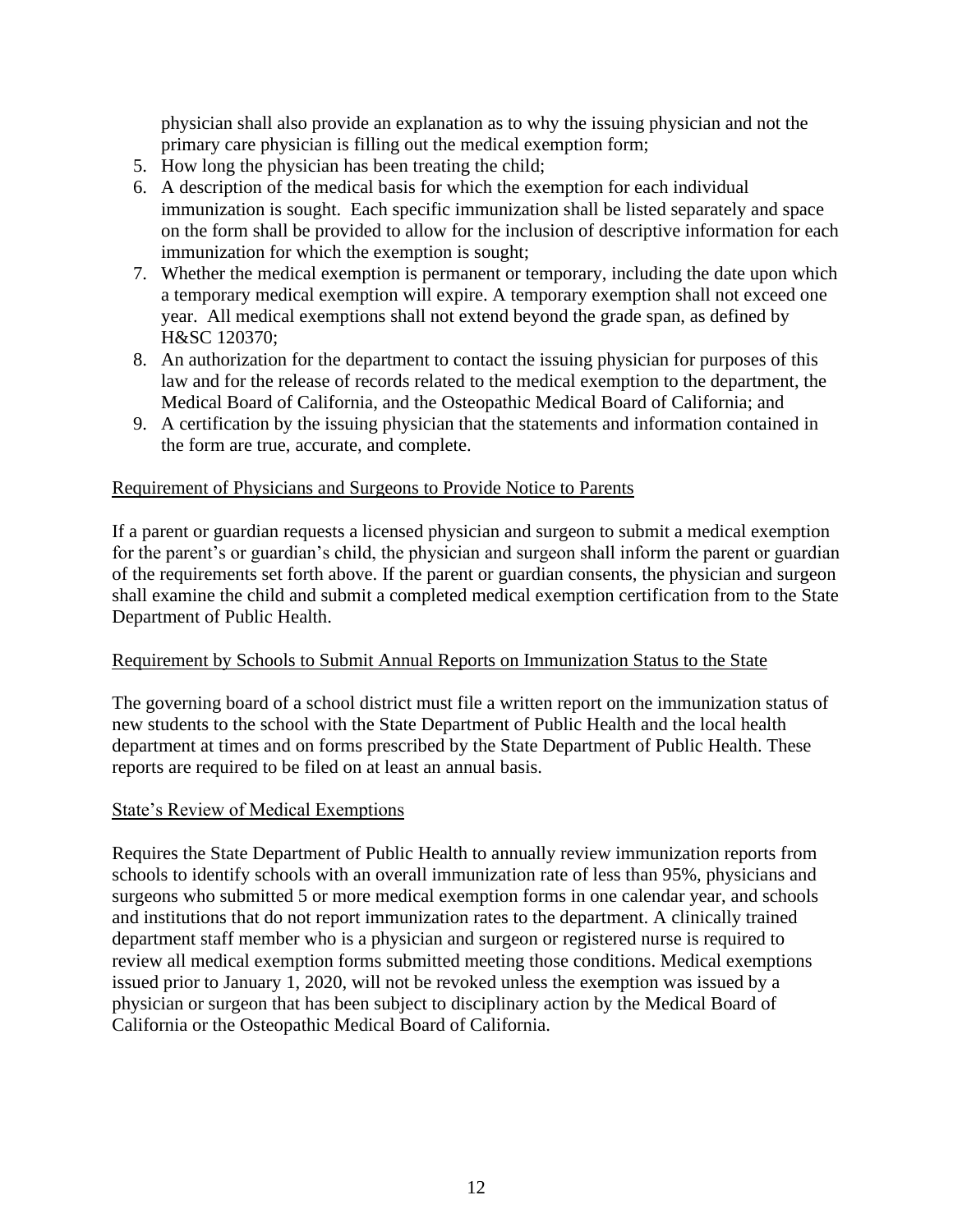physician shall also provide an explanation as to why the issuing physician and not the primary care physician is filling out the medical exemption form;

5. How long the physician has been treating the child;
6. A description of the medical basis for which the exemption for each individual immunization is sought. Each specific immunization shall be listed separately and space on the form shall be provided to allow for the inclusion of descriptive information for each immunization for which the exemption is sought;
7. Whether the medical exemption is permanent or temporary, including the date upon which a temporary medical exemption will expire. A temporary exemption shall not exceed one year. All medical exemptions shall not extend beyond the grade span, as defined by H&SC 120370;
8. An authorization for the department to contact the issuing physician for purposes of this law and for the release of records related to the medical exemption to the department, the Medical Board of California, and the Osteopathic Medical Board of California; and
9. A certification by the issuing physician that the statements and information contained in the form are true, accurate, and complete.

Requirement of Physicians and Surgeons to Provide Notice to Parents

If a parent or guardian requests a licensed physician and surgeon to submit a medical exemption for the parent's or guardian's child, the physician and surgeon shall inform the parent or guardian of the requirements set forth above. If the parent or guardian consents, the physician and surgeon shall examine the child and submit a completed medical exemption certification from to the State Department of Public Health.

Requirement by Schools to Submit Annual Reports on Immunization Status to the State

The governing board of a school district must file a written report on the immunization status of new students to the school with the State Department of Public Health and the local health department at times and on forms prescribed by the State Department of Public Health. These reports are required to be filed on at least an annual basis.

State's Review of Medical Exemptions

Requires the State Department of Public Health to annually review immunization reports from schools to identify schools with an overall immunization rate of less than 95%, physicians and surgeons who submitted 5 or more medical exemption forms in one calendar year, and schools and institutions that do not report immunization rates to the department. A clinically trained department staff member who is a physician and surgeon or registered nurse is required to review all medical exemption forms submitted meeting those conditions. Medical exemptions issued prior to January 1, 2020, will not be revoked unless the exemption was issued by a physician or surgeon that has been subject to disciplinary action by the Medical Board of California or the Osteopathic Medical Board of California.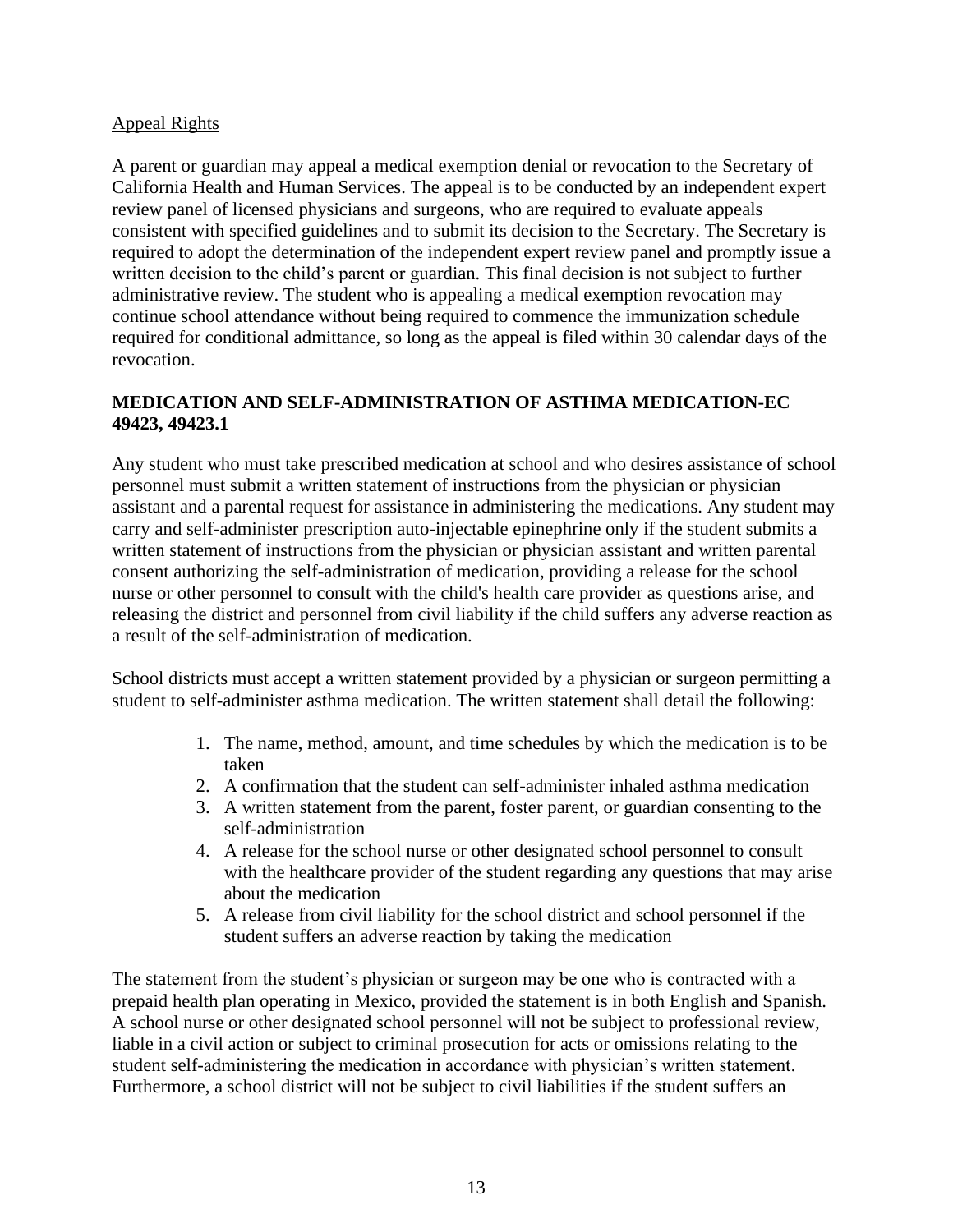Appeal Rights

A parent or guardian may appeal a medical exemption denial or revocation to the Secretary of California Health and Human Services. The appeal is to be conducted by an independent expert review panel of licensed physicians and surgeons, who are required to evaluate appeals consistent with specified guidelines and to submit its decision to the Secretary. The Secretary is required to adopt the determination of the independent expert review panel and promptly issue a written decision to the child's parent or guardian. This final decision is not subject to further administrative review. The student who is appealing a medical exemption revocation may continue school attendance without being required to commence the immunization schedule required for conditional admittance, so long as the appeal is filed within 30 calendar days of the revocation.

**MEDICATION AND SELF-ADMINISTRATION OF ASTHMA MEDICATION-EC 49423, 49423.1**

Any student who must take prescribed medication at school and who desires assistance of school personnel must submit a written statement of instructions from the physician or physician assistant and a parental request for assistance in administering the medications. Any student may carry and self-administer prescription auto-injectable epinephrine only if the student submits a written statement of instructions from the physician or physician assistant and written parental consent authorizing the self-administration of medication, providing a release for the school nurse or other personnel to consult with the child's health care provider as questions arise, and releasing the district and personnel from civil liability if the child suffers any adverse reaction as a result of the self-administration of medication.

School districts must accept a written statement provided by a physician or surgeon permitting a student to self-administer asthma medication. The written statement shall detail the following:

1. The name, method, amount, and time schedules by which the medication is to be taken
2. A confirmation that the student can self-administer inhaled asthma medication
3. A written statement from the parent, foster parent, or guardian consenting to the self-administration
4. A release for the school nurse or other designated school personnel to consult with the healthcare provider of the student regarding any questions that may arise about the medication
5. A release from civil liability for the school district and school personnel if the student suffers an adverse reaction by taking the medication

The statement from the student's physician or surgeon may be one who is contracted with a prepaid health plan operating in Mexico, provided the statement is in both English and Spanish. A school nurse or other designated school personnel will not be subject to professional review, liable in a civil action or subject to criminal prosecution for acts or omissions relating to the student self-administering the medication in accordance with physician's written statement. Furthermore, a school district will not be subject to civil liabilities if the student suffers an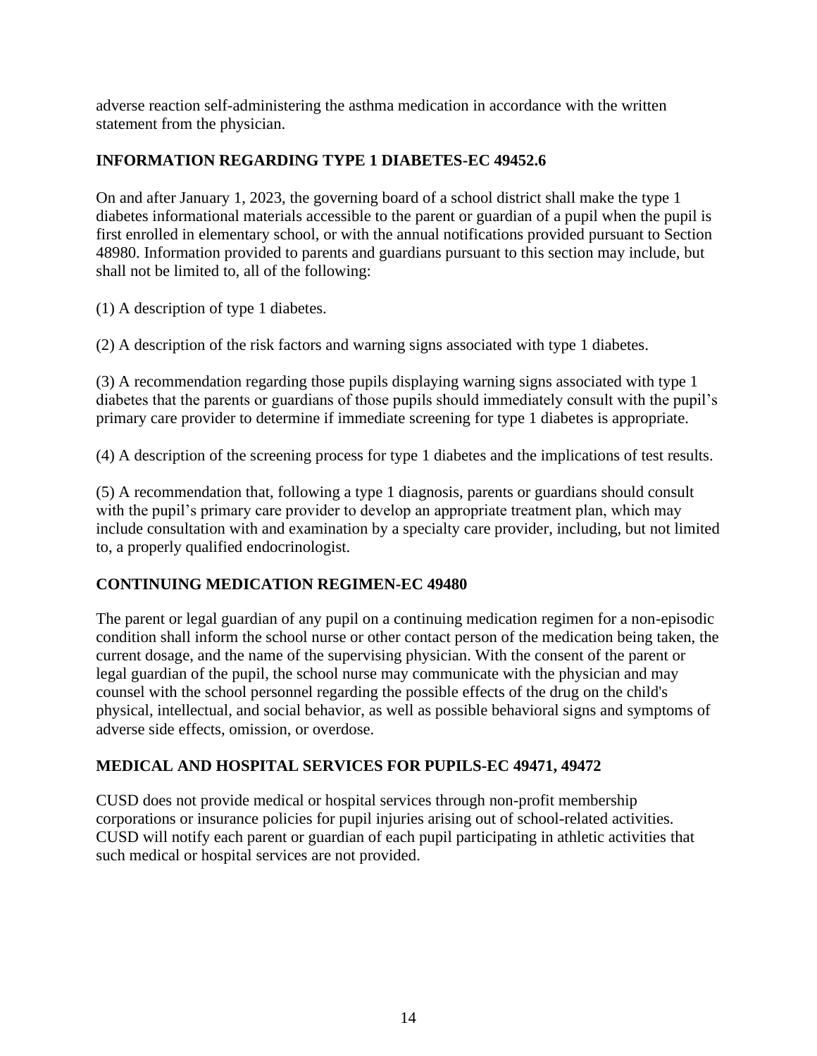adverse reaction self-administering the asthma medication in accordance with the written statement from the physician.

## INFORMATION REGARDING TYPE 1 DIABETES-EC 49452.6

On and after January 1, 2023, the governing board of a school district shall make the type 1 diabetes informational materials accessible to the parent or guardian of a pupil when the pupil is first enrolled in elementary school, or with the annual notifications provided pursuant to Section 48980. Information provided to parents and guardians pursuant to this section may include, but shall not be limited to, all of the following:

(1) A description of type 1 diabetes.

(2) A description of the risk factors and warning signs associated with type 1 diabetes.

(3) A recommendation regarding those pupils displaying warning signs associated with type 1 diabetes that the parents or guardians of those pupils should immediately consult with the pupil's primary care provider to determine if immediate screening for type 1 diabetes is appropriate.

(4) A description of the screening process for type 1 diabetes and the implications of test results.

(5) A recommendation that, following a type 1 diagnosis, parents or guardians should consult with the pupil's primary care provider to develop an appropriate treatment plan, which may include consultation with and examination by a specialty care provider, including, but not limited to, a properly qualified endocrinologist.

## CONTINUING MEDICATION REGIMEN-EC 49480

The parent or legal guardian of any pupil on a continuing medication regimen for a non-episodic condition shall inform the school nurse or other contact person of the medication being taken, the current dosage, and the name of the supervising physician. With the consent of the parent or legal guardian of the pupil, the school nurse may communicate with the physician and may counsel with the school personnel regarding the possible effects of the drug on the child's physical, intellectual, and social behavior, as well as possible behavioral signs and symptoms of adverse side effects, omission, or overdose.

## MEDICAL AND HOSPITAL SERVICES FOR PUPILS-EC 49471, 49472

CUSD does not provide medical or hospital services through non-profit membership corporations or insurance policies for pupil injuries arising out of school-related activities. CUSD will notify each parent or guardian of each pupil participating in athletic activities that such medical or hospital services are not provided.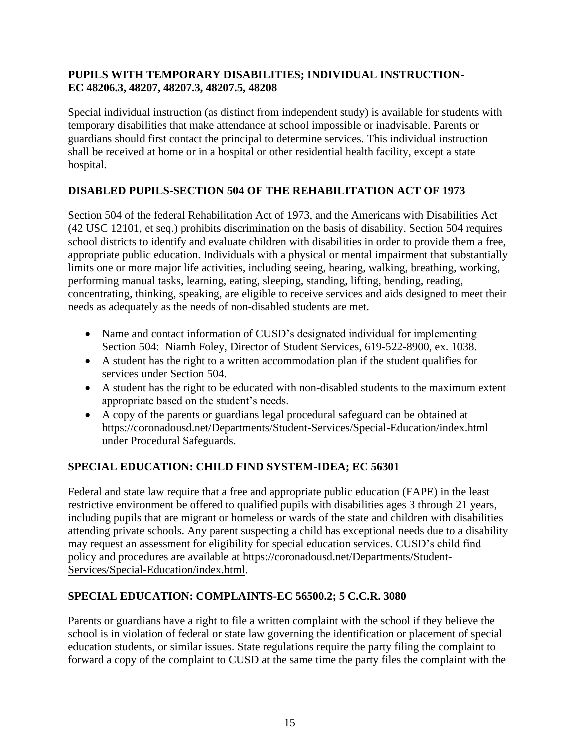## PUPILS WITH TEMPORARY DISABILITIES; INDIVIDUAL INSTRUCTION-EC 48206.3, 48207, 48207.3, 48207.5, 48208

Special individual instruction (as distinct from independent study) is available for students with temporary disabilities that make attendance at school impossible or inadvisable. Parents or guardians should first contact the principal to determine services. This individual instruction shall be received at home or in a hospital or other residential health facility, except a state hospital.

## DISABLED PUPILS-SECTION 504 OF THE REHABILITATION ACT OF 1973

Section 504 of the federal Rehabilitation Act of 1973, and the Americans with Disabilities Act (42 USC 12101, et seq.) prohibits discrimination on the basis of disability. Section 504 requires school districts to identify and evaluate children with disabilities in order to provide them a free, appropriate public education. Individuals with a physical or mental impairment that substantially limits one or more major life activities, including seeing, hearing, walking, breathing, working, performing manual tasks, learning, eating, sleeping, standing, lifting, bending, reading, concentrating, thinking, speaking, are eligible to receive services and aids designed to meet their needs as adequately as the needs of non-disabled students are met.

- Name and contact information of CUSD's designated individual for implementing Section 504: Niamh Foley, Director of Student Services, 619-522-8900, ex. 1038.
- A student has the right to a written accommodation plan if the student qualifies for services under Section 504.
- A student has the right to be educated with non-disabled students to the maximum extent appropriate based on the student's needs.
- A copy of the parents or guardians legal procedural safeguard can be obtained at https://coronadousd.net/Departments/Student-Services/Special-Education/index.html under Procedural Safeguards.

## SPECIAL EDUCATION: CHILD FIND SYSTEM-IDEA; EC 56301

Federal and state law require that a free and appropriate public education (FAPE) in the least restrictive environment be offered to qualified pupils with disabilities ages 3 through 21 years, including pupils that are migrant or homeless or wards of the state and children with disabilities attending private schools. Any parent suspecting a child has exceptional needs due to a disability may request an assessment for eligibility for special education services. CUSD's child find policy and procedures are available at https://coronadousd.net/Departments/Student-Services/Special-Education/index.html.

## SPECIAL EDUCATION: COMPLAINTS-EC 56500.2; 5 C.C.R. 3080

Parents or guardians have a right to file a written complaint with the school if they believe the school is in violation of federal or state law governing the identification or placement of special education students, or similar issues. State regulations require the party filing the complaint to forward a copy of the complaint to CUSD at the same time the party files the complaint with the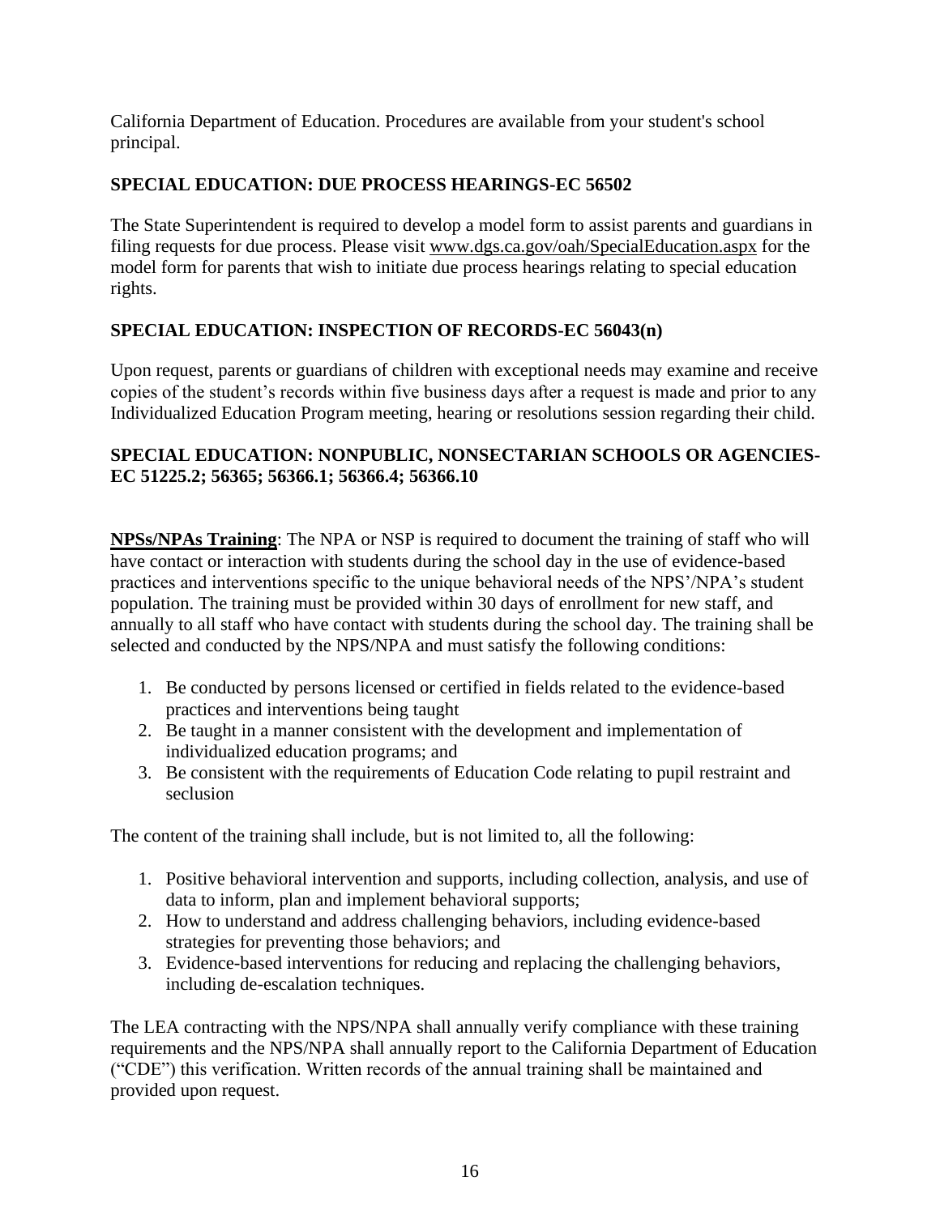California Department of Education. Procedures are available from your student's school principal.

**SPECIAL EDUCATION: DUE PROCESS HEARINGS-EC 56502**

The State Superintendent is required to develop a model form to assist parents and guardians in filing requests for due process. Please visit www.dgs.ca.gov/oah/SpecialEducation.aspx for the model form for parents that wish to initiate due process hearings relating to special education rights.

**SPECIAL EDUCATION: INSPECTION OF RECORDS-EC 56043(n)**

Upon request, parents or guardians of children with exceptional needs may examine and receive copies of the student's records within five business days after a request is made and prior to any Individualized Education Program meeting, hearing or resolutions session regarding their child.

**SPECIAL EDUCATION: NONPUBLIC, NONSECTARIAN SCHOOLS OR AGENCIES-EC 51225.2; 56365; 56366.1; 56366.4; 56366.10**

**NPSs/NPAs Training**: The NPA or NSP is required to document the training of staff who will have contact or interaction with students during the school day in the use of evidence-based practices and interventions specific to the unique behavioral needs of the NPS'/NPA's student population. The training must be provided within 30 days of enrollment for new staff, and annually to all staff who have contact with students during the school day. The training shall be selected and conducted by the NPS/NPA and must satisfy the following conditions:

1. Be conducted by persons licensed or certified in fields related to the evidence-based practices and interventions being taught
2. Be taught in a manner consistent with the development and implementation of individualized education programs; and
3. Be consistent with the requirements of Education Code relating to pupil restraint and seclusion

The content of the training shall include, but is not limited to, all the following:

1. Positive behavioral intervention and supports, including collection, analysis, and use of data to inform, plan and implement behavioral supports;
2. How to understand and address challenging behaviors, including evidence-based strategies for preventing those behaviors; and
3. Evidence-based interventions for reducing and replacing the challenging behaviors, including de-escalation techniques.

The LEA contracting with the NPS/NPA shall annually verify compliance with these training requirements and the NPS/NPA shall annually report to the California Department of Education ("CDE") this verification. Written records of the annual training shall be maintained and provided upon request.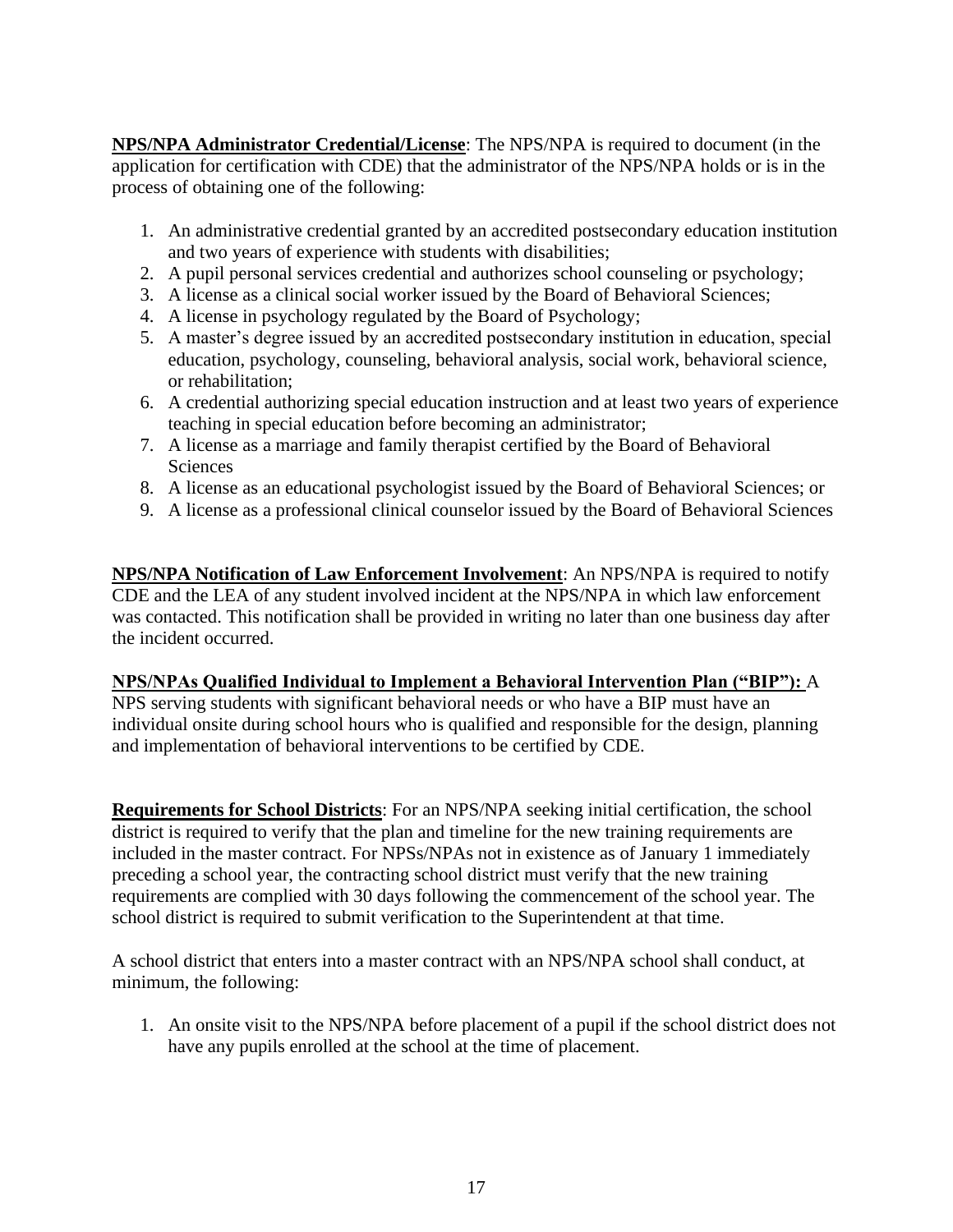**NPS/NPA Administrator Credential/License**: The NPS/NPA is required to document (in the application for certification with CDE) that the administrator of the NPS/NPA holds or is in the process of obtaining one of the following:

1. An administrative credential granted by an accredited postsecondary education institution and two years of experience with students with disabilities;
2. A pupil personal services credential and authorizes school counseling or psychology;
3. A license as a clinical social worker issued by the Board of Behavioral Sciences;
4. A license in psychology regulated by the Board of Psychology;
5. A master's degree issued by an accredited postsecondary institution in education, special education, psychology, counseling, behavioral analysis, social work, behavioral science, or rehabilitation;
6. A credential authorizing special education instruction and at least two years of experience teaching in special education before becoming an administrator;
7. A license as a marriage and family therapist certified by the Board of Behavioral Sciences
8. A license as an educational psychologist issued by the Board of Behavioral Sciences; or
9. A license as a professional clinical counselor issued by the Board of Behavioral Sciences

**NPS/NPA Notification of Law Enforcement Involvement**: An NPS/NPA is required to notify CDE and the LEA of any student involved incident at the NPS/NPA in which law enforcement was contacted. This notification shall be provided in writing no later than one business day after the incident occurred.

**NPS/NPAs Qualified Individual to Implement a Behavioral Intervention Plan ("BIP"):** A NPS serving students with significant behavioral needs or who have a BIP must have an individual onsite during school hours who is qualified and responsible for the design, planning and implementation of behavioral interventions to be certified by CDE.

**Requirements for School Districts**: For an NPS/NPA seeking initial certification, the school district is required to verify that the plan and timeline for the new training requirements are included in the master contract. For NPSs/NPAs not in existence as of January 1 immediately preceding a school year, the contracting school district must verify that the new training requirements are complied with 30 days following the commencement of the school year. The school district is required to submit verification to the Superintendent at that time.

A school district that enters into a master contract with an NPS/NPA school shall conduct, at minimum, the following:

1. An onsite visit to the NPS/NPA before placement of a pupil if the school district does not have any pupils enrolled at the school at the time of placement.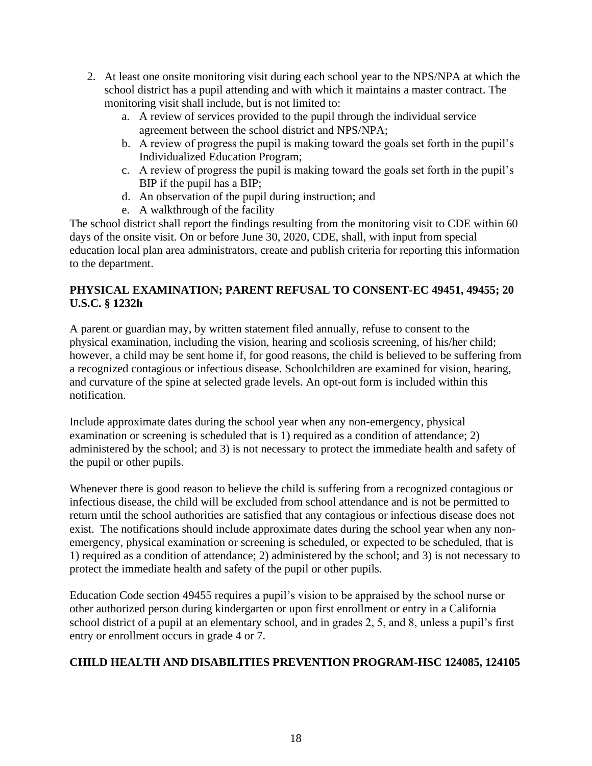2. At least one onsite monitoring visit during each school year to the NPS/NPA at which the school district has a pupil attending and with which it maintains a master contract. The monitoring visit shall include, but is not limited to:
   a. A review of services provided to the pupil through the individual service agreement between the school district and NPS/NPA;
   b. A review of progress the pupil is making toward the goals set forth in the pupil's Individualized Education Program;
   c. A review of progress the pupil is making toward the goals set forth in the pupil's BIP if the pupil has a BIP;
   d. An observation of the pupil during instruction; and
   e. A walkthrough of the facility

The school district shall report the findings resulting from the monitoring visit to CDE within 60 days of the onsite visit. On or before June 30, 2020, CDE, shall, with input from special education local plan area administrators, create and publish criteria for reporting this information to the department.

**PHYSICAL EXAMINATION; PARENT REFUSAL TO CONSENT-EC 49451, 49455; 20 U.S.C. § 1232h**

A parent or guardian may, by written statement filed annually, refuse to consent to the physical examination, including the vision, hearing and scoliosis screening, of his/her child; however, a child may be sent home if, for good reasons, the child is believed to be suffering from a recognized contagious or infectious disease. Schoolchildren are examined for vision, hearing, and curvature of the spine at selected grade levels. An opt-out form is included within this notification.

Include approximate dates during the school year when any non-emergency, physical examination or screening is scheduled that is 1) required as a condition of attendance; 2) administered by the school; and 3) is not necessary to protect the immediate health and safety of the pupil or other pupils.

Whenever there is good reason to believe the child is suffering from a recognized contagious or infectious disease, the child will be excluded from school attendance and is not be permitted to return until the school authorities are satisfied that any contagious or infectious disease does not exist. The notifications should include approximate dates during the school year when any non-emergency, physical examination or screening is scheduled, or expected to be scheduled, that is 1) required as a condition of attendance; 2) administered by the school; and 3) is not necessary to protect the immediate health and safety of the pupil or other pupils.

Education Code section 49455 requires a pupil's vision to be appraised by the school nurse or other authorized person during kindergarten or upon first enrollment or entry in a California school district of a pupil at an elementary school, and in grades 2, 5, and 8, unless a pupil's first entry or enrollment occurs in grade 4 or 7.

**CHILD HEALTH AND DISABILITIES PREVENTION PROGRAM-HSC 124085, 124105**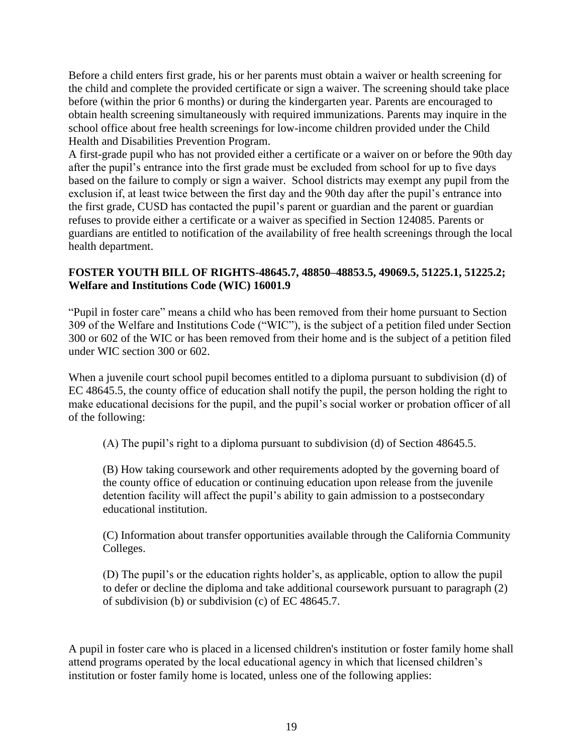Before a child enters first grade, his or her parents must obtain a waiver or health screening for the child and complete the provided certificate or sign a waiver. The screening should take place before (within the prior 6 months) or during the kindergarten year. Parents are encouraged to obtain health screening simultaneously with required immunizations. Parents may inquire in the school office about free health screenings for low-income children provided under the Child Health and Disabilities Prevention Program.

A first-grade pupil who has not provided either a certificate or a waiver on or before the 90th day after the pupil's entrance into the first grade must be excluded from school for up to five days based on the failure to comply or sign a waiver. School districts may exempt any pupil from the exclusion if, at least twice between the first day and the 90th day after the pupil's entrance into the first grade, CUSD has contacted the pupil's parent or guardian and the parent or guardian refuses to provide either a certificate or a waiver as specified in Section 124085. Parents or guardians are entitled to notification of the availability of free health screenings through the local health department.

**FOSTER YOUTH BILL OF RIGHTS-48645.7, 48850–48853.5, 49069.5, 51225.1, 51225.2; Welfare and Institutions Code (WIC) 16001.9**

"Pupil in foster care" means a child who has been removed from their home pursuant to Section 309 of the Welfare and Institutions Code ("WIC"), is the subject of a petition filed under Section 300 or 602 of the WIC or has been removed from their home and is the subject of a petition filed under WIC section 300 or 602.

When a juvenile court school pupil becomes entitled to a diploma pursuant to subdivision (d) of EC 48645.5, the county office of education shall notify the pupil, the person holding the right to make educational decisions for the pupil, and the pupil's social worker or probation officer of all of the following:

(A) The pupil's right to a diploma pursuant to subdivision (d) of Section 48645.5.

(B) How taking coursework and other requirements adopted by the governing board of the county office of education or continuing education upon release from the juvenile detention facility will affect the pupil's ability to gain admission to a postsecondary educational institution.

(C) Information about transfer opportunities available through the California Community Colleges.

(D) The pupil's or the education rights holder's, as applicable, option to allow the pupil to defer or decline the diploma and take additional coursework pursuant to paragraph (2) of subdivision (b) or subdivision (c) of EC 48645.7.

A pupil in foster care who is placed in a licensed children's institution or foster family home shall attend programs operated by the local educational agency in which that licensed children's institution or foster family home is located, unless one of the following applies: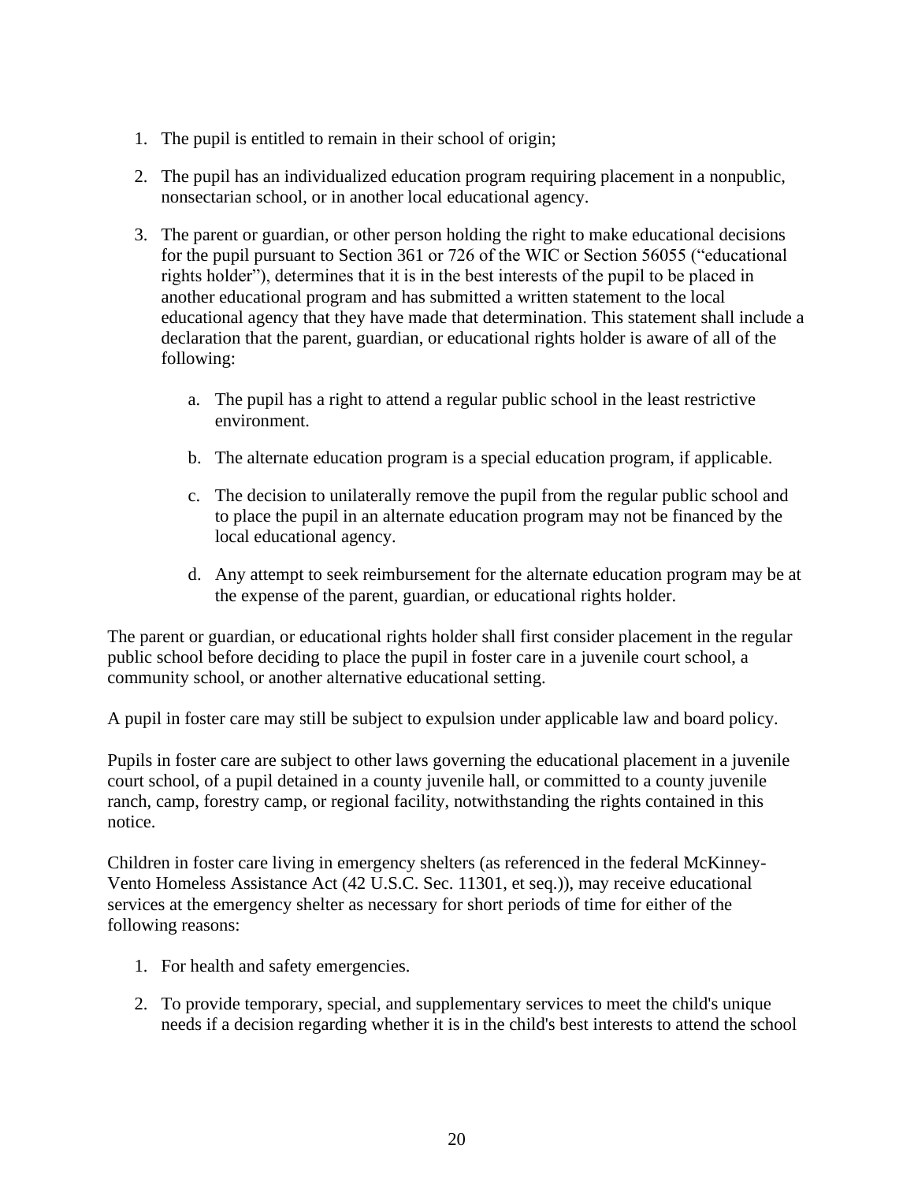1. The pupil is entitled to remain in their school of origin;
2. The pupil has an individualized education program requiring placement in a nonpublic, nonsectarian school, or in another local educational agency.
3. The parent or guardian, or other person holding the right to make educational decisions for the pupil pursuant to Section 361 or 726 of the WIC or Section 56055 ("educational rights holder"), determines that it is in the best interests of the pupil to be placed in another educational program and has submitted a written statement to the local educational agency that they have made that determination. This statement shall include a declaration that the parent, guardian, or educational rights holder is aware of all of the following:
    a. The pupil has a right to attend a regular public school in the least restrictive environment.
    b. The alternate education program is a special education program, if applicable.
    c. The decision to unilaterally remove the pupil from the regular public school and to place the pupil in an alternate education program may not be financed by the local educational agency.
    d. Any attempt to seek reimbursement for the alternate education program may be at the expense of the parent, guardian, or educational rights holder.

The parent or guardian, or educational rights holder shall first consider placement in the regular public school before deciding to place the pupil in foster care in a juvenile court school, a community school, or another alternative educational setting.

A pupil in foster care may still be subject to expulsion under applicable law and board policy.

Pupils in foster care are subject to other laws governing the educational placement in a juvenile court school, of a pupil detained in a county juvenile hall, or committed to a county juvenile ranch, camp, forestry camp, or regional facility, notwithstanding the rights contained in this notice.

Children in foster care living in emergency shelters (as referenced in the federal McKinney-Vento Homeless Assistance Act (42 U.S.C. Sec. 11301, et seq.)), may receive educational services at the emergency shelter as necessary for short periods of time for either of the following reasons:

1. For health and safety emergencies.
2. To provide temporary, special, and supplementary services to meet the child's unique needs if a decision regarding whether it is in the child's best interests to attend the school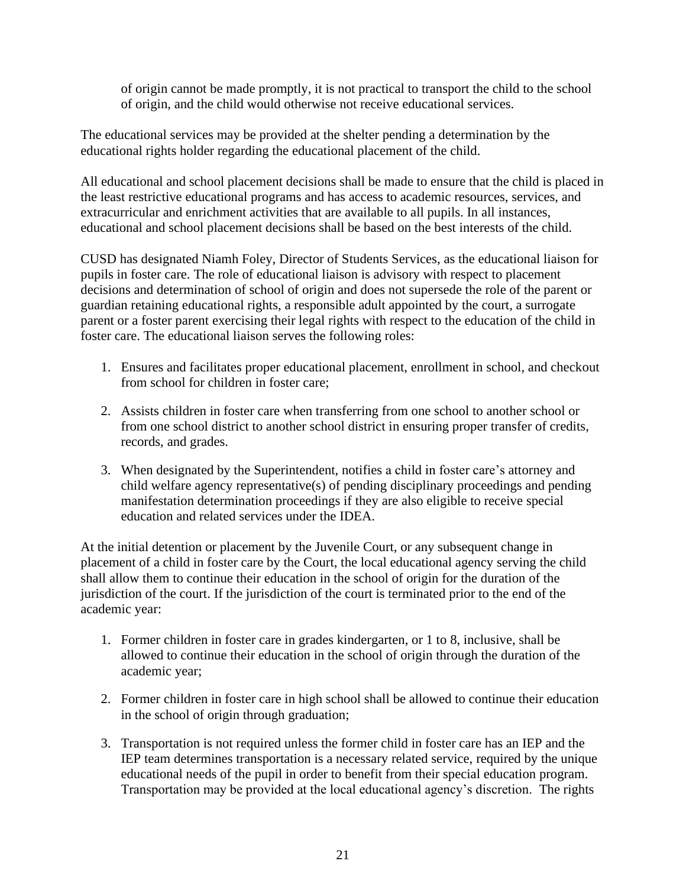of origin cannot be made promptly, it is not practical to transport the child to the school of origin, and the child would otherwise not receive educational services.

The educational services may be provided at the shelter pending a determination by the educational rights holder regarding the educational placement of the child.

All educational and school placement decisions shall be made to ensure that the child is placed in the least restrictive educational programs and has access to academic resources, services, and extracurricular and enrichment activities that are available to all pupils. In all instances, educational and school placement decisions shall be based on the best interests of the child.

CUSD has designated Niamh Foley, Director of Students Services, as the educational liaison for pupils in foster care. The role of educational liaison is advisory with respect to placement decisions and determination of school of origin and does not supersede the role of the parent or guardian retaining educational rights, a responsible adult appointed by the court, a surrogate parent or a foster parent exercising their legal rights with respect to the education of the child in foster care. The educational liaison serves the following roles:

1. Ensures and facilitates proper educational placement, enrollment in school, and checkout from school for children in foster care;

2. Assists children in foster care when transferring from one school to another school or from one school district to another school district in ensuring proper transfer of credits, records, and grades.

3. When designated by the Superintendent, notifies a child in foster care's attorney and child welfare agency representative(s) of pending disciplinary proceedings and pending manifestation determination proceedings if they are also eligible to receive special education and related services under the IDEA.

At the initial detention or placement by the Juvenile Court, or any subsequent change in placement of a child in foster care by the Court, the local educational agency serving the child shall allow them to continue their education in the school of origin for the duration of the jurisdiction of the court. If the jurisdiction of the court is terminated prior to the end of the academic year:

1. Former children in foster care in grades kindergarten, or 1 to 8, inclusive, shall be allowed to continue their education in the school of origin through the duration of the academic year;

2. Former children in foster care in high school shall be allowed to continue their education in the school of origin through graduation;

3. Transportation is not required unless the former child in foster care has an IEP and the IEP team determines transportation is a necessary related service, required by the unique educational needs of the pupil in order to benefit from their special education program. Transportation may be provided at the local educational agency's discretion. The rights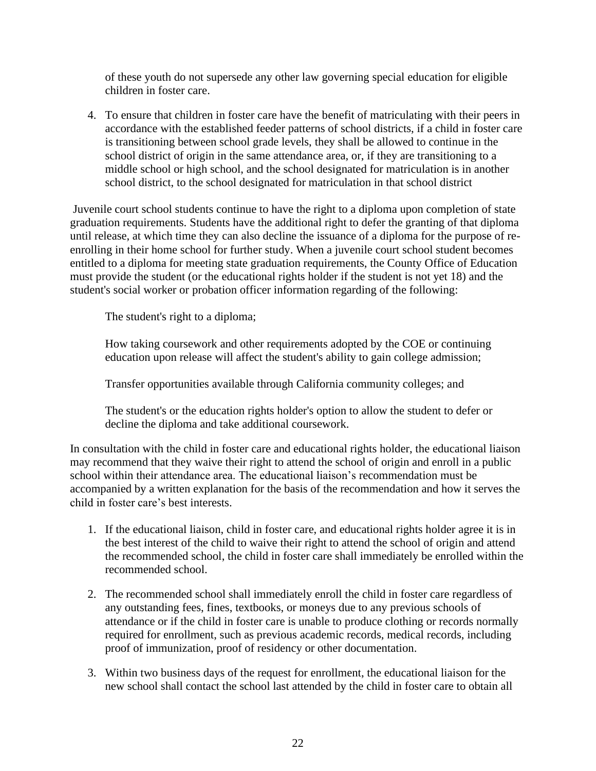of these youth do not supersede any other law governing special education for eligible children in foster care.

4. To ensure that children in foster care have the benefit of matriculating with their peers in accordance with the established feeder patterns of school districts, if a child in foster care is transitioning between school grade levels, they shall be allowed to continue in the school district of origin in the same attendance area, or, if they are transitioning to a middle school or high school, and the school designated for matriculation is in another school district, to the school designated for matriculation in that school district

Juvenile court school students continue to have the right to a diploma upon completion of state graduation requirements. Students have the additional right to defer the granting of that diploma until release, at which time they can also decline the issuance of a diploma for the purpose of re-enrolling in their home school for further study. When a juvenile court school student becomes entitled to a diploma for meeting state graduation requirements, the County Office of Education must provide the student (or the educational rights holder if the student is not yet 18) and the student's social worker or probation officer information regarding of the following:

The student's right to a diploma;

How taking coursework and other requirements adopted by the COE or continuing education upon release will affect the student's ability to gain college admission;

Transfer opportunities available through California community colleges; and

The student's or the education rights holder's option to allow the student to defer or decline the diploma and take additional coursework.

In consultation with the child in foster care and educational rights holder, the educational liaison may recommend that they waive their right to attend the school of origin and enroll in a public school within their attendance area. The educational liaison's recommendation must be accompanied by a written explanation for the basis of the recommendation and how it serves the child in foster care's best interests.

1. If the educational liaison, child in foster care, and educational rights holder agree it is in the best interest of the child to waive their right to attend the school of origin and attend the recommended school, the child in foster care shall immediately be enrolled within the recommended school.

2. The recommended school shall immediately enroll the child in foster care regardless of any outstanding fees, fines, textbooks, or moneys due to any previous schools of attendance or if the child in foster care is unable to produce clothing or records normally required for enrollment, such as previous academic records, medical records, including proof of immunization, proof of residency or other documentation.

3. Within two business days of the request for enrollment, the educational liaison for the new school shall contact the school last attended by the child in foster care to obtain all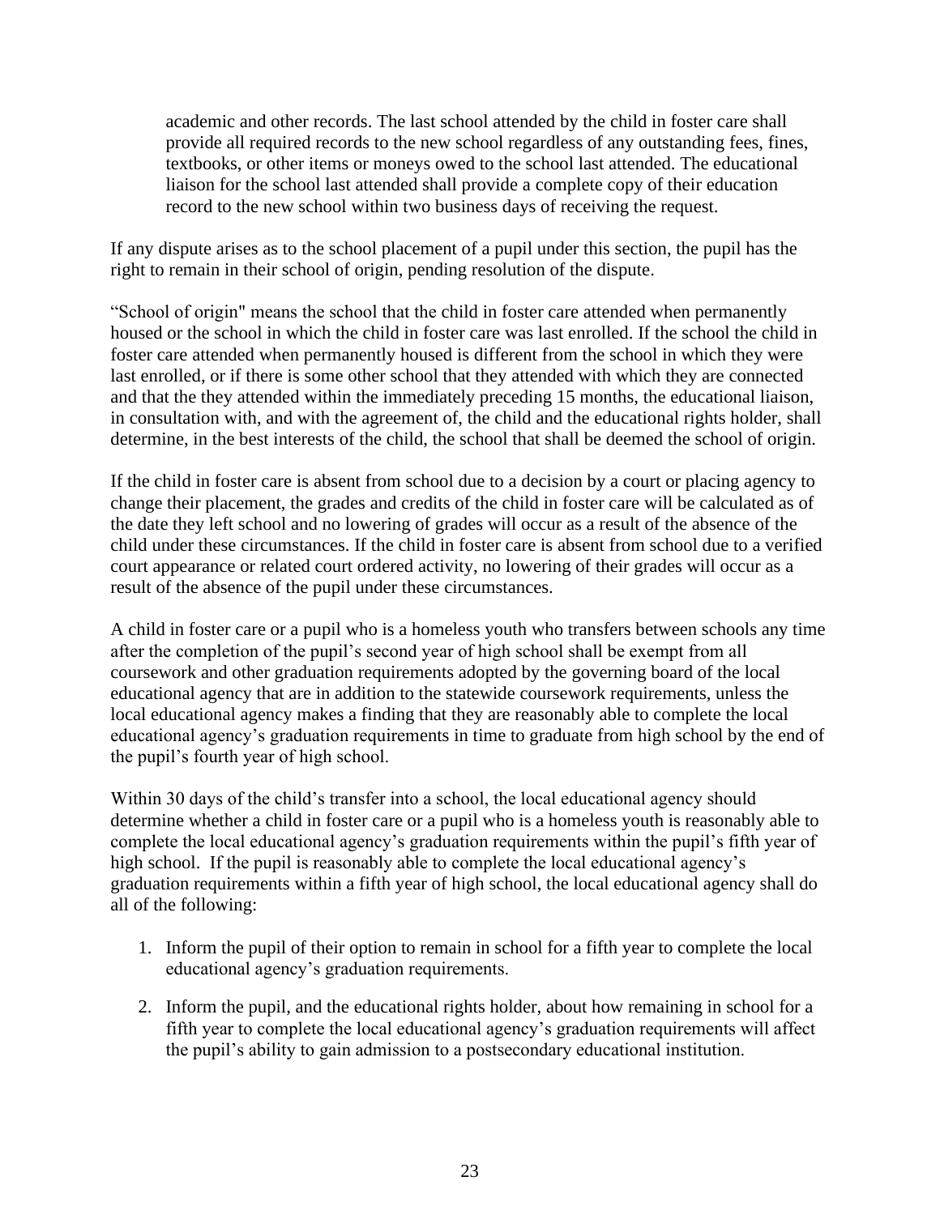academic and other records. The last school attended by the child in foster care shall provide all required records to the new school regardless of any outstanding fees, fines, textbooks, or other items or moneys owed to the school last attended. The educational liaison for the school last attended shall provide a complete copy of their education record to the new school within two business days of receiving the request.

If any dispute arises as to the school placement of a pupil under this section, the pupil has the right to remain in their school of origin, pending resolution of the dispute.

"School of origin" means the school that the child in foster care attended when permanently housed or the school in which the child in foster care was last enrolled. If the school the child in foster care attended when permanently housed is different from the school in which they were last enrolled, or if there is some other school that they attended with which they are connected and that the they attended within the immediately preceding 15 months, the educational liaison, in consultation with, and with the agreement of, the child and the educational rights holder, shall determine, in the best interests of the child, the school that shall be deemed the school of origin.

If the child in foster care is absent from school due to a decision by a court or placing agency to change their placement, the grades and credits of the child in foster care will be calculated as of the date they left school and no lowering of grades will occur as a result of the absence of the child under these circumstances. If the child in foster care is absent from school due to a verified court appearance or related court ordered activity, no lowering of their grades will occur as a result of the absence of the pupil under these circumstances.

A child in foster care or a pupil who is a homeless youth who transfers between schools any time after the completion of the pupil's second year of high school shall be exempt from all coursework and other graduation requirements adopted by the governing board of the local educational agency that are in addition to the statewide coursework requirements, unless the local educational agency makes a finding that they are reasonably able to complete the local educational agency's graduation requirements in time to graduate from high school by the end of the pupil's fourth year of high school.

Within 30 days of the child's transfer into a school, the local educational agency should determine whether a child in foster care or a pupil who is a homeless youth is reasonably able to complete the local educational agency's graduation requirements within the pupil's fifth year of high school. If the pupil is reasonably able to complete the local educational agency's graduation requirements within a fifth year of high school, the local educational agency shall do all of the following:

1. Inform the pupil of their option to remain in school for a fifth year to complete the local educational agency's graduation requirements.
2. Inform the pupil, and the educational rights holder, about how remaining in school for a fifth year to complete the local educational agency's graduation requirements will affect the pupil's ability to gain admission to a postsecondary educational institution.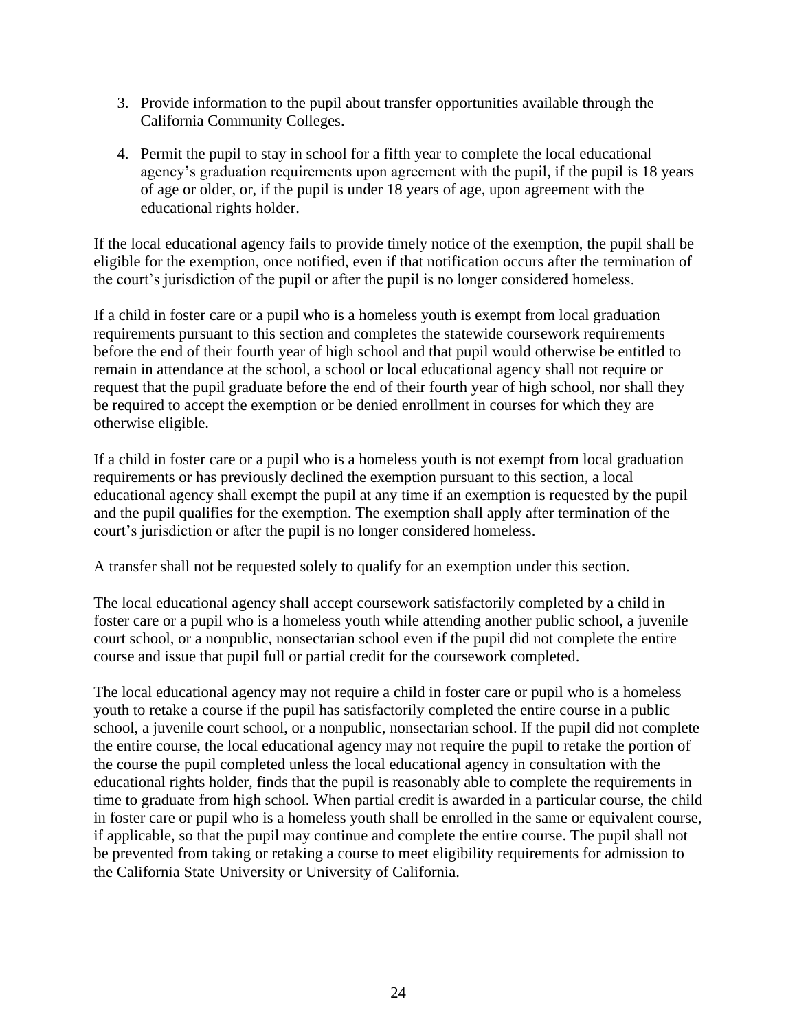3. Provide information to the pupil about transfer opportunities available through the California Community Colleges.

4. Permit the pupil to stay in school for a fifth year to complete the local educational agency's graduation requirements upon agreement with the pupil, if the pupil is 18 years of age or older, or, if the pupil is under 18 years of age, upon agreement with the educational rights holder.

If the local educational agency fails to provide timely notice of the exemption, the pupil shall be eligible for the exemption, once notified, even if that notification occurs after the termination of the court's jurisdiction of the pupil or after the pupil is no longer considered homeless.

If a child in foster care or a pupil who is a homeless youth is exempt from local graduation requirements pursuant to this section and completes the statewide coursework requirements before the end of their fourth year of high school and that pupil would otherwise be entitled to remain in attendance at the school, a school or local educational agency shall not require or request that the pupil graduate before the end of their fourth year of high school, nor shall they be required to accept the exemption or be denied enrollment in courses for which they are otherwise eligible.

If a child in foster care or a pupil who is a homeless youth is not exempt from local graduation requirements or has previously declined the exemption pursuant to this section, a local educational agency shall exempt the pupil at any time if an exemption is requested by the pupil and the pupil qualifies for the exemption. The exemption shall apply after termination of the court's jurisdiction or after the pupil is no longer considered homeless.

A transfer shall not be requested solely to qualify for an exemption under this section.

The local educational agency shall accept coursework satisfactorily completed by a child in foster care or a pupil who is a homeless youth while attending another public school, a juvenile court school, or a nonpublic, nonsectarian school even if the pupil did not complete the entire course and issue that pupil full or partial credit for the coursework completed.

The local educational agency may not require a child in foster care or pupil who is a homeless youth to retake a course if the pupil has satisfactorily completed the entire course in a public school, a juvenile court school, or a nonpublic, nonsectarian school. If the pupil did not complete the entire course, the local educational agency may not require the pupil to retake the portion of the course the pupil completed unless the local educational agency in consultation with the educational rights holder, finds that the pupil is reasonably able to complete the requirements in time to graduate from high school. When partial credit is awarded in a particular course, the child in foster care or pupil who is a homeless youth shall be enrolled in the same or equivalent course, if applicable, so that the pupil may continue and complete the entire course. The pupil shall not be prevented from taking or retaking a course to meet eligibility requirements for admission to the California State University or University of California.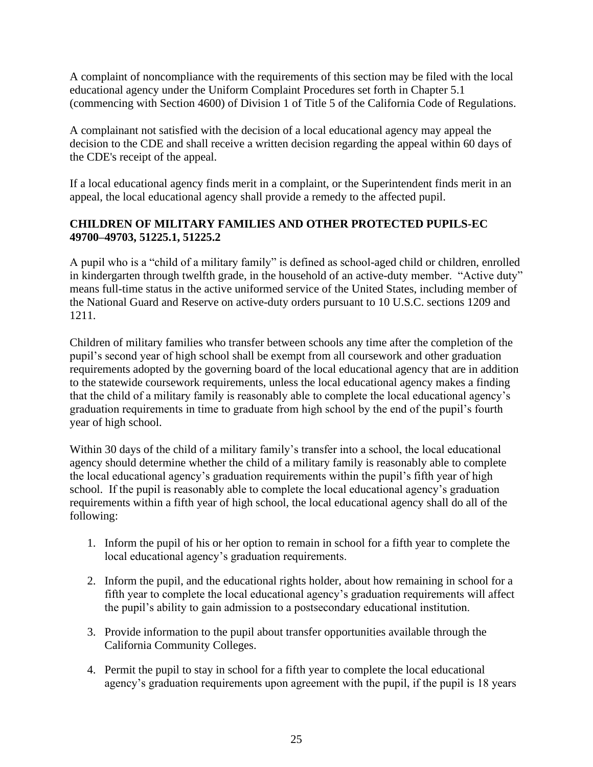A complaint of noncompliance with the requirements of this section may be filed with the local educational agency under the Uniform Complaint Procedures set forth in Chapter 5.1 (commencing with Section 4600) of Division 1 of Title 5 of the California Code of Regulations.

A complainant not satisfied with the decision of a local educational agency may appeal the decision to the CDE and shall receive a written decision regarding the appeal within 60 days of the CDE's receipt of the appeal.

If a local educational agency finds merit in a complaint, or the Superintendent finds merit in an appeal, the local educational agency shall provide a remedy to the affected pupil.

**CHILDREN OF MILITARY FAMILIES AND OTHER PROTECTED PUPILS-EC 49700–49703, 51225.1, 51225.2**

A pupil who is a “child of a military family” is defined as school-aged child or children, enrolled in kindergarten through twelfth grade, in the household of an active-duty member. “Active duty” means full-time status in the active uniformed service of the United States, including member of the National Guard and Reserve on active-duty orders pursuant to 10 U.S.C. sections 1209 and 1211.

Children of military families who transfer between schools any time after the completion of the pupil’s second year of high school shall be exempt from all coursework and other graduation requirements adopted by the governing board of the local educational agency that are in addition to the statewide coursework requirements, unless the local educational agency makes a finding that the child of a military family is reasonably able to complete the local educational agency’s graduation requirements in time to graduate from high school by the end of the pupil’s fourth year of high school.

Within 30 days of the child of a military family’s transfer into a school, the local educational agency should determine whether the child of a military family is reasonably able to complete the local educational agency’s graduation requirements within the pupil’s fifth year of high school. If the pupil is reasonably able to complete the local educational agency’s graduation requirements within a fifth year of high school, the local educational agency shall do all of the following:

1. Inform the pupil of his or her option to remain in school for a fifth year to complete the local educational agency’s graduation requirements.

2. Inform the pupil, and the educational rights holder, about how remaining in school for a fifth year to complete the local educational agency’s graduation requirements will affect the pupil’s ability to gain admission to a postsecondary educational institution.

3. Provide information to the pupil about transfer opportunities available through the California Community Colleges.

4. Permit the pupil to stay in school for a fifth year to complete the local educational agency’s graduation requirements upon agreement with the pupil, if the pupil is 18 years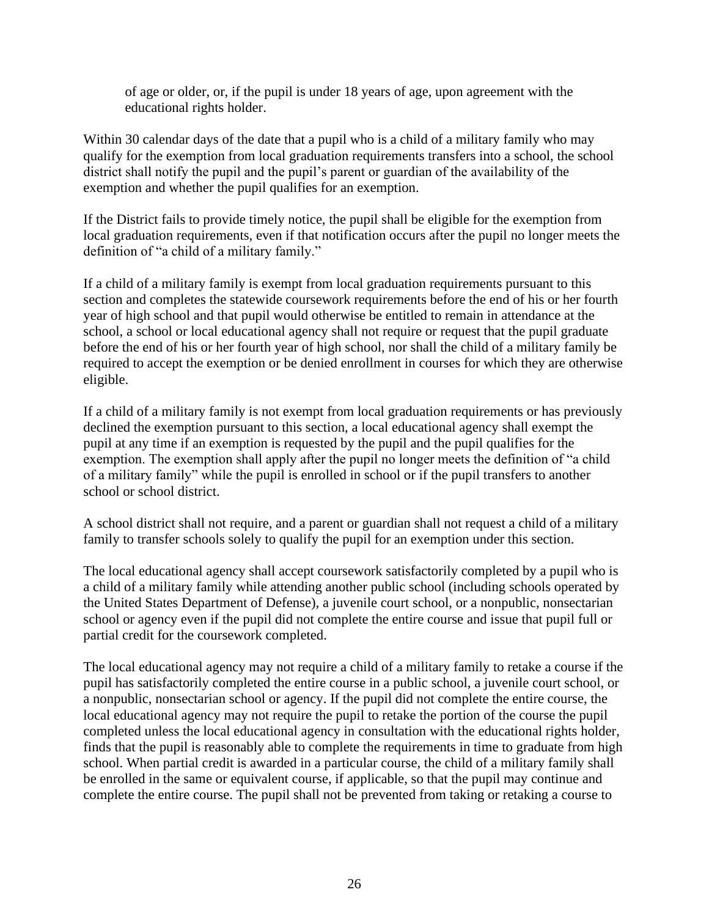of age or older, or, if the pupil is under 18 years of age, upon agreement with the educational rights holder.

Within 30 calendar days of the date that a pupil who is a child of a military family who may qualify for the exemption from local graduation requirements transfers into a school, the school district shall notify the pupil and the pupil's parent or guardian of the availability of the exemption and whether the pupil qualifies for an exemption.

If the District fails to provide timely notice, the pupil shall be eligible for the exemption from local graduation requirements, even if that notification occurs after the pupil no longer meets the definition of "a child of a military family."

If a child of a military family is exempt from local graduation requirements pursuant to this section and completes the statewide coursework requirements before the end of his or her fourth year of high school and that pupil would otherwise be entitled to remain in attendance at the school, a school or local educational agency shall not require or request that the pupil graduate before the end of his or her fourth year of high school, nor shall the child of a military family be required to accept the exemption or be denied enrollment in courses for which they are otherwise eligible.

If a child of a military family is not exempt from local graduation requirements or has previously declined the exemption pursuant to this section, a local educational agency shall exempt the pupil at any time if an exemption is requested by the pupil and the pupil qualifies for the exemption. The exemption shall apply after the pupil no longer meets the definition of "a child of a military family" while the pupil is enrolled in school or if the pupil transfers to another school or school district.

A school district shall not require, and a parent or guardian shall not request a child of a military family to transfer schools solely to qualify the pupil for an exemption under this section.

The local educational agency shall accept coursework satisfactorily completed by a pupil who is a child of a military family while attending another public school (including schools operated by the United States Department of Defense), a juvenile court school, or a nonpublic, nonsectarian school or agency even if the pupil did not complete the entire course and issue that pupil full or partial credit for the coursework completed.

The local educational agency may not require a child of a military family to retake a course if the pupil has satisfactorily completed the entire course in a public school, a juvenile court school, or a nonpublic, nonsectarian school or agency. If the pupil did not complete the entire course, the local educational agency may not require the pupil to retake the portion of the course the pupil completed unless the local educational agency in consultation with the educational rights holder, finds that the pupil is reasonably able to complete the requirements in time to graduate from high school. When partial credit is awarded in a particular course, the child of a military family shall be enrolled in the same or equivalent course, if applicable, so that the pupil may continue and complete the entire course. The pupil shall not be prevented from taking or retaking a course to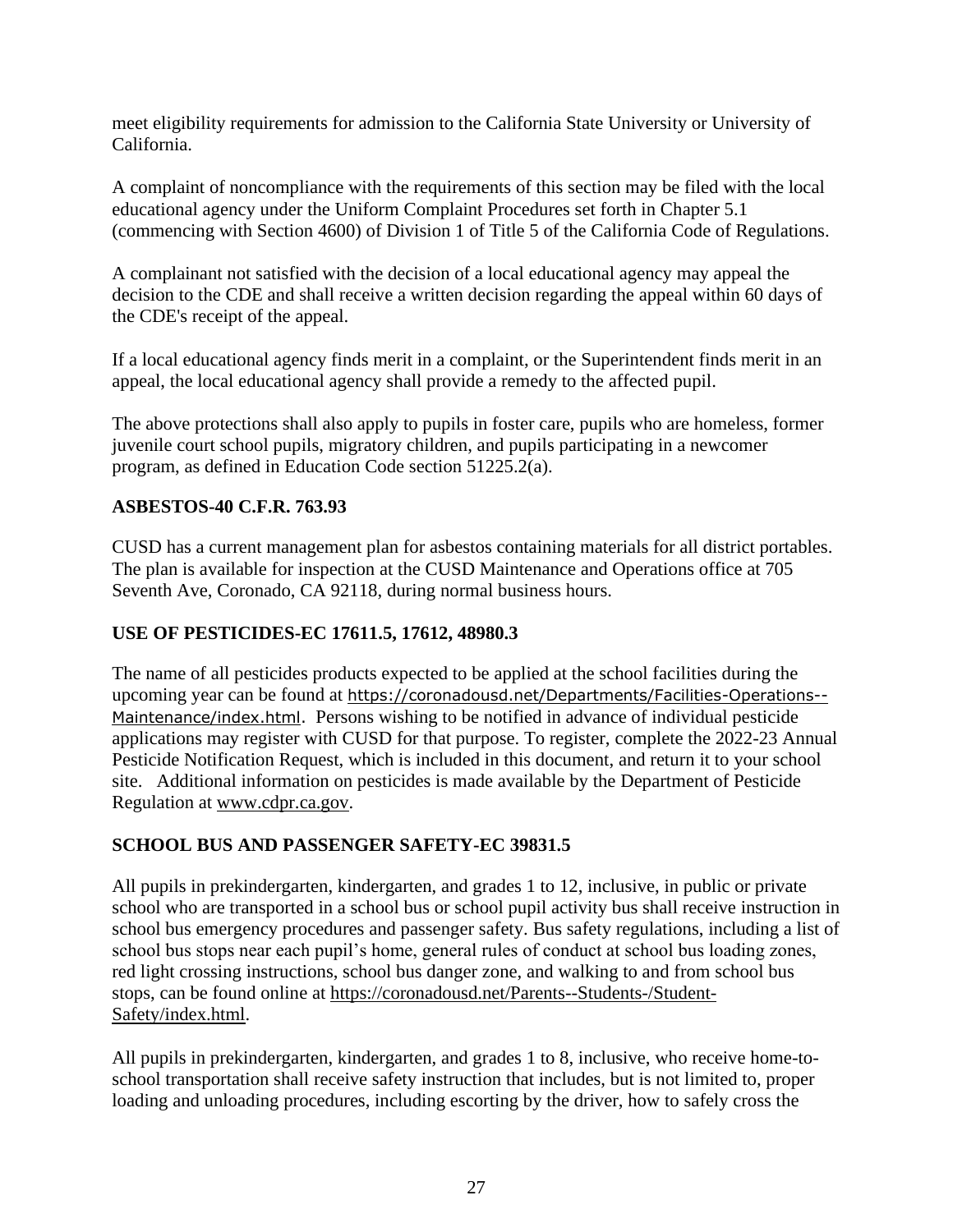meet eligibility requirements for admission to the California State University or University of California.

A complaint of noncompliance with the requirements of this section may be filed with the local educational agency under the Uniform Complaint Procedures set forth in Chapter 5.1 (commencing with Section 4600) of Division 1 of Title 5 of the California Code of Regulations.

A complainant not satisfied with the decision of a local educational agency may appeal the decision to the CDE and shall receive a written decision regarding the appeal within 60 days of the CDE's receipt of the appeal.

If a local educational agency finds merit in a complaint, or the Superintendent finds merit in an appeal, the local educational agency shall provide a remedy to the affected pupil.

The above protections shall also apply to pupils in foster care, pupils who are homeless, former juvenile court school pupils, migratory children, and pupils participating in a newcomer program, as defined in Education Code section 51225.2(a).

**ASBESTOS-40 C.F.R. 763.93**

CUSD has a current management plan for asbestos containing materials for all district portables. The plan is available for inspection at the CUSD Maintenance and Operations office at 705 Seventh Ave, Coronado, CA 92118, during normal business hours.

**USE OF PESTICIDES-EC 17611.5, 17612, 48980.3**

The name of all pesticides products expected to be applied at the school facilities during the upcoming year can be found at https://coronadousd.net/Departments/Facilities-Operations--Maintenance/index.html. Persons wishing to be notified in advance of individual pesticide applications may register with CUSD for that purpose. To register, complete the 2022-23 Annual Pesticide Notification Request, which is included in this document, and return it to your school site. Additional information on pesticides is made available by the Department of Pesticide Regulation at www.cdpr.ca.gov.

**SCHOOL BUS AND PASSENGER SAFETY-EC 39831.5**

All pupils in prekindergarten, kindergarten, and grades 1 to 12, inclusive, in public or private school who are transported in a school bus or school pupil activity bus shall receive instruction in school bus emergency procedures and passenger safety. Bus safety regulations, including a list of school bus stops near each pupil's home, general rules of conduct at school bus loading zones, red light crossing instructions, school bus danger zone, and walking to and from school bus stops, can be found online at https://coronadousd.net/Parents--Students-/Student-Safety/index.html.

All pupils in prekindergarten, kindergarten, and grades 1 to 8, inclusive, who receive home-to-school transportation shall receive safety instruction that includes, but is not limited to, proper loading and unloading procedures, including escorting by the driver, how to safely cross the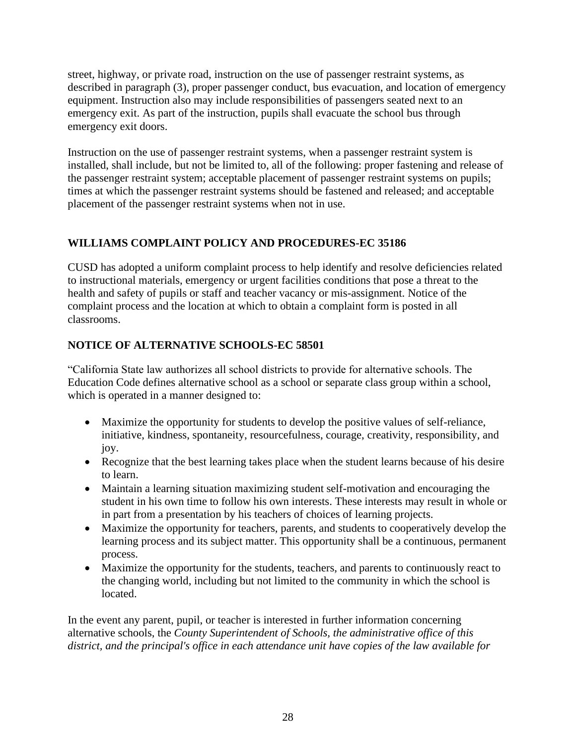street, highway, or private road, instruction on the use of passenger restraint systems, as described in paragraph (3), proper passenger conduct, bus evacuation, and location of emergency equipment. Instruction also may include responsibilities of passengers seated next to an emergency exit. As part of the instruction, pupils shall evacuate the school bus through emergency exit doors.

Instruction on the use of passenger restraint systems, when a passenger restraint system is installed, shall include, but not be limited to, all of the following: proper fastening and release of the passenger restraint system; acceptable placement of passenger restraint systems on pupils; times at which the passenger restraint systems should be fastened and released; and acceptable placement of the passenger restraint systems when not in use.

## WILLIAMS COMPLAINT POLICY AND PROCEDURES-EC 35186

CUSD has adopted a uniform complaint process to help identify and resolve deficiencies related to instructional materials, emergency or urgent facilities conditions that pose a threat to the health and safety of pupils or staff and teacher vacancy or mis-assignment. Notice of the complaint process and the location at which to obtain a complaint form is posted in all classrooms.

## NOTICE OF ALTERNATIVE SCHOOLS-EC 58501

"California State law authorizes all school districts to provide for alternative schools. The Education Code defines alternative school as a school or separate class group within a school, which is operated in a manner designed to:

- Maximize the opportunity for students to develop the positive values of self-reliance, initiative, kindness, spontaneity, resourcefulness, courage, creativity, responsibility, and joy.
- Recognize that the best learning takes place when the student learns because of his desire to learn.
- Maintain a learning situation maximizing student self-motivation and encouraging the student in his own time to follow his own interests. These interests may result in whole or in part from a presentation by his teachers of choices of learning projects.
- Maximize the opportunity for teachers, parents, and students to cooperatively develop the learning process and its subject matter. This opportunity shall be a continuous, permanent process.
- Maximize the opportunity for the students, teachers, and parents to continuously react to the changing world, including but not limited to the community in which the school is located.

In the event any parent, pupil, or teacher is interested in further information concerning alternative schools, the *County Superintendent of Schools, the administrative office of this district, and the principal's office in each attendance unit have copies of the law available for*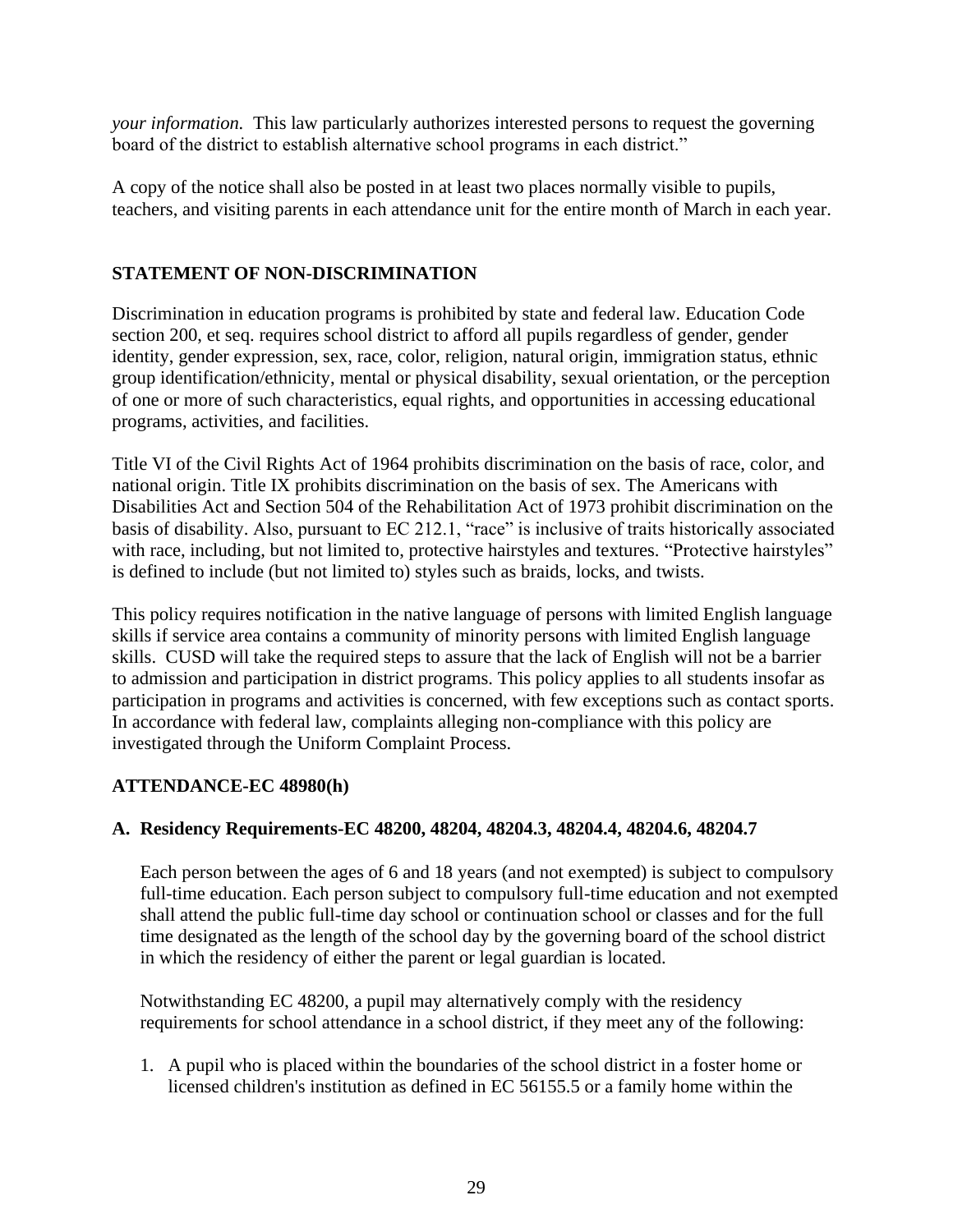*your information.* This law particularly authorizes interested persons to request the governing board of the district to establish alternative school programs in each district."

A copy of the notice shall also be posted in at least two places normally visible to pupils, teachers, and visiting parents in each attendance unit for the entire month of March in each year.

## STATEMENT OF NON-DISCRIMINATION

Discrimination in education programs is prohibited by state and federal law. Education Code section 200, et seq. requires school district to afford all pupils regardless of gender, gender identity, gender expression, sex, race, color, religion, natural origin, immigration status, ethnic group identification/ethnicity, mental or physical disability, sexual orientation, or the perception of one or more of such characteristics, equal rights, and opportunities in accessing educational programs, activities, and facilities.

Title VI of the Civil Rights Act of 1964 prohibits discrimination on the basis of race, color, and national origin. Title IX prohibits discrimination on the basis of sex. The Americans with Disabilities Act and Section 504 of the Rehabilitation Act of 1973 prohibit discrimination on the basis of disability. Also, pursuant to EC 212.1, "race" is inclusive of traits historically associated with race, including, but not limited to, protective hairstyles and textures. "Protective hairstyles" is defined to include (but not limited to) styles such as braids, locks, and twists.

This policy requires notification in the native language of persons with limited English language skills if service area contains a community of minority persons with limited English language skills. CUSD will take the required steps to assure that the lack of English will not be a barrier to admission and participation in district programs. This policy applies to all students insofar as participation in programs and activities is concerned, with few exceptions such as contact sports. In accordance with federal law, complaints alleging non-compliance with this policy are investigated through the Uniform Complaint Process.

## ATTENDANCE-EC 48980(h)

### A. Residency Requirements-EC 48200, 48204, 48204.3, 48204.4, 48204.6, 48204.7

Each person between the ages of 6 and 18 years (and not exempted) is subject to compulsory full-time education. Each person subject to compulsory full-time education and not exempted shall attend the public full-time day school or continuation school or classes and for the full time designated as the length of the school day by the governing board of the school district in which the residency of either the parent or legal guardian is located.

Notwithstanding EC 48200, a pupil may alternatively comply with the residency requirements for school attendance in a school district, if they meet any of the following:

1. A pupil who is placed within the boundaries of the school district in a foster home or licensed children's institution as defined in EC 56155.5 or a family home within the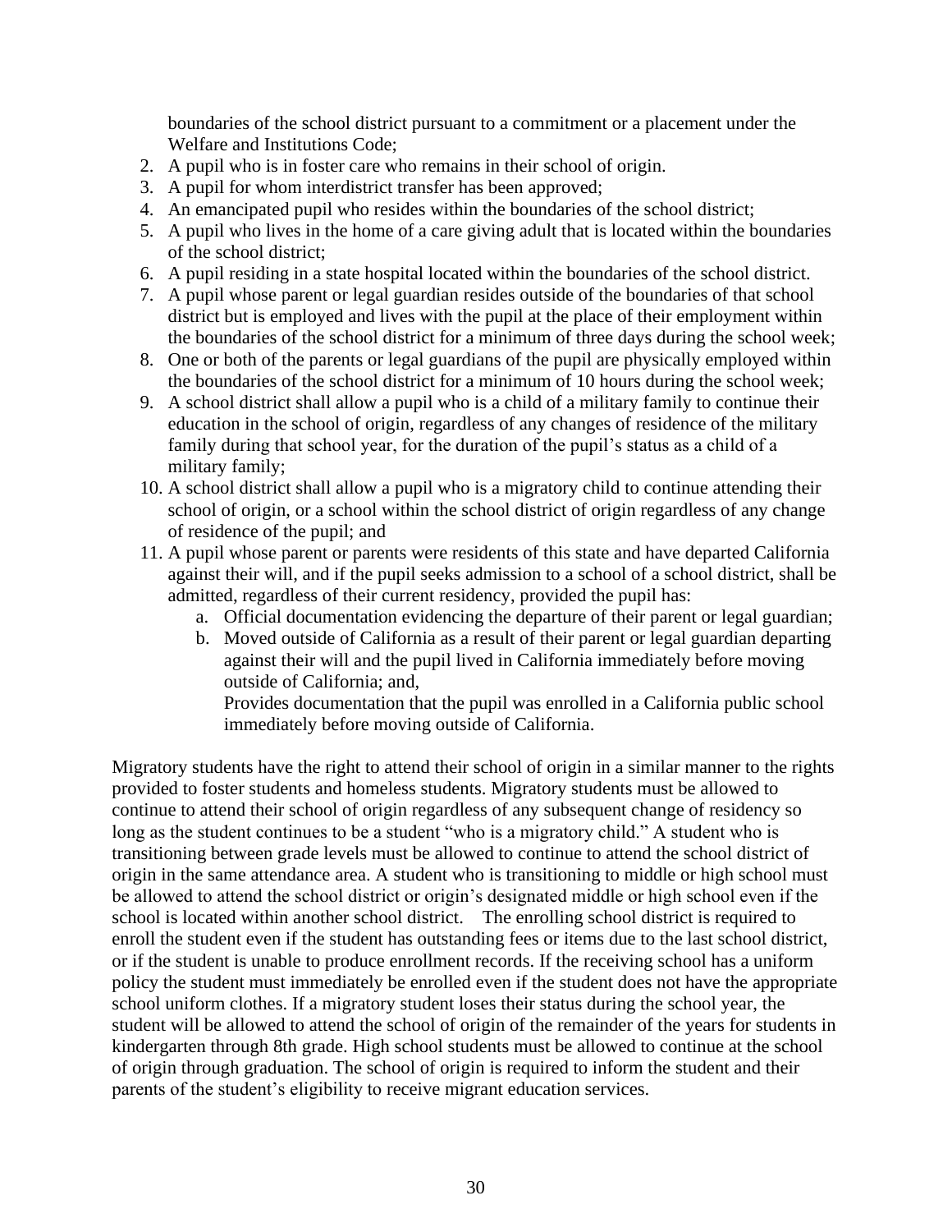boundaries of the school district pursuant to a commitment or a placement under the Welfare and Institutions Code;

2. A pupil who is in foster care who remains in their school of origin.
3. A pupil for whom interdistrict transfer has been approved;
4. An emancipated pupil who resides within the boundaries of the school district;
5. A pupil who lives in the home of a care giving adult that is located within the boundaries of the school district;
6. A pupil residing in a state hospital located within the boundaries of the school district.
7. A pupil whose parent or legal guardian resides outside of the boundaries of that school district but is employed and lives with the pupil at the place of their employment within the boundaries of the school district for a minimum of three days during the school week;
8. One or both of the parents or legal guardians of the pupil are physically employed within the boundaries of the school district for a minimum of 10 hours during the school week;
9. A school district shall allow a pupil who is a child of a military family to continue their education in the school of origin, regardless of any changes of residence of the military family during that school year, for the duration of the pupil's status as a child of a military family;
10. A school district shall allow a pupil who is a migratory child to continue attending their school of origin, or a school within the school district of origin regardless of any change of residence of the pupil; and
11. A pupil whose parent or parents were residents of this state and have departed California against their will, and if the pupil seeks admission to a school of a school district, shall be admitted, regardless of their current residency, provided the pupil has:
    a. Official documentation evidencing the departure of their parent or legal guardian;
    b. Moved outside of California as a result of their parent or legal guardian departing against their will and the pupil lived in California immediately before moving outside of California; and,
       Provides documentation that the pupil was enrolled in a California public school immediately before moving outside of California.

Migratory students have the right to attend their school of origin in a similar manner to the rights provided to foster students and homeless students. Migratory students must be allowed to continue to attend their school of origin regardless of any subsequent change of residency so long as the student continues to be a student "who is a migratory child." A student who is transitioning between grade levels must be allowed to continue to attend the school district of origin in the same attendance area. A student who is transitioning to middle or high school must be allowed to attend the school district or origin's designated middle or high school even if the school is located within another school district. The enrolling school district is required to enroll the student even if the student has outstanding fees or items due to the last school district, or if the student is unable to produce enrollment records. If the receiving school has a uniform policy the student must immediately be enrolled even if the student does not have the appropriate school uniform clothes. If a migratory student loses their status during the school year, the student will be allowed to attend the school of origin of the remainder of the years for students in kindergarten through 8th grade. High school students must be allowed to continue at the school of origin through graduation. The school of origin is required to inform the student and their parents of the student's eligibility to receive migrant education services.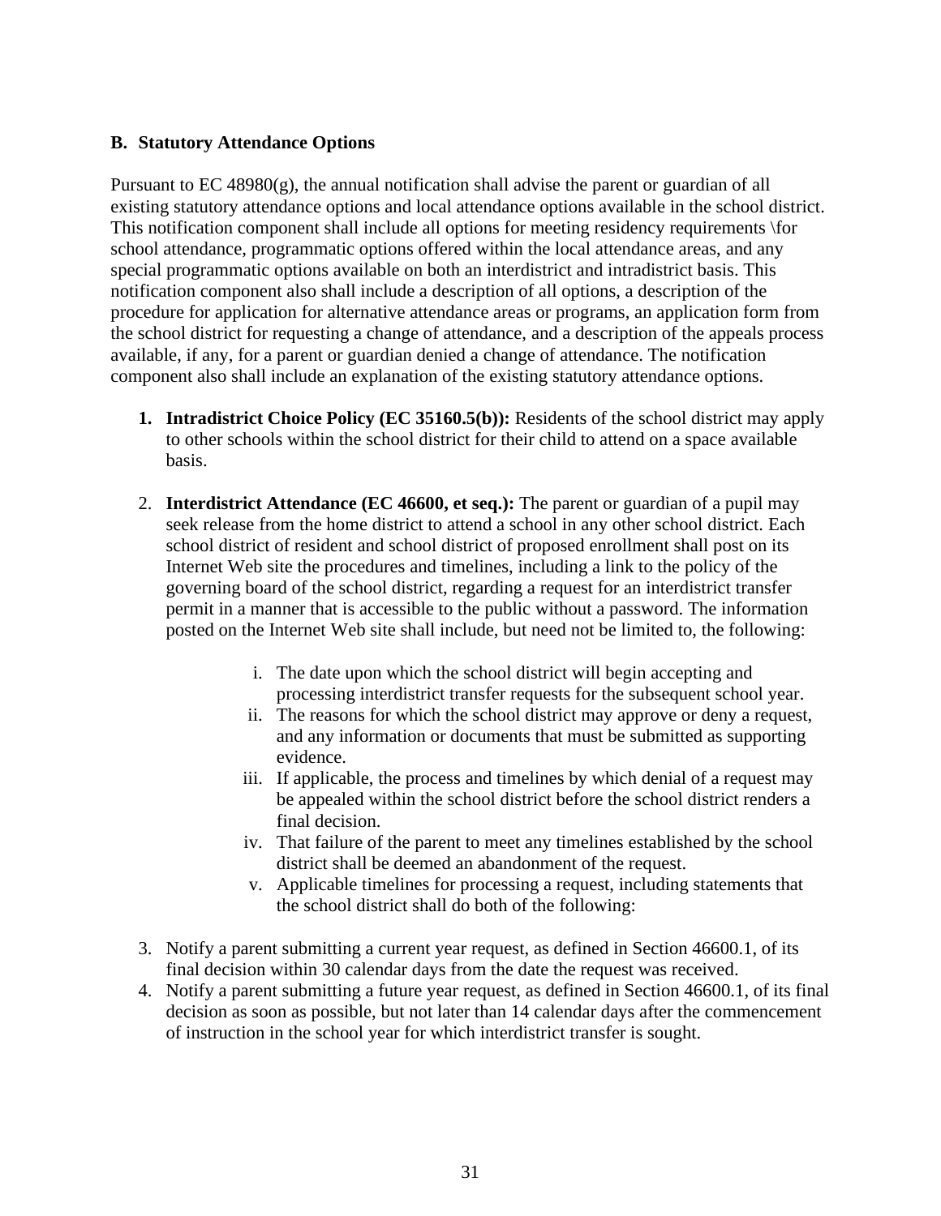### B. Statutory Attendance Options

Pursuant to EC 48980(g), the annual notification shall advise the parent or guardian of all existing statutory attendance options and local attendance options available in the school district. This notification component shall include all options for meeting residency requirements \for school attendance, programmatic options offered within the local attendance areas, and any special programmatic options available on both an interdistrict and intradistrict basis. This notification component also shall include a description of all options, a description of the procedure for application for alternative attendance areas or programs, an application form from the school district for requesting a change of attendance, and a description of the appeals process available, if any, for a parent or guardian denied a change of attendance. The notification component also shall include an explanation of the existing statutory attendance options.

1. **Intradistrict Choice Policy (EC 35160.5(b)):** Residents of the school district may apply to other schools within the school district for their child to attend on a space available basis.

2. **Interdistrict Attendance (EC 46600, et seq.):** The parent or guardian of a pupil may seek release from the home district to attend a school in any other school district. Each school district of resident and school district of proposed enrollment shall post on its Internet Web site the procedures and timelines, including a link to the policy of the governing board of the school district, regarding a request for an interdistrict transfer permit in a manner that is accessible to the public without a password. The information posted on the Internet Web site shall include, but need not be limited to, the following:

   i. The date upon which the school district will begin accepting and processing interdistrict transfer requests for the subsequent school year.
   ii. The reasons for which the school district may approve or deny a request, and any information or documents that must be submitted as supporting evidence.
   iii. If applicable, the process and timelines by which denial of a request may be appealed within the school district before the school district renders a final decision.
   iv. That failure of the parent to meet any timelines established by the school district shall be deemed an abandonment of the request.
   v. Applicable timelines for processing a request, including statements that the school district shall do both of the following:

3. Notify a parent submitting a current year request, as defined in Section 46600.1, of its final decision within 30 calendar days from the date the request was received.
4. Notify a parent submitting a future year request, as defined in Section 46600.1, of its final decision as soon as possible, but not later than 14 calendar days after the commencement of instruction in the school year for which interdistrict transfer is sought.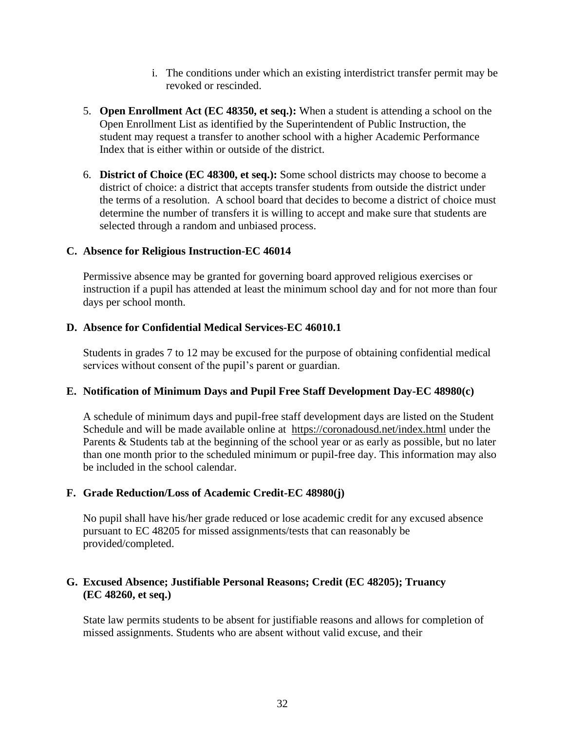i. The conditions under which an existing interdistrict transfer permit may be revoked or rescinded.

5. **Open Enrollment Act (EC 48350, et seq.):** When a student is attending a school on the Open Enrollment List as identified by the Superintendent of Public Instruction, the student may request a transfer to another school with a higher Academic Performance Index that is either within or outside of the district.

6. **District of Choice (EC 48300, et seq.):** Some school districts may choose to become a district of choice: a district that accepts transfer students from outside the district under the terms of a resolution. A school board that decides to become a district of choice must determine the number of transfers it is willing to accept and make sure that students are selected through a random and unbiased process.

### C. Absence for Religious Instruction-EC 46014

Permissive absence may be granted for governing board approved religious exercises or instruction if a pupil has attended at least the minimum school day and for not more than four days per school month.

### D. Absence for Confidential Medical Services-EC 46010.1

Students in grades 7 to 12 may be excused for the purpose of obtaining confidential medical services without consent of the pupil's parent or guardian.

### E. Notification of Minimum Days and Pupil Free Staff Development Day-EC 48980(c)

A schedule of minimum days and pupil-free staff development days are listed on the Student Schedule and will be made available online at https://coronadousd.net/index.html under the Parents & Students tab at the beginning of the school year or as early as possible, but no later than one month prior to the scheduled minimum or pupil-free day. This information may also be included in the school calendar.

### F. Grade Reduction/Loss of Academic Credit-EC 48980(j)

No pupil shall have his/her grade reduced or lose academic credit for any excused absence pursuant to EC 48205 for missed assignments/tests that can reasonably be provided/completed.

### G. Excused Absence; Justifiable Personal Reasons; Credit (EC 48205); Truancy (EC 48260, et seq.)

State law permits students to be absent for justifiable reasons and allows for completion of missed assignments. Students who are absent without valid excuse, and their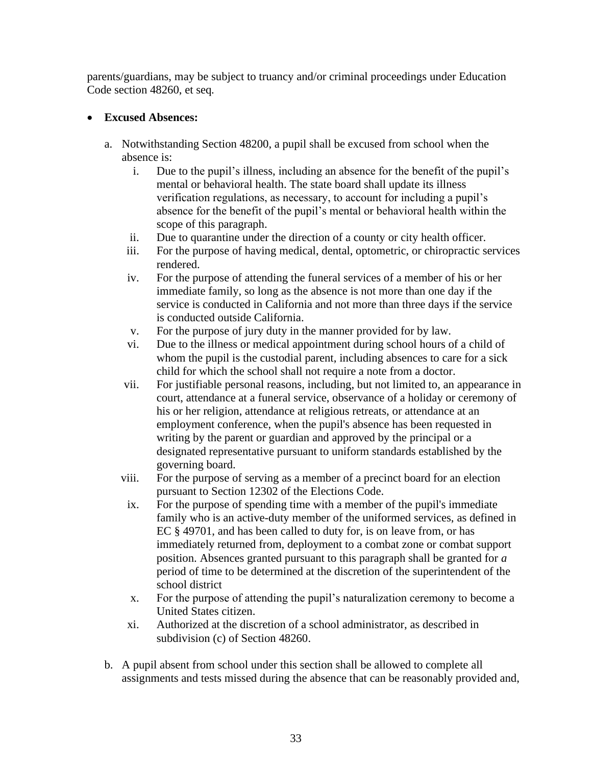parents/guardians, may be subject to truancy and/or criminal proceedings under Education Code section 48260, et seq.

- **Excused Absences:**

  a. Notwithstanding Section 48200, a pupil shall be excused from school when the absence is:

     i. Due to the pupil's illness, including an absence for the benefit of the pupil's mental or behavioral health. The state board shall update its illness verification regulations, as necessary, to account for including a pupil's absence for the benefit of the pupil's mental or behavioral health within the scope of this paragraph.
     ii. Due to quarantine under the direction of a county or city health officer.
     iii. For the purpose of having medical, dental, optometric, or chiropractic services rendered.
     iv. For the purpose of attending the funeral services of a member of his or her immediate family, so long as the absence is not more than one day if the service is conducted in California and not more than three days if the service is conducted outside California.
     v. For the purpose of jury duty in the manner provided for by law.
     vi. Due to the illness or medical appointment during school hours of a child of whom the pupil is the custodial parent, including absences to care for a sick child for which the school shall not require a note from a doctor.
     vii. For justifiable personal reasons, including, but not limited to, an appearance in court, attendance at a funeral service, observance of a holiday or ceremony of his or her religion, attendance at religious retreats, or attendance at an employment conference, when the pupil's absence has been requested in writing by the parent or guardian and approved by the principal or a designated representative pursuant to uniform standards established by the governing board.
     viii. For the purpose of serving as a member of a precinct board for an election pursuant to Section 12302 of the Elections Code.
     ix. For the purpose of spending time with a member of the pupil's immediate family who is an active-duty member of the uniformed services, as defined in EC § 49701, and has been called to duty for, is on leave from, or has immediately returned from, deployment to a combat zone or combat support position. Absences granted pursuant to this paragraph shall be granted for *a* period of time to be determined at the discretion of the superintendent of the school district
     x. For the purpose of attending the pupil's naturalization ceremony to become a United States citizen.
     xi. Authorized at the discretion of a school administrator, as described in subdivision (c) of Section 48260.

  b. A pupil absent from school under this section shall be allowed to complete all assignments and tests missed during the absence that can be reasonably provided and,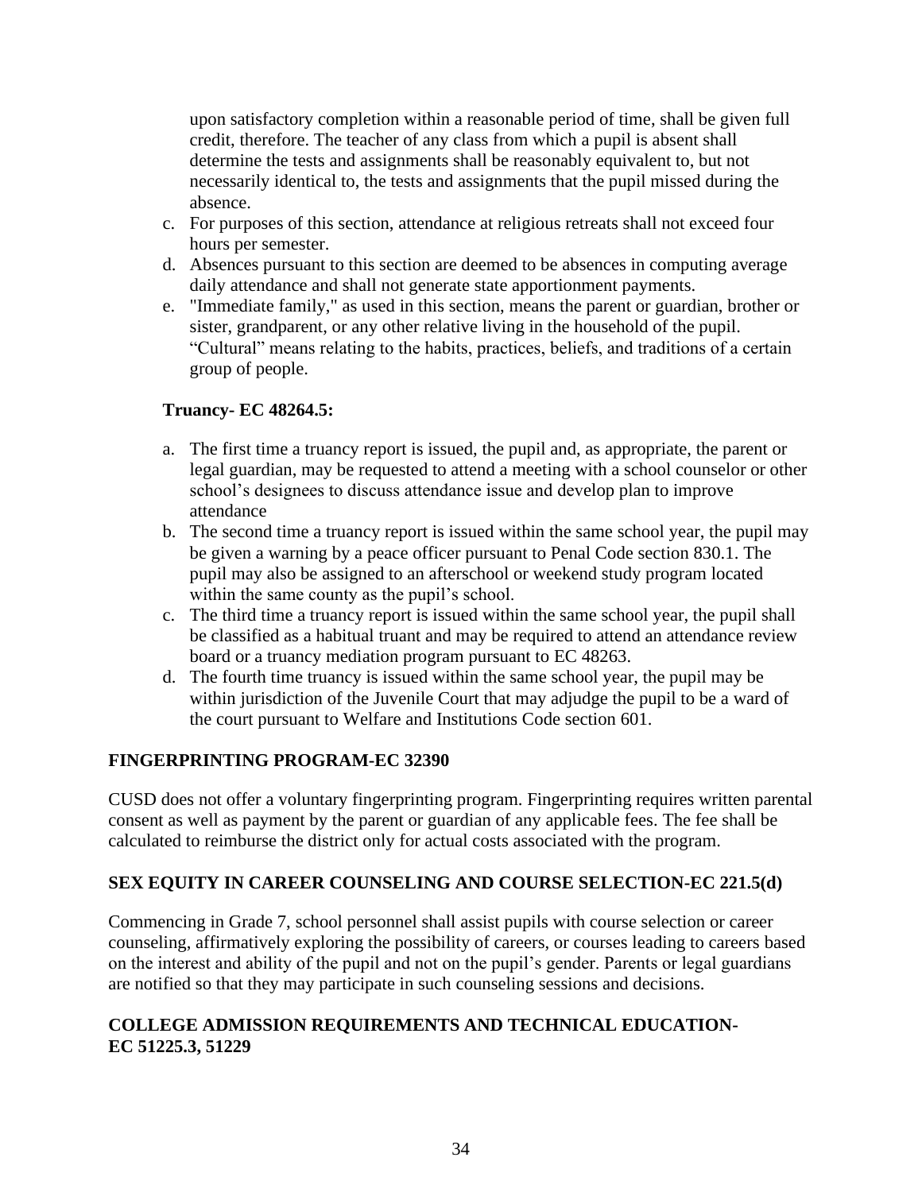upon satisfactory completion within a reasonable period of time, shall be given full credit, therefore. The teacher of any class from which a pupil is absent shall determine the tests and assignments shall be reasonably equivalent to, but not necessarily identical to, the tests and assignments that the pupil missed during the absence.

c. For purposes of this section, attendance at religious retreats shall not exceed four hours per semester.
d. Absences pursuant to this section are deemed to be absences in computing average daily attendance and shall not generate state apportionment payments.
e. "Immediate family," as used in this section, means the parent or guardian, brother or sister, grandparent, or any other relative living in the household of the pupil. “Cultural” means relating to the habits, practices, beliefs, and traditions of a certain group of people.

**Truancy- EC 48264.5:**

a. The first time a truancy report is issued, the pupil and, as appropriate, the parent or legal guardian, may be requested to attend a meeting with a school counselor or other school’s designees to discuss attendance issue and develop plan to improve attendance
b. The second time a truancy report is issued within the same school year, the pupil may be given a warning by a peace officer pursuant to Penal Code section 830.1. The pupil may also be assigned to an afterschool or weekend study program located within the same county as the pupil’s school.
c. The third time a truancy report is issued within the same school year, the pupil shall be classified as a habitual truant and may be required to attend an attendance review board or a truancy mediation program pursuant to EC 48263.
d. The fourth time truancy is issued within the same school year, the pupil may be within jurisdiction of the Juvenile Court that may adjudge the pupil to be a ward of the court pursuant to Welfare and Institutions Code section 601.

## FINGERPRINTING PROGRAM-EC 32390

CUSD does not offer a voluntary fingerprinting program. Fingerprinting requires written parental consent as well as payment by the parent or guardian of any applicable fees. The fee shall be calculated to reimburse the district only for actual costs associated with the program.

## SEX EQUITY IN CAREER COUNSELING AND COURSE SELECTION-EC 221.5(d)

Commencing in Grade 7, school personnel shall assist pupils with course selection or career counseling, affirmatively exploring the possibility of careers, or courses leading to careers based on the interest and ability of the pupil and not on the pupil’s gender. Parents or legal guardians are notified so that they may participate in such counseling sessions and decisions.

## COLLEGE ADMISSION REQUIREMENTS AND TECHNICAL EDUCATION-EC 51225.3, 51229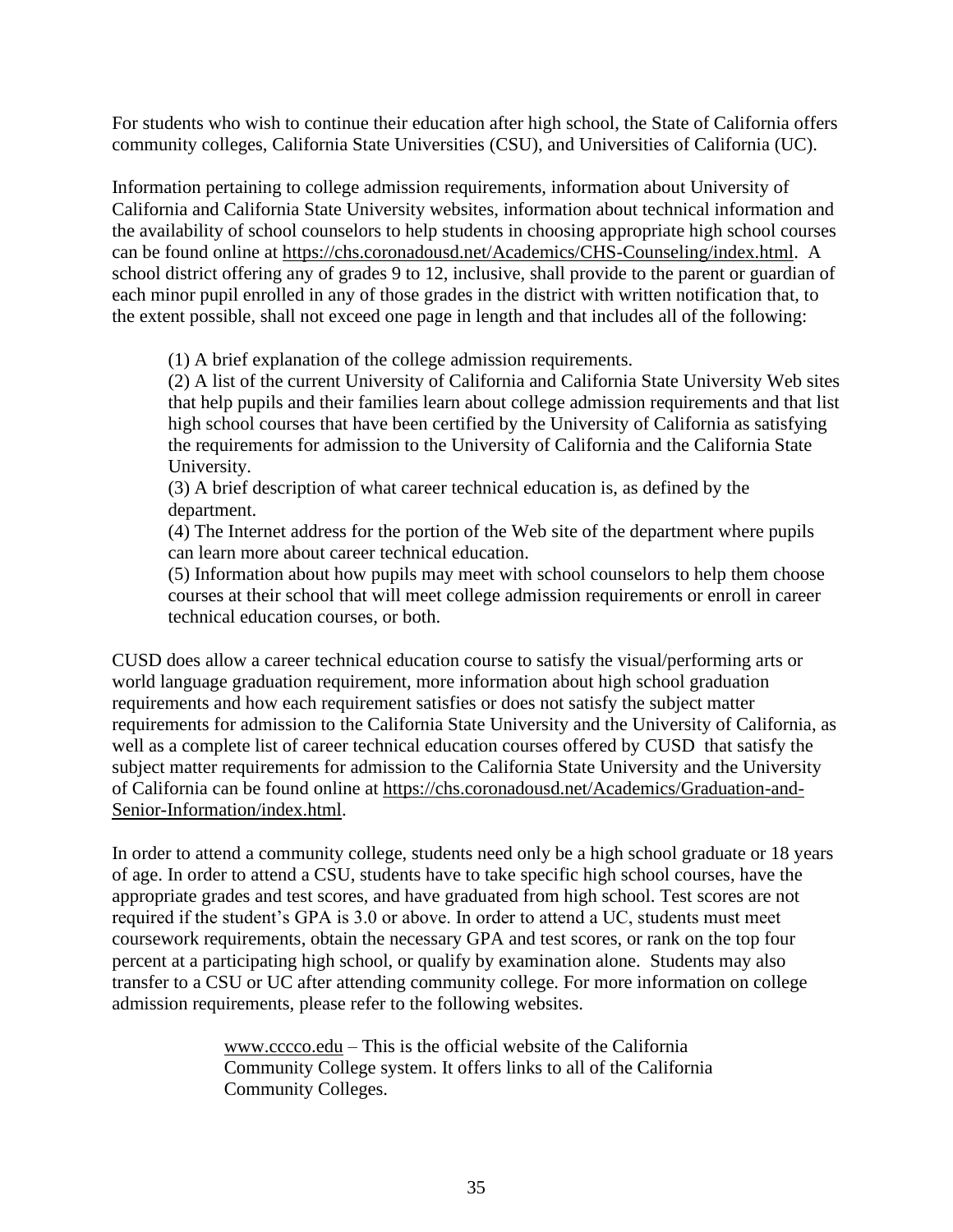For students who wish to continue their education after high school, the State of California offers community colleges, California State Universities (CSU), and Universities of California (UC).

Information pertaining to college admission requirements, information about University of California and California State University websites, information about technical information and the availability of school counselors to help students in choosing appropriate high school courses can be found online at https://chs.coronadousd.net/Academics/CHS-Counseling/index.html. A school district offering any of grades 9 to 12, inclusive, shall provide to the parent or guardian of each minor pupil enrolled in any of those grades in the district with written notification that, to the extent possible, shall not exceed one page in length and that includes all of the following:

> (1) A brief explanation of the college admission requirements.
> (2) A list of the current University of California and California State University Web sites that help pupils and their families learn about college admission requirements and that list high school courses that have been certified by the University of California as satisfying the requirements for admission to the University of California and the California State University.
> (3) A brief description of what career technical education is, as defined by the department.
> (4) The Internet address for the portion of the Web site of the department where pupils can learn more about career technical education.
> (5) Information about how pupils may meet with school counselors to help them choose courses at their school that will meet college admission requirements or enroll in career technical education courses, or both.

CUSD does allow a career technical education course to satisfy the visual/performing arts or world language graduation requirement, more information about high school graduation requirements and how each requirement satisfies or does not satisfy the subject matter requirements for admission to the California State University and the University of California, as well as a complete list of career technical education courses offered by CUSD that satisfy the subject matter requirements for admission to the California State University and the University of California can be found online at https://chs.coronadousd.net/Academics/Graduation-and-Senior-Information/index.html.

In order to attend a community college, students need only be a high school graduate or 18 years of age. In order to attend a CSU, students have to take specific high school courses, have the appropriate grades and test scores, and have graduated from high school. Test scores are not required if the student's GPA is 3.0 or above. In order to attend a UC, students must meet coursework requirements, obtain the necessary GPA and test scores, or rank on the top four percent at a participating high school, or qualify by examination alone. Students may also transfer to a CSU or UC after attending community college. For more information on college admission requirements, please refer to the following websites.

> www.cccco.edu – This is the official website of the California Community College system. It offers links to all of the California Community Colleges.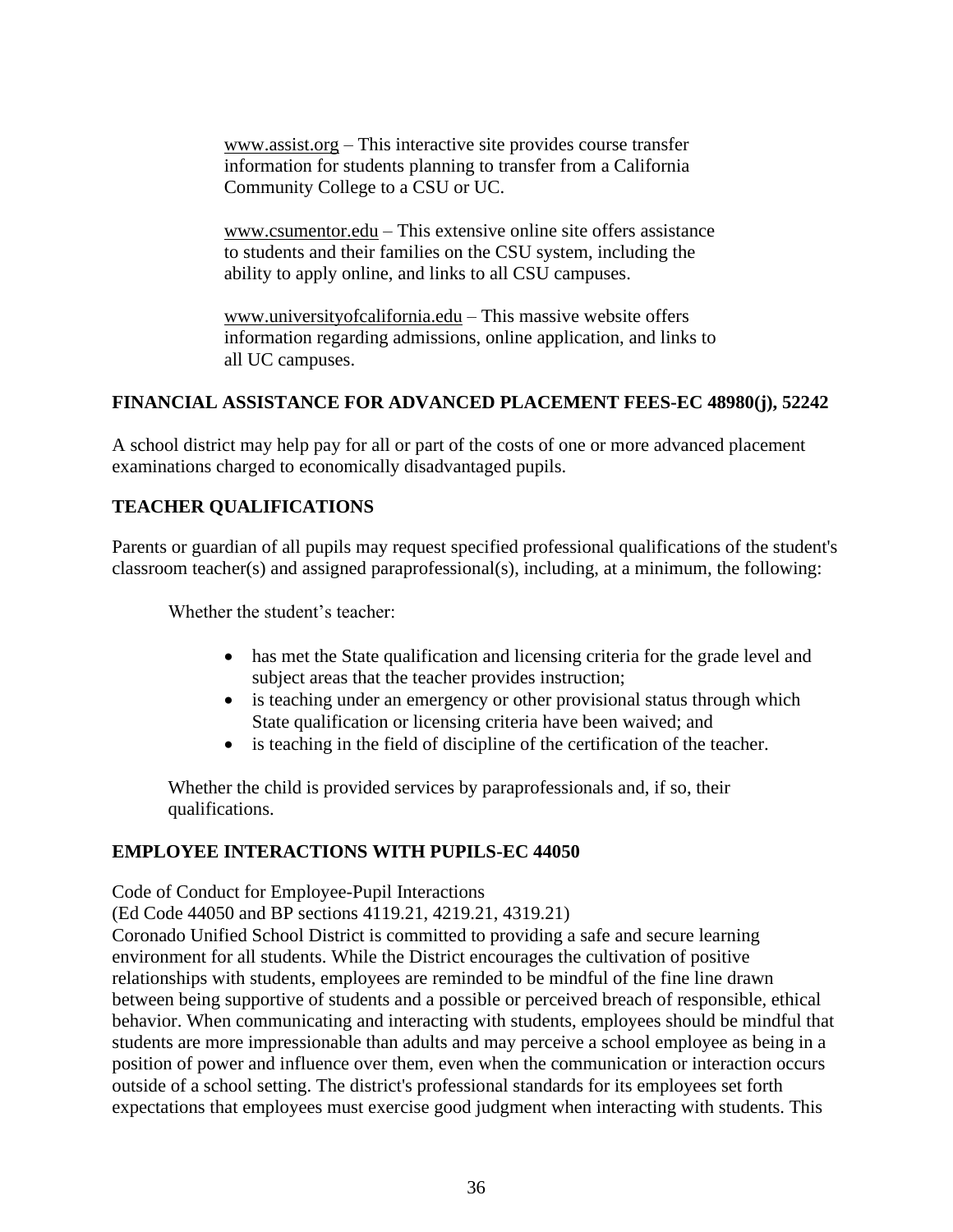www.assist.org – This interactive site provides course transfer information for students planning to transfer from a California Community College to a CSU or UC.

www.csumentor.edu – This extensive online site offers assistance to students and their families on the CSU system, including the ability to apply online, and links to all CSU campuses.

www.universityofcalifornia.edu – This massive website offers information regarding admissions, online application, and links to all UC campuses.

## FINANCIAL ASSISTANCE FOR ADVANCED PLACEMENT FEES-EC 48980(j), 52242

A school district may help pay for all or part of the costs of one or more advanced placement examinations charged to economically disadvantaged pupils.

## TEACHER QUALIFICATIONS

Parents or guardian of all pupils may request specified professional qualifications of the student's classroom teacher(s) and assigned paraprofessional(s), including, at a minimum, the following:

Whether the student's teacher:

- has met the State qualification and licensing criteria for the grade level and subject areas that the teacher provides instruction;
- is teaching under an emergency or other provisional status through which State qualification or licensing criteria have been waived; and
- is teaching in the field of discipline of the certification of the teacher.

Whether the child is provided services by paraprofessionals and, if so, their qualifications.

## EMPLOYEE INTERACTIONS WITH PUPILS-EC 44050

Code of Conduct for Employee-Pupil Interactions
(Ed Code 44050 and BP sections 4119.21, 4219.21, 4319.21)
Coronado Unified School District is committed to providing a safe and secure learning environment for all students. While the District encourages the cultivation of positive relationships with students, employees are reminded to be mindful of the fine line drawn between being supportive of students and a possible or perceived breach of responsible, ethical behavior. When communicating and interacting with students, employees should be mindful that students are more impressionable than adults and may perceive a school employee as being in a position of power and influence over them, even when the communication or interaction occurs outside of a school setting. The district's professional standards for its employees set forth expectations that employees must exercise good judgment when interacting with students. This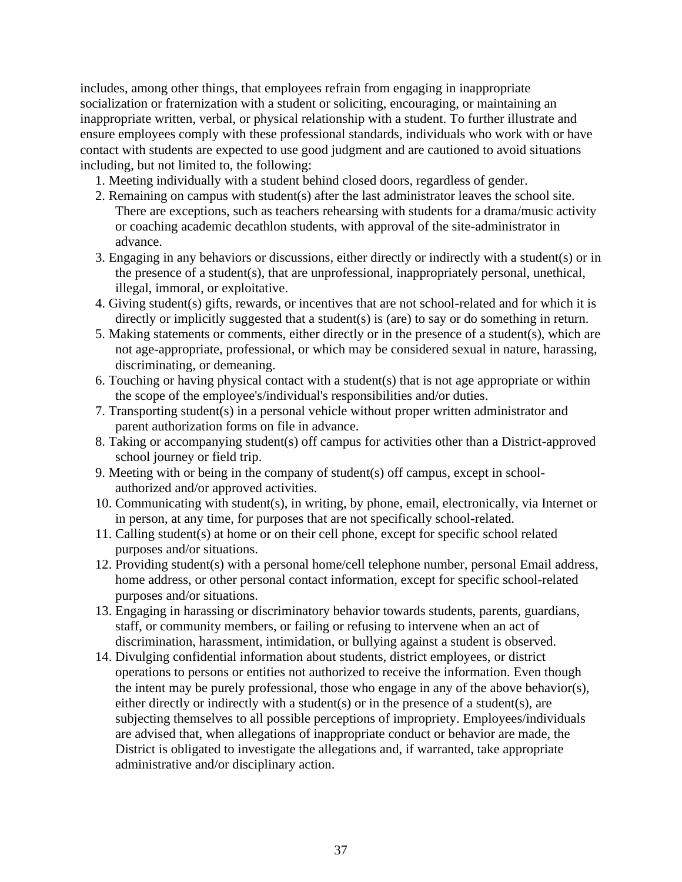includes, among other things, that employees refrain from engaging in inappropriate socialization or fraternization with a student or soliciting, encouraging, or maintaining an inappropriate written, verbal, or physical relationship with a student. To further illustrate and ensure employees comply with these professional standards, individuals who work with or have contact with students are expected to use good judgment and are cautioned to avoid situations including, but not limited to, the following:

1. Meeting individually with a student behind closed doors, regardless of gender.
2. Remaining on campus with student(s) after the last administrator leaves the school site. There are exceptions, such as teachers rehearsing with students for a drama/music activity or coaching academic decathlon students, with approval of the site-administrator in advance.
3. Engaging in any behaviors or discussions, either directly or indirectly with a student(s) or in the presence of a student(s), that are unprofessional, inappropriately personal, unethical, illegal, immoral, or exploitative.
4. Giving student(s) gifts, rewards, or incentives that are not school-related and for which it is directly or implicitly suggested that a student(s) is (are) to say or do something in return.
5. Making statements or comments, either directly or in the presence of a student(s), which are not age-appropriate, professional, or which may be considered sexual in nature, harassing, discriminating, or demeaning.
6. Touching or having physical contact with a student(s) that is not age appropriate or within the scope of the employee's/individual's responsibilities and/or duties.
7. Transporting student(s) in a personal vehicle without proper written administrator and parent authorization forms on file in advance.
8. Taking or accompanying student(s) off campus for activities other than a District-approved school journey or field trip.
9. Meeting with or being in the company of student(s) off campus, except in school-authorized and/or approved activities.
10. Communicating with student(s), in writing, by phone, email, electronically, via Internet or in person, at any time, for purposes that are not specifically school-related.
11. Calling student(s) at home or on their cell phone, except for specific school related purposes and/or situations.
12. Providing student(s) with a personal home/cell telephone number, personal Email address, home address, or other personal contact information, except for specific school-related purposes and/or situations.
13. Engaging in harassing or discriminatory behavior towards students, parents, guardians, staff, or community members, or failing or refusing to intervene when an act of discrimination, harassment, intimidation, or bullying against a student is observed.
14. Divulging confidential information about students, district employees, or district operations to persons or entities not authorized to receive the information. Even though the intent may be purely professional, those who engage in any of the above behavior(s), either directly or indirectly with a student(s) or in the presence of a student(s), are subjecting themselves to all possible perceptions of impropriety. Employees/individuals are advised that, when allegations of inappropriate conduct or behavior are made, the District is obligated to investigate the allegations and, if warranted, take appropriate administrative and/or disciplinary action.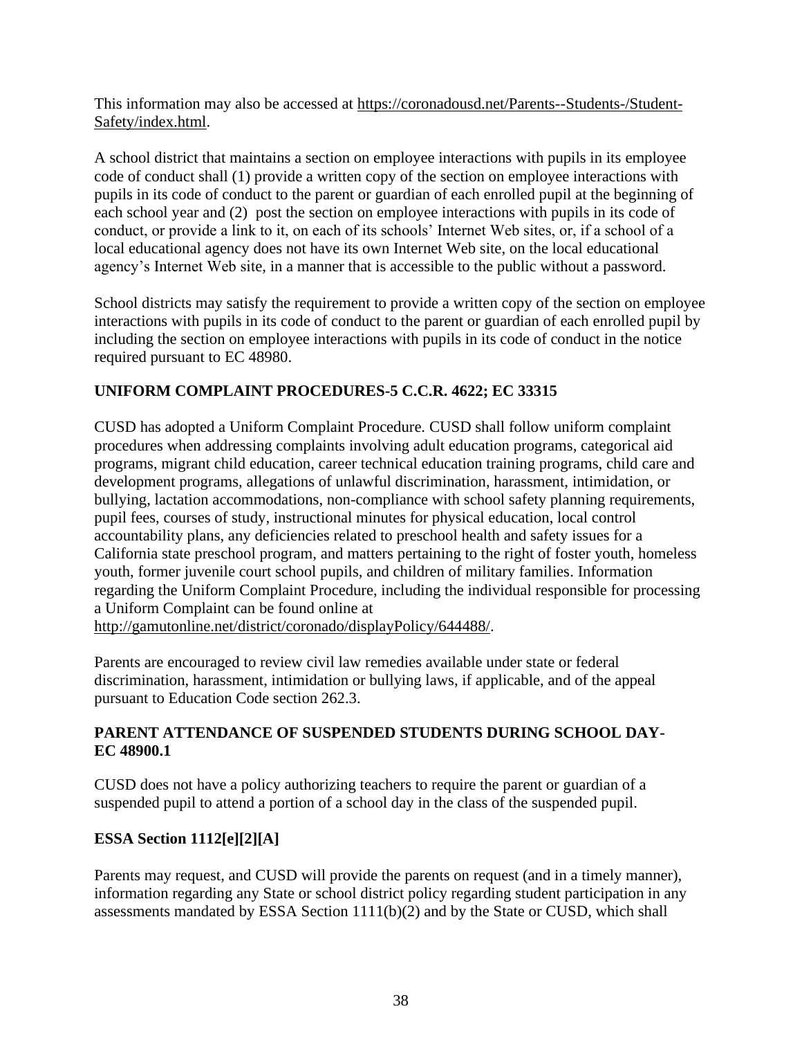This information may also be accessed at https://coronadousd.net/Parents--Students-/Student-Safety/index.html.

A school district that maintains a section on employee interactions with pupils in its employee code of conduct shall (1) provide a written copy of the section on employee interactions with pupils in its code of conduct to the parent or guardian of each enrolled pupil at the beginning of each school year and (2) post the section on employee interactions with pupils in its code of conduct, or provide a link to it, on each of its schools' Internet Web sites, or, if a school of a local educational agency does not have its own Internet Web site, on the local educational agency's Internet Web site, in a manner that is accessible to the public without a password.

School districts may satisfy the requirement to provide a written copy of the section on employee interactions with pupils in its code of conduct to the parent or guardian of each enrolled pupil by including the section on employee interactions with pupils in its code of conduct in the notice required pursuant to EC 48980.

**UNIFORM COMPLAINT PROCEDURES-5 C.C.R. 4622; EC 33315**

CUSD has adopted a Uniform Complaint Procedure. CUSD shall follow uniform complaint procedures when addressing complaints involving adult education programs, categorical aid programs, migrant child education, career technical education training programs, child care and development programs, allegations of unlawful discrimination, harassment, intimidation, or bullying, lactation accommodations, non-compliance with school safety planning requirements, pupil fees, courses of study, instructional minutes for physical education, local control accountability plans, any deficiencies related to preschool health and safety issues for a California state preschool program, and matters pertaining to the right of foster youth, homeless youth, former juvenile court school pupils, and children of military families. Information regarding the Uniform Complaint Procedure, including the individual responsible for processing a Uniform Complaint can be found online at http://gamutonline.net/district/coronado/displayPolicy/644488/.

Parents are encouraged to review civil law remedies available under state or federal discrimination, harassment, intimidation or bullying laws, if applicable, and of the appeal pursuant to Education Code section 262.3.

**PARENT ATTENDANCE OF SUSPENDED STUDENTS DURING SCHOOL DAY-EC 48900.1**

CUSD does not have a policy authorizing teachers to require the parent or guardian of a suspended pupil to attend a portion of a school day in the class of the suspended pupil.

**ESSA Section 1112[e][2][A]**

Parents may request, and CUSD will provide the parents on request (and in a timely manner), information regarding any State or school district policy regarding student participation in any assessments mandated by ESSA Section 1111(b)(2) and by the State or CUSD, which shall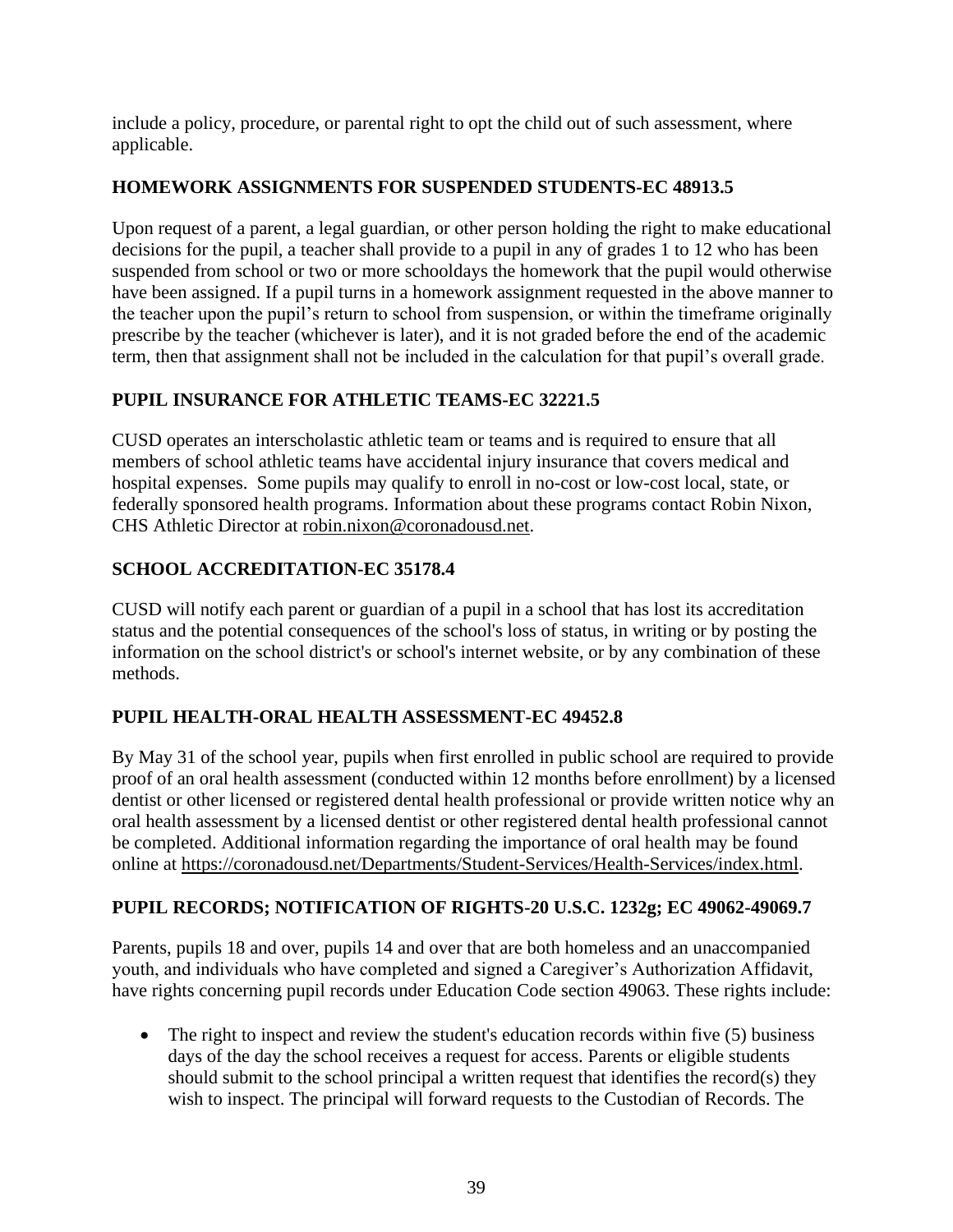include a policy, procedure, or parental right to opt the child out of such assessment, where applicable.

### HOMEWORK ASSIGNMENTS FOR SUSPENDED STUDENTS-EC 48913.5

Upon request of a parent, a legal guardian, or other person holding the right to make educational decisions for the pupil, a teacher shall provide to a pupil in any of grades 1 to 12 who has been suspended from school or two or more schooldays the homework that the pupil would otherwise have been assigned. If a pupil turns in a homework assignment requested in the above manner to the teacher upon the pupil's return to school from suspension, or within the timeframe originally prescribe by the teacher (whichever is later), and it is not graded before the end of the academic term, then that assignment shall not be included in the calculation for that pupil's overall grade.

### PUPIL INSURANCE FOR ATHLETIC TEAMS-EC 32221.5

CUSD operates an interscholastic athletic team or teams and is required to ensure that all members of school athletic teams have accidental injury insurance that covers medical and hospital expenses. Some pupils may qualify to enroll in no-cost or low-cost local, state, or federally sponsored health programs. Information about these programs contact Robin Nixon, CHS Athletic Director at robin.nixon@coronadousd.net.

### SCHOOL ACCREDITATION-EC 35178.4

CUSD will notify each parent or guardian of a pupil in a school that has lost its accreditation status and the potential consequences of the school's loss of status, in writing or by posting the information on the school district's or school's internet website, or by any combination of these methods.

### PUPIL HEALTH-ORAL HEALTH ASSESSMENT-EC 49452.8

By May 31 of the school year, pupils when first enrolled in public school are required to provide proof of an oral health assessment (conducted within 12 months before enrollment) by a licensed dentist or other licensed or registered dental health professional or provide written notice why an oral health assessment by a licensed dentist or other registered dental health professional cannot be completed. Additional information regarding the importance of oral health may be found online at https://coronadousd.net/Departments/Student-Services/Health-Services/index.html.

### PUPIL RECORDS; NOTIFICATION OF RIGHTS-20 U.S.C. 1232g; EC 49062-49069.7

Parents, pupils 18 and over, pupils 14 and over that are both homeless and an unaccompanied youth, and individuals who have completed and signed a Caregiver's Authorization Affidavit, have rights concerning pupil records under Education Code section 49063. These rights include:

- The right to inspect and review the student's education records within five (5) business days of the day the school receives a request for access. Parents or eligible students should submit to the school principal a written request that identifies the record(s) they wish to inspect. The principal will forward requests to the Custodian of Records. The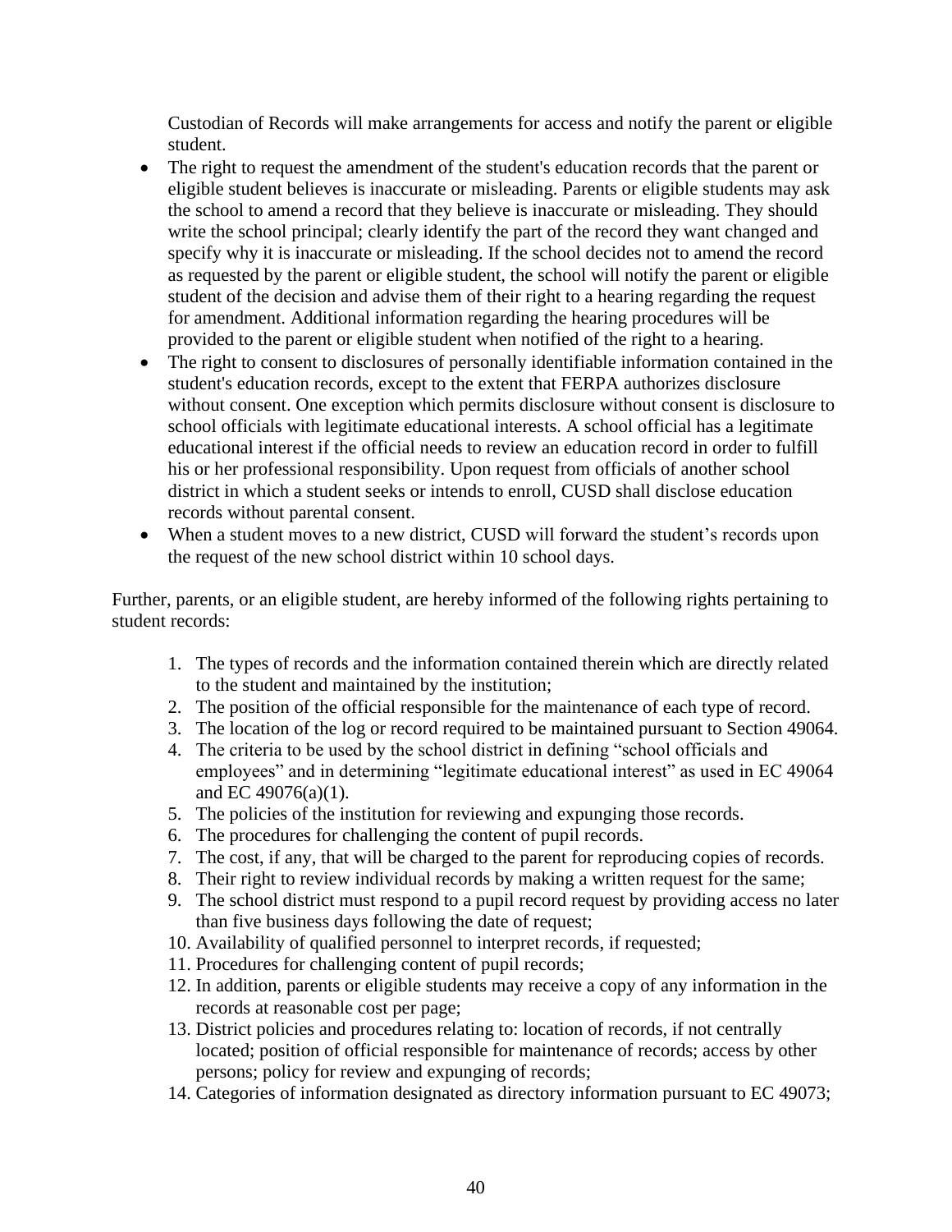Custodian of Records will make arrangements for access and notify the parent or eligible student.

- The right to request the amendment of the student's education records that the parent or eligible student believes is inaccurate or misleading. Parents or eligible students may ask the school to amend a record that they believe is inaccurate or misleading. They should write the school principal; clearly identify the part of the record they want changed and specify why it is inaccurate or misleading. If the school decides not to amend the record as requested by the parent or eligible student, the school will notify the parent or eligible student of the decision and advise them of their right to a hearing regarding the request for amendment. Additional information regarding the hearing procedures will be provided to the parent or eligible student when notified of the right to a hearing.
- The right to consent to disclosures of personally identifiable information contained in the student's education records, except to the extent that FERPA authorizes disclosure without consent. One exception which permits disclosure without consent is disclosure to school officials with legitimate educational interests. A school official has a legitimate educational interest if the official needs to review an education record in order to fulfill his or her professional responsibility. Upon request from officials of another school district in which a student seeks or intends to enroll, CUSD shall disclose education records without parental consent.
- When a student moves to a new district, CUSD will forward the student's records upon the request of the new school district within 10 school days.

Further, parents, or an eligible student, are hereby informed of the following rights pertaining to student records:

1. The types of records and the information contained therein which are directly related to the student and maintained by the institution;
2. The position of the official responsible for the maintenance of each type of record.
3. The location of the log or record required to be maintained pursuant to Section 49064.
4. The criteria to be used by the school district in defining "school officials and employees" and in determining "legitimate educational interest" as used in EC 49064 and EC 49076(a)(1).
5. The policies of the institution for reviewing and expunging those records.
6. The procedures for challenging the content of pupil records.
7. The cost, if any, that will be charged to the parent for reproducing copies of records.
8. Their right to review individual records by making a written request for the same;
9. The school district must respond to a pupil record request by providing access no later than five business days following the date of request;
10. Availability of qualified personnel to interpret records, if requested;
11. Procedures for challenging content of pupil records;
12. In addition, parents or eligible students may receive a copy of any information in the records at reasonable cost per page;
13. District policies and procedures relating to: location of records, if not centrally located; position of official responsible for maintenance of records; access by other persons; policy for review and expunging of records;
14. Categories of information designated as directory information pursuant to EC 49073;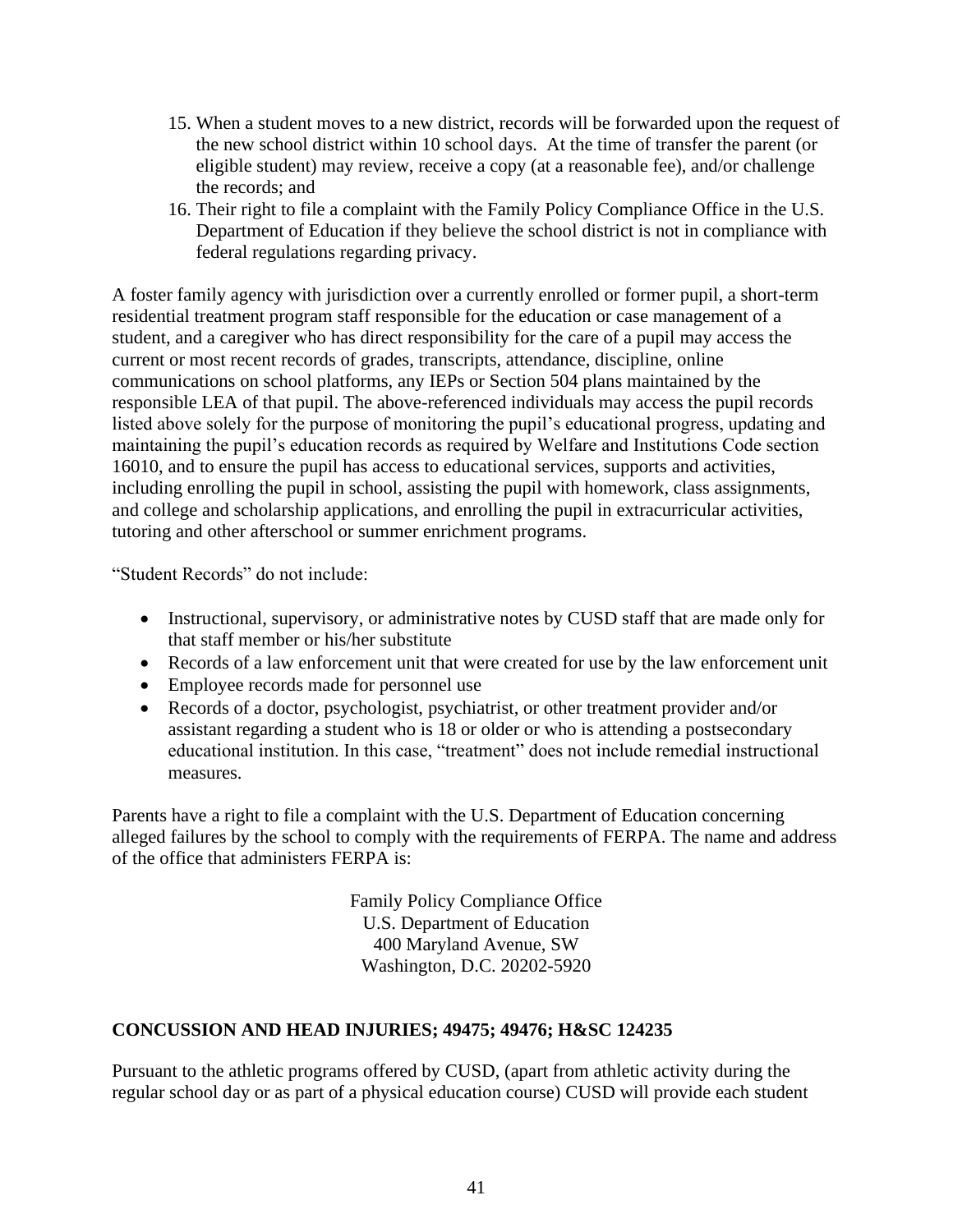15. When a student moves to a new district, records will be forwarded upon the request of the new school district within 10 school days. At the time of transfer the parent (or eligible student) may review, receive a copy (at a reasonable fee), and/or challenge the records; and
16. Their right to file a complaint with the Family Policy Compliance Office in the U.S. Department of Education if they believe the school district is not in compliance with federal regulations regarding privacy.

A foster family agency with jurisdiction over a currently enrolled or former pupil, a short-term residential treatment program staff responsible for the education or case management of a student, and a caregiver who has direct responsibility for the care of a pupil may access the current or most recent records of grades, transcripts, attendance, discipline, online communications on school platforms, any IEPs or Section 504 plans maintained by the responsible LEA of that pupil. The above-referenced individuals may access the pupil records listed above solely for the purpose of monitoring the pupil's educational progress, updating and maintaining the pupil's education records as required by Welfare and Institutions Code section 16010, and to ensure the pupil has access to educational services, supports and activities, including enrolling the pupil in school, assisting the pupil with homework, class assignments, and college and scholarship applications, and enrolling the pupil in extracurricular activities, tutoring and other afterschool or summer enrichment programs.

"Student Records" do not include:

- Instructional, supervisory, or administrative notes by CUSD staff that are made only for that staff member or his/her substitute
- Records of a law enforcement unit that were created for use by the law enforcement unit
- Employee records made for personnel use
- Records of a doctor, psychologist, psychiatrist, or other treatment provider and/or assistant regarding a student who is 18 or older or who is attending a postsecondary educational institution. In this case, "treatment" does not include remedial instructional measures.

Parents have a right to file a complaint with the U.S. Department of Education concerning alleged failures by the school to comply with the requirements of FERPA. The name and address of the office that administers FERPA is:

Family Policy Compliance Office
U.S. Department of Education
400 Maryland Avenue, SW
Washington, D.C. 20202-5920

**CONCUSSION AND HEAD INJURIES; 49475; 49476; H&SC 124235**

Pursuant to the athletic programs offered by CUSD, (apart from athletic activity during the regular school day or as part of a physical education course) CUSD will provide each student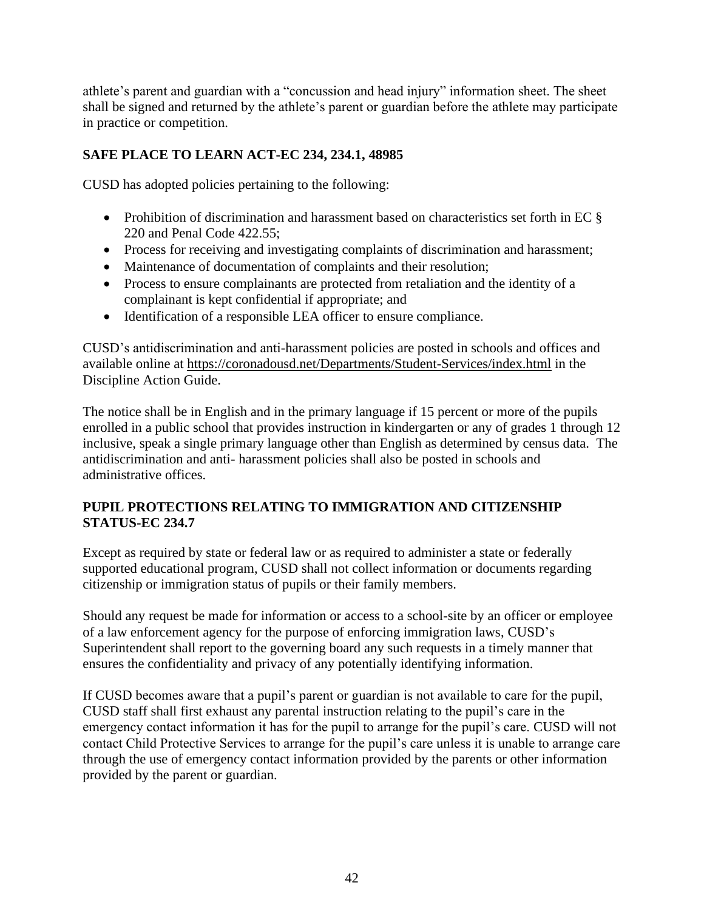athlete's parent and guardian with a "concussion and head injury" information sheet. The sheet shall be signed and returned by the athlete's parent or guardian before the athlete may participate in practice or competition.

## SAFE PLACE TO LEARN ACT-EC 234, 234.1, 48985

CUSD has adopted policies pertaining to the following:

- Prohibition of discrimination and harassment based on characteristics set forth in EC § 220 and Penal Code 422.55;
- Process for receiving and investigating complaints of discrimination and harassment;
- Maintenance of documentation of complaints and their resolution;
- Process to ensure complainants are protected from retaliation and the identity of a complainant is kept confidential if appropriate; and
- Identification of a responsible LEA officer to ensure compliance.

CUSD's antidiscrimination and anti-harassment policies are posted in schools and offices and available online at https://coronadousd.net/Departments/Student-Services/index.html in the Discipline Action Guide.

The notice shall be in English and in the primary language if 15 percent or more of the pupils enrolled in a public school that provides instruction in kindergarten or any of grades 1 through 12 inclusive, speak a single primary language other than English as determined by census data. The antidiscrimination and anti- harassment policies shall also be posted in schools and administrative offices.

## PUPIL PROTECTIONS RELATING TO IMMIGRATION AND CITIZENSHIP STATUS-EC 234.7

Except as required by state or federal law or as required to administer a state or federally supported educational program, CUSD shall not collect information or documents regarding citizenship or immigration status of pupils or their family members.

Should any request be made for information or access to a school-site by an officer or employee of a law enforcement agency for the purpose of enforcing immigration laws, CUSD's Superintendent shall report to the governing board any such requests in a timely manner that ensures the confidentiality and privacy of any potentially identifying information.

If CUSD becomes aware that a pupil's parent or guardian is not available to care for the pupil, CUSD staff shall first exhaust any parental instruction relating to the pupil's care in the emergency contact information it has for the pupil to arrange for the pupil's care. CUSD will not contact Child Protective Services to arrange for the pupil's care unless it is unable to arrange care through the use of emergency contact information provided by the parents or other information provided by the parent or guardian.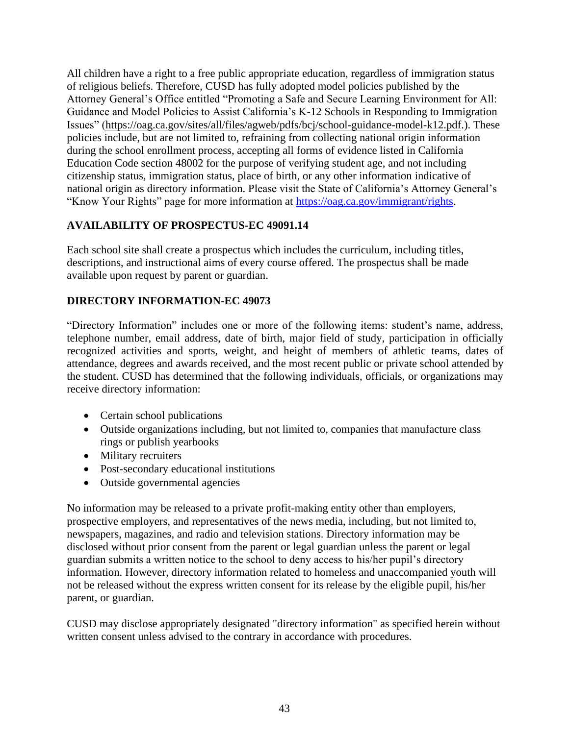All children have a right to a free public appropriate education, regardless of immigration status of religious beliefs. Therefore, CUSD has fully adopted model policies published by the Attorney General's Office entitled "Promoting a Safe and Secure Learning Environment for All: Guidance and Model Policies to Assist California's K-12 Schools in Responding to Immigration Issues" (https://oag.ca.gov/sites/all/files/agweb/pdfs/bcj/school-guidance-model-k12.pdf.). These policies include, but are not limited to, refraining from collecting national origin information during the school enrollment process, accepting all forms of evidence listed in California Education Code section 48002 for the purpose of verifying student age, and not including citizenship status, immigration status, place of birth, or any other information indicative of national origin as directory information. Please visit the State of California's Attorney General's "Know Your Rights" page for more information at https://oag.ca.gov/immigrant/rights.

## AVAILABILITY OF PROSPECTUS-EC 49091.14

Each school site shall create a prospectus which includes the curriculum, including titles, descriptions, and instructional aims of every course offered. The prospectus shall be made available upon request by parent or guardian.

## DIRECTORY INFORMATION-EC 49073

"Directory Information" includes one or more of the following items: student's name, address, telephone number, email address, date of birth, major field of study, participation in officially recognized activities and sports, weight, and height of members of athletic teams, dates of attendance, degrees and awards received, and the most recent public or private school attended by the student. CUSD has determined that the following individuals, officials, or organizations may receive directory information:

- Certain school publications
- Outside organizations including, but not limited to, companies that manufacture class rings or publish yearbooks
- Military recruiters
- Post-secondary educational institutions
- Outside governmental agencies

No information may be released to a private profit-making entity other than employers, prospective employers, and representatives of the news media, including, but not limited to, newspapers, magazines, and radio and television stations. Directory information may be disclosed without prior consent from the parent or legal guardian unless the parent or legal guardian submits a written notice to the school to deny access to his/her pupil's directory information. However, directory information related to homeless and unaccompanied youth will not be released without the express written consent for its release by the eligible pupil, his/her parent, or guardian.

CUSD may disclose appropriately designated "directory information" as specified herein without written consent unless advised to the contrary in accordance with procedures.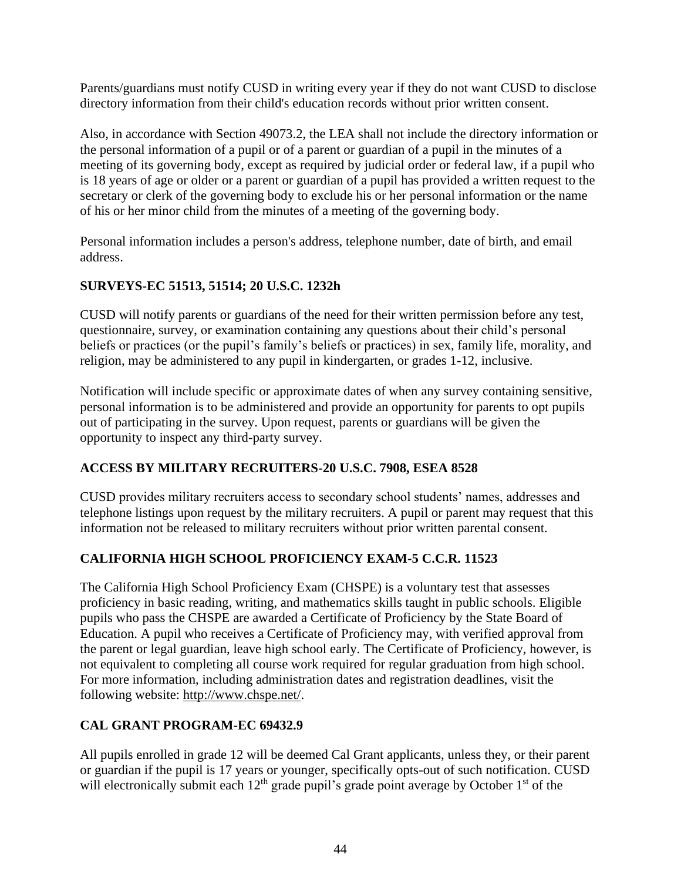Parents/guardians must notify CUSD in writing every year if they do not want CUSD to disclose directory information from their child's education records without prior written consent.

Also, in accordance with Section 49073.2, the LEA shall not include the directory information or the personal information of a pupil or of a parent or guardian of a pupil in the minutes of a meeting of its governing body, except as required by judicial order or federal law, if a pupil who is 18 years of age or older or a parent or guardian of a pupil has provided a written request to the secretary or clerk of the governing body to exclude his or her personal information or the name of his or her minor child from the minutes of a meeting of the governing body.

Personal information includes a person's address, telephone number, date of birth, and email address.

**SURVEYS-EC 51513, 51514; 20 U.S.C. 1232h**

CUSD will notify parents or guardians of the need for their written permission before any test, questionnaire, survey, or examination containing any questions about their child's personal beliefs or practices (or the pupil's family's beliefs or practices) in sex, family life, morality, and religion, may be administered to any pupil in kindergarten, or grades 1-12, inclusive.

Notification will include specific or approximate dates of when any survey containing sensitive, personal information is to be administered and provide an opportunity for parents to opt pupils out of participating in the survey. Upon request, parents or guardians will be given the opportunity to inspect any third-party survey.

**ACCESS BY MILITARY RECRUITERS-20 U.S.C. 7908, ESEA 8528**

CUSD provides military recruiters access to secondary school students' names, addresses and telephone listings upon request by the military recruiters. A pupil or parent may request that this information not be released to military recruiters without prior written parental consent.

**CALIFORNIA HIGH SCHOOL PROFICIENCY EXAM-5 C.C.R. 11523**

The California High School Proficiency Exam (CHSPE) is a voluntary test that assesses proficiency in basic reading, writing, and mathematics skills taught in public schools. Eligible pupils who pass the CHSPE are awarded a Certificate of Proficiency by the State Board of Education. A pupil who receives a Certificate of Proficiency may, with verified approval from the parent or legal guardian, leave high school early. The Certificate of Proficiency, however, is not equivalent to completing all course work required for regular graduation from high school. For more information, including administration dates and registration deadlines, visit the following website: http://www.chspe.net/.

**CAL GRANT PROGRAM-EC 69432.9**

All pupils enrolled in grade 12 will be deemed Cal Grant applicants, unless they, or their parent or guardian if the pupil is 17 years or younger, specifically opts-out of such notification. CUSD will electronically submit each 12th grade pupil's grade point average by October 1st of the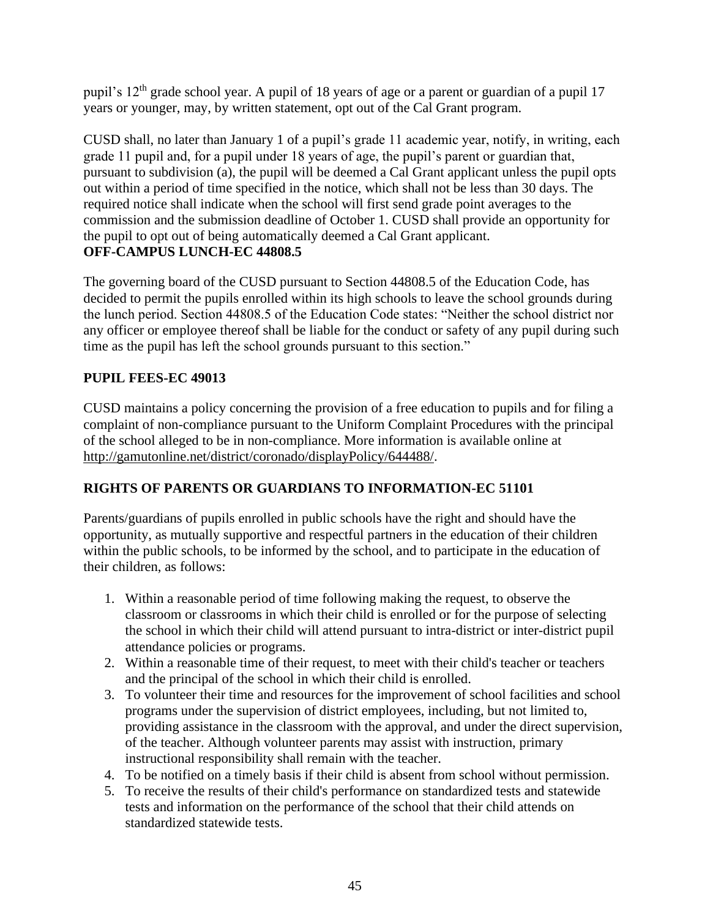pupil's 12th grade school year. A pupil of 18 years of age or a parent or guardian of a pupil 17 years or younger, may, by written statement, opt out of the Cal Grant program.

CUSD shall, no later than January 1 of a pupil's grade 11 academic year, notify, in writing, each grade 11 pupil and, for a pupil under 18 years of age, the pupil's parent or guardian that, pursuant to subdivision (a), the pupil will be deemed a Cal Grant applicant unless the pupil opts out within a period of time specified in the notice, which shall not be less than 30 days. The required notice shall indicate when the school will first send grade point averages to the commission and the submission deadline of October 1. CUSD shall provide an opportunity for the pupil to opt out of being automatically deemed a Cal Grant applicant.

**OFF-CAMPUS LUNCH-EC 44808.5**

The governing board of the CUSD pursuant to Section 44808.5 of the Education Code, has decided to permit the pupils enrolled within its high schools to leave the school grounds during the lunch period. Section 44808.5 of the Education Code states: "Neither the school district nor any officer or employee thereof shall be liable for the conduct or safety of any pupil during such time as the pupil has left the school grounds pursuant to this section."

**PUPIL FEES-EC 49013**

CUSD maintains a policy concerning the provision of a free education to pupils and for filing a complaint of non-compliance pursuant to the Uniform Complaint Procedures with the principal of the school alleged to be in non-compliance. More information is available online at http://gamutonline.net/district/coronado/displayPolicy/644488/.

**RIGHTS OF PARENTS OR GUARDIANS TO INFORMATION-EC 51101**

Parents/guardians of pupils enrolled in public schools have the right and should have the opportunity, as mutually supportive and respectful partners in the education of their children within the public schools, to be informed by the school, and to participate in the education of their children, as follows:

1. Within a reasonable period of time following making the request, to observe the classroom or classrooms in which their child is enrolled or for the purpose of selecting the school in which their child will attend pursuant to intra-district or inter-district pupil attendance policies or programs.
2. Within a reasonable time of their request, to meet with their child's teacher or teachers and the principal of the school in which their child is enrolled.
3. To volunteer their time and resources for the improvement of school facilities and school programs under the supervision of district employees, including, but not limited to, providing assistance in the classroom with the approval, and under the direct supervision, of the teacher. Although volunteer parents may assist with instruction, primary instructional responsibility shall remain with the teacher.
4. To be notified on a timely basis if their child is absent from school without permission.
5. To receive the results of their child's performance on standardized tests and statewide tests and information on the performance of the school that their child attends on standardized statewide tests.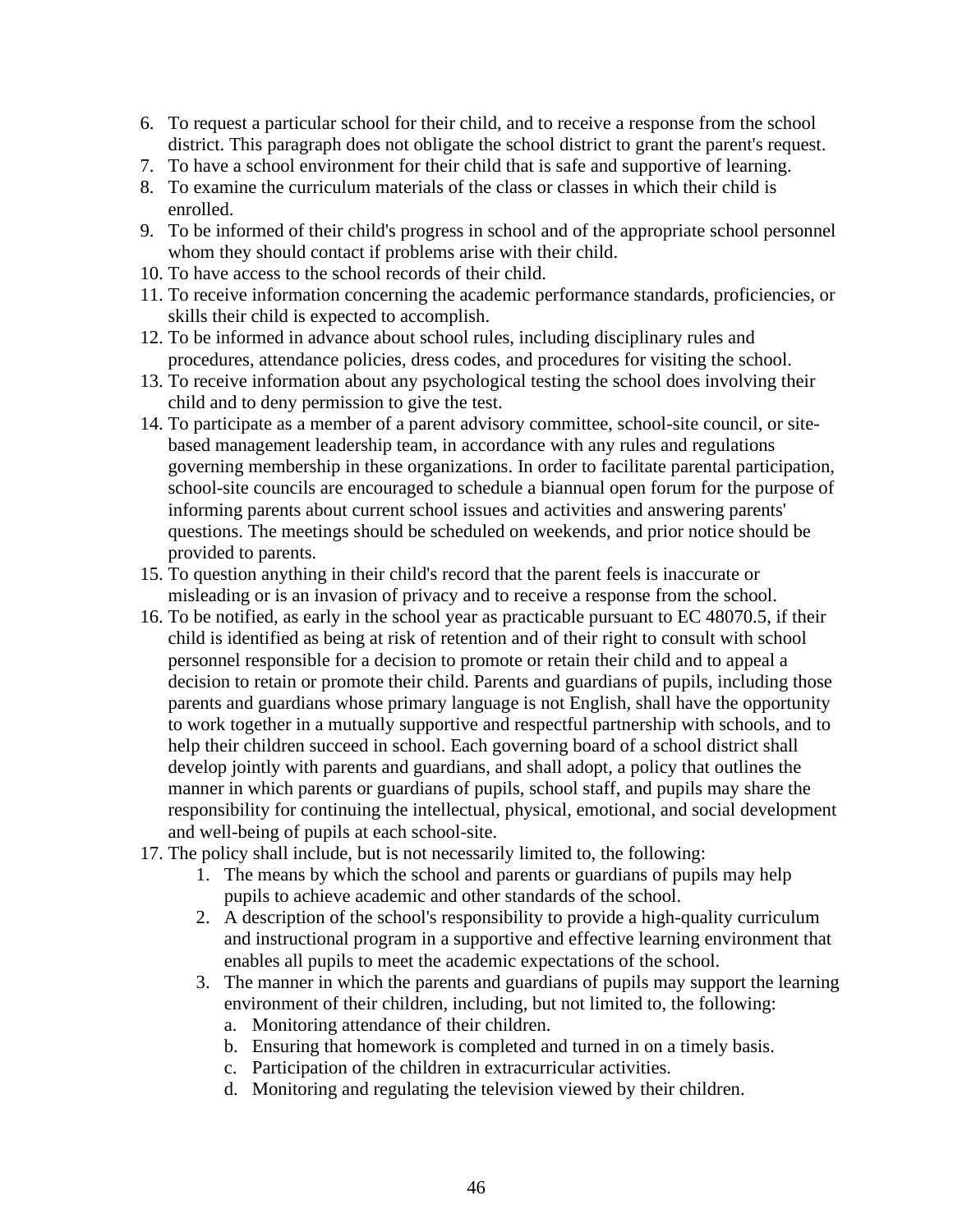6. To request a particular school for their child, and to receive a response from the school district. This paragraph does not obligate the school district to grant the parent's request.
7. To have a school environment for their child that is safe and supportive of learning.
8. To examine the curriculum materials of the class or classes in which their child is enrolled.
9. To be informed of their child's progress in school and of the appropriate school personnel whom they should contact if problems arise with their child.
10. To have access to the school records of their child.
11. To receive information concerning the academic performance standards, proficiencies, or skills their child is expected to accomplish.
12. To be informed in advance about school rules, including disciplinary rules and procedures, attendance policies, dress codes, and procedures for visiting the school.
13. To receive information about any psychological testing the school does involving their child and to deny permission to give the test.
14. To participate as a member of a parent advisory committee, school-site council, or site-based management leadership team, in accordance with any rules and regulations governing membership in these organizations. In order to facilitate parental participation, school-site councils are encouraged to schedule a biannual open forum for the purpose of informing parents about current school issues and activities and answering parents' questions. The meetings should be scheduled on weekends, and prior notice should be provided to parents.
15. To question anything in their child's record that the parent feels is inaccurate or misleading or is an invasion of privacy and to receive a response from the school.
16. To be notified, as early in the school year as practicable pursuant to EC 48070.5, if their child is identified as being at risk of retention and of their right to consult with school personnel responsible for a decision to promote or retain their child and to appeal a decision to retain or promote their child. Parents and guardians of pupils, including those parents and guardians whose primary language is not English, shall have the opportunity to work together in a mutually supportive and respectful partnership with schools, and to help their children succeed in school. Each governing board of a school district shall develop jointly with parents and guardians, and shall adopt, a policy that outlines the manner in which parents or guardians of pupils, school staff, and pupils may share the responsibility for continuing the intellectual, physical, emotional, and social development and well-being of pupils at each school-site.
17. The policy shall include, but is not necessarily limited to, the following:
    1. The means by which the school and parents or guardians of pupils may help pupils to achieve academic and other standards of the school.
    2. A description of the school's responsibility to provide a high-quality curriculum and instructional program in a supportive and effective learning environment that enables all pupils to meet the academic expectations of the school.
    3. The manner in which the parents and guardians of pupils may support the learning environment of their children, including, but not limited to, the following:
        a. Monitoring attendance of their children.
        b. Ensuring that homework is completed and turned in on a timely basis.
        c. Participation of the children in extracurricular activities.
        d. Monitoring and regulating the television viewed by their children.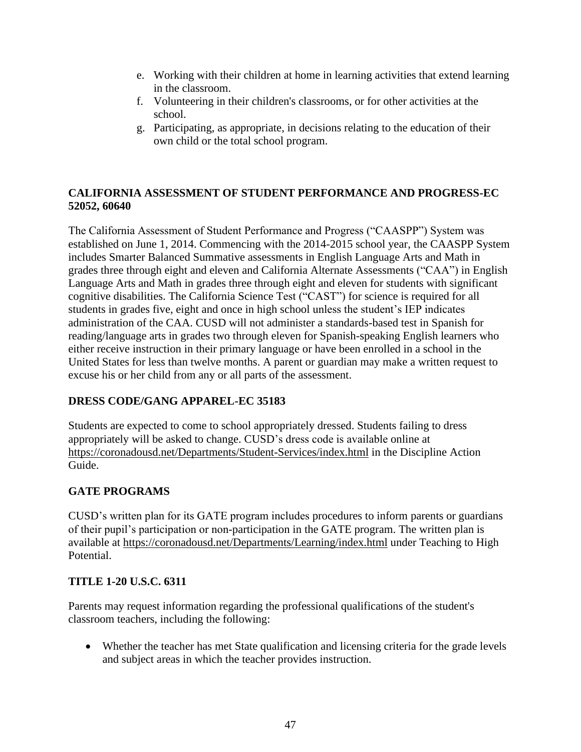e. Working with their children at home in learning activities that extend learning in the classroom.
f. Volunteering in their children's classrooms, or for other activities at the school.
g. Participating, as appropriate, in decisions relating to the education of their own child or the total school program.

**CALIFORNIA ASSESSMENT OF STUDENT PERFORMANCE AND PROGRESS-EC 52052, 60640**

The California Assessment of Student Performance and Progress ("CAASPP") System was established on June 1, 2014. Commencing with the 2014-2015 school year, the CAASPP System includes Smarter Balanced Summative assessments in English Language Arts and Math in grades three through eight and eleven and California Alternate Assessments ("CAA") in English Language Arts and Math in grades three through eight and eleven for students with significant cognitive disabilities. The California Science Test ("CAST") for science is required for all students in grades five, eight and once in high school unless the student's IEP indicates administration of the CAA. CUSD will not administer a standards-based test in Spanish for reading/language arts in grades two through eleven for Spanish-speaking English learners who either receive instruction in their primary language or have been enrolled in a school in the United States for less than twelve months. A parent or guardian may make a written request to excuse his or her child from any or all parts of the assessment.

**DRESS CODE/GANG APPAREL-EC 35183**

Students are expected to come to school appropriately dressed. Students failing to dress appropriately will be asked to change. CUSD's dress code is available online at https://coronadousd.net/Departments/Student-Services/index.html in the Discipline Action Guide.

**GATE PROGRAMS**

CUSD's written plan for its GATE program includes procedures to inform parents or guardians of their pupil's participation or non-participation in the GATE program. The written plan is available at https://coronadousd.net/Departments/Learning/index.html under Teaching to High Potential.

**TITLE 1-20 U.S.C. 6311**

Parents may request information regarding the professional qualifications of the student's classroom teachers, including the following:

- Whether the teacher has met State qualification and licensing criteria for the grade levels and subject areas in which the teacher provides instruction.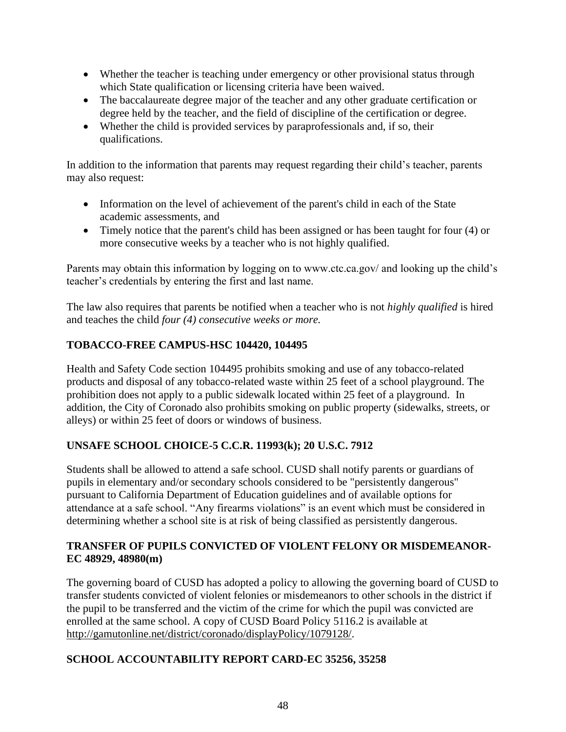- Whether the teacher is teaching under emergency or other provisional status through which State qualification or licensing criteria have been waived.
- The baccalaureate degree major of the teacher and any other graduate certification or degree held by the teacher, and the field of discipline of the certification or degree.
- Whether the child is provided services by paraprofessionals and, if so, their qualifications.

In addition to the information that parents may request regarding their child's teacher, parents may also request:

- Information on the level of achievement of the parent's child in each of the State academic assessments, and
- Timely notice that the parent's child has been assigned or has been taught for four (4) or more consecutive weeks by a teacher who is not highly qualified.

Parents may obtain this information by logging on to www.ctc.ca.gov/ and looking up the child's teacher's credentials by entering the first and last name.

The law also requires that parents be notified when a teacher who is not *highly qualified* is hired and teaches the child *four (4) consecutive weeks or more.*

## TOBACCO-FREE CAMPUS-HSC 104420, 104495

Health and Safety Code section 104495 prohibits smoking and use of any tobacco-related products and disposal of any tobacco-related waste within 25 feet of a school playground. The prohibition does not apply to a public sidewalk located within 25 feet of a playground. In addition, the City of Coronado also prohibits smoking on public property (sidewalks, streets, or alleys) or within 25 feet of doors or windows of business.

## UNSAFE SCHOOL CHOICE-5 C.C.R. 11993(k); 20 U.S.C. 7912

Students shall be allowed to attend a safe school. CUSD shall notify parents or guardians of pupils in elementary and/or secondary schools considered to be "persistently dangerous" pursuant to California Department of Education guidelines and of available options for attendance at a safe school. "Any firearms violations" is an event which must be considered in determining whether a school site is at risk of being classified as persistently dangerous.

## TRANSFER OF PUPILS CONVICTED OF VIOLENT FELONY OR MISDEMEANOR-EC 48929, 48980(m)

The governing board of CUSD has adopted a policy to allowing the governing board of CUSD to transfer students convicted of violent felonies or misdemeanors to other schools in the district if the pupil to be transferred and the victim of the crime for which the pupil was convicted are enrolled at the same school. A copy of CUSD Board Policy 5116.2 is available at http://gamutonline.net/district/coronado/displayPolicy/1079128/.

## SCHOOL ACCOUNTABILITY REPORT CARD-EC 35256, 35258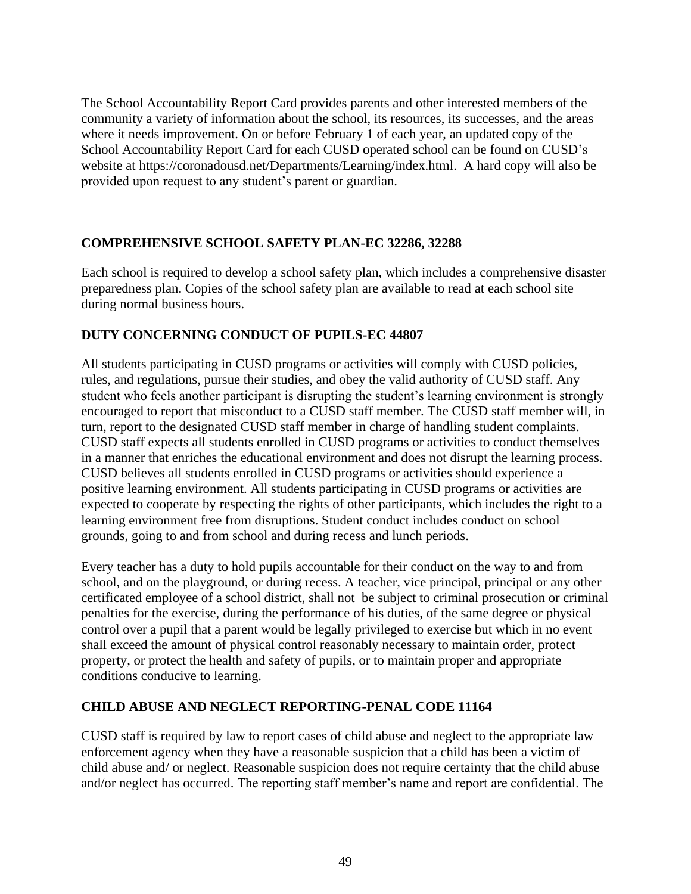The School Accountability Report Card provides parents and other interested members of the community a variety of information about the school, its resources, its successes, and the areas where it needs improvement. On or before February 1 of each year, an updated copy of the School Accountability Report Card for each CUSD operated school can be found on CUSD's website at https://coronadousd.net/Departments/Learning/index.html. A hard copy will also be provided upon request to any student's parent or guardian.

## COMPREHENSIVE SCHOOL SAFETY PLAN-EC 32286, 32288

Each school is required to develop a school safety plan, which includes a comprehensive disaster preparedness plan. Copies of the school safety plan are available to read at each school site during normal business hours.

## DUTY CONCERNING CONDUCT OF PUPILS-EC 44807

All students participating in CUSD programs or activities will comply with CUSD policies, rules, and regulations, pursue their studies, and obey the valid authority of CUSD staff. Any student who feels another participant is disrupting the student's learning environment is strongly encouraged to report that misconduct to a CUSD staff member. The CUSD staff member will, in turn, report to the designated CUSD staff member in charge of handling student complaints. CUSD staff expects all students enrolled in CUSD programs or activities to conduct themselves in a manner that enriches the educational environment and does not disrupt the learning process. CUSD believes all students enrolled in CUSD programs or activities should experience a positive learning environment. All students participating in CUSD programs or activities are expected to cooperate by respecting the rights of other participants, which includes the right to a learning environment free from disruptions. Student conduct includes conduct on school grounds, going to and from school and during recess and lunch periods.

Every teacher has a duty to hold pupils accountable for their conduct on the way to and from school, and on the playground, or during recess. A teacher, vice principal, principal or any other certificated employee of a school district, shall not be subject to criminal prosecution or criminal penalties for the exercise, during the performance of his duties, of the same degree or physical control over a pupil that a parent would be legally privileged to exercise but which in no event shall exceed the amount of physical control reasonably necessary to maintain order, protect property, or protect the health and safety of pupils, or to maintain proper and appropriate conditions conducive to learning.

## CHILD ABUSE AND NEGLECT REPORTING-PENAL CODE 11164

CUSD staff is required by law to report cases of child abuse and neglect to the appropriate law enforcement agency when they have a reasonable suspicion that a child has been a victim of child abuse and/ or neglect. Reasonable suspicion does not require certainty that the child abuse and/or neglect has occurred. The reporting staff member's name and report are confidential. The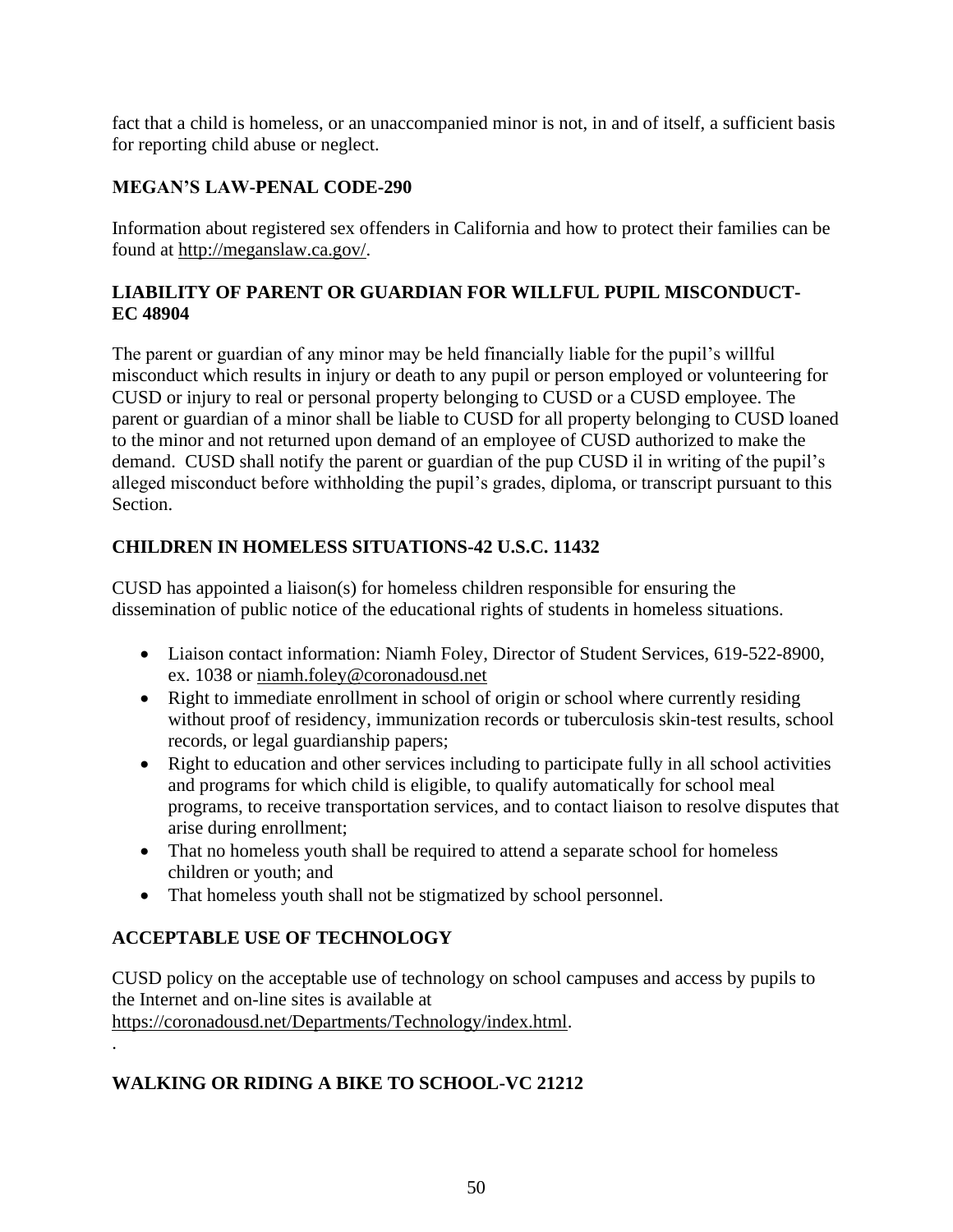fact that a child is homeless, or an unaccompanied minor is not, in and of itself, a sufficient basis for reporting child abuse or neglect.

## MEGAN'S LAW-PENAL CODE-290

Information about registered sex offenders in California and how to protect their families can be found at http://meganslaw.ca.gov/.

## LIABILITY OF PARENT OR GUARDIAN FOR WILLFUL PUPIL MISCONDUCT-EC 48904

The parent or guardian of any minor may be held financially liable for the pupil's willful misconduct which results in injury or death to any pupil or person employed or volunteering for CUSD or injury to real or personal property belonging to CUSD or a CUSD employee. The parent or guardian of a minor shall be liable to CUSD for all property belonging to CUSD loaned to the minor and not returned upon demand of an employee of CUSD authorized to make the demand. CUSD shall notify the parent or guardian of the pup CUSD il in writing of the pupil's alleged misconduct before withholding the pupil's grades, diploma, or transcript pursuant to this Section.

## CHILDREN IN HOMELESS SITUATIONS-42 U.S.C. 11432

CUSD has appointed a liaison(s) for homeless children responsible for ensuring the dissemination of public notice of the educational rights of students in homeless situations.

- Liaison contact information: Niamh Foley, Director of Student Services, 619-522-8900, ex. 1038 or niamh.foley@coronadousd.net
- Right to immediate enrollment in school of origin or school where currently residing without proof of residency, immunization records or tuberculosis skin-test results, school records, or legal guardianship papers;
- Right to education and other services including to participate fully in all school activities and programs for which child is eligible, to qualify automatically for school meal programs, to receive transportation services, and to contact liaison to resolve disputes that arise during enrollment;
- That no homeless youth shall be required to attend a separate school for homeless children or youth; and
- That homeless youth shall not be stigmatized by school personnel.

## ACCEPTABLE USE OF TECHNOLOGY

CUSD policy on the acceptable use of technology on school campuses and access by pupils to the Internet and on-line sites is available at https://coronadousd.net/Departments/Technology/index.html.

.

## WALKING OR RIDING A BIKE TO SCHOOL-VC 21212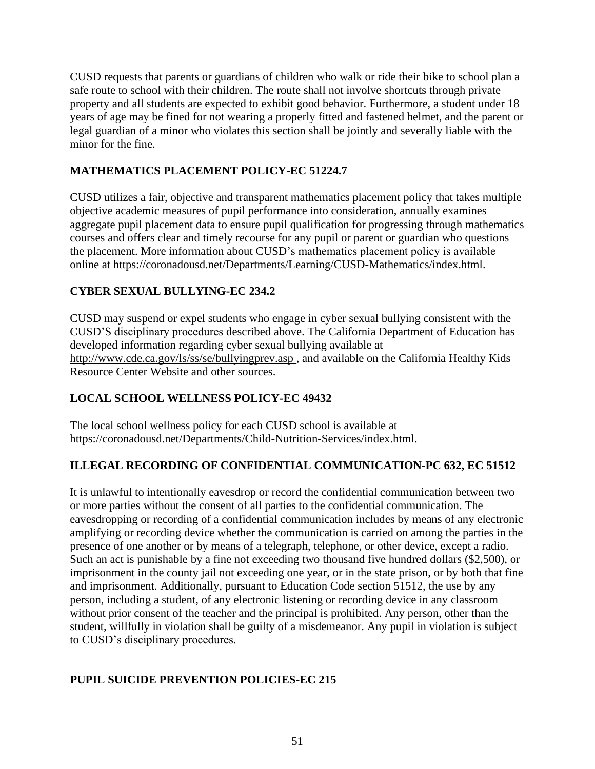CUSD requests that parents or guardians of children who walk or ride their bike to school plan a safe route to school with their children. The route shall not involve shortcuts through private property and all students are expected to exhibit good behavior. Furthermore, a student under 18 years of age may be fined for not wearing a properly fitted and fastened helmet, and the parent or legal guardian of a minor who violates this section shall be jointly and severally liable with the minor for the fine.

## MATHEMATICS PLACEMENT POLICY-EC 51224.7

CUSD utilizes a fair, objective and transparent mathematics placement policy that takes multiple objective academic measures of pupil performance into consideration, annually examines aggregate pupil placement data to ensure pupil qualification for progressing through mathematics courses and offers clear and timely recourse for any pupil or parent or guardian who questions the placement. More information about CUSD's mathematics placement policy is available online at https://coronadousd.net/Departments/Learning/CUSD-Mathematics/index.html.

## CYBER SEXUAL BULLYING-EC 234.2

CUSD may suspend or expel students who engage in cyber sexual bullying consistent with the CUSD'S disciplinary procedures described above. The California Department of Education has developed information regarding cyber sexual bullying available at http://www.cde.ca.gov/ls/ss/se/bullyingprev.asp , and available on the California Healthy Kids Resource Center Website and other sources.

## LOCAL SCHOOL WELLNESS POLICY-EC 49432

The local school wellness policy for each CUSD school is available at https://coronadousd.net/Departments/Child-Nutrition-Services/index.html.

## ILLEGAL RECORDING OF CONFIDENTIAL COMMUNICATION-PC 632, EC 51512

It is unlawful to intentionally eavesdrop or record the confidential communication between two or more parties without the consent of all parties to the confidential communication. The eavesdropping or recording of a confidential communication includes by means of any electronic amplifying or recording device whether the communication is carried on among the parties in the presence of one another or by means of a telegraph, telephone, or other device, except a radio. Such an act is punishable by a fine not exceeding two thousand five hundred dollars ($2,500), or imprisonment in the county jail not exceeding one year, or in the state prison, or by both that fine and imprisonment. Additionally, pursuant to Education Code section 51512, the use by any person, including a student, of any electronic listening or recording device in any classroom without prior consent of the teacher and the principal is prohibited. Any person, other than the student, willfully in violation shall be guilty of a misdemeanor. Any pupil in violation is subject to CUSD's disciplinary procedures.

## PUPIL SUICIDE PREVENTION POLICIES-EC 215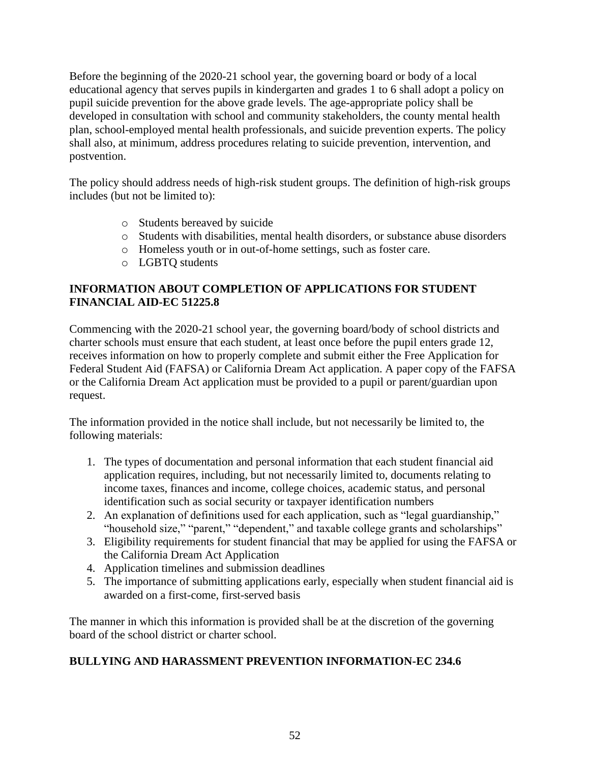Before the beginning of the 2020-21 school year, the governing board or body of a local educational agency that serves pupils in kindergarten and grades 1 to 6 shall adopt a policy on pupil suicide prevention for the above grade levels. The age-appropriate policy shall be developed in consultation with school and community stakeholders, the county mental health plan, school-employed mental health professionals, and suicide prevention experts. The policy shall also, at minimum, address procedures relating to suicide prevention, intervention, and postvention.

The policy should address needs of high-risk student groups. The definition of high-risk groups includes (but not be limited to):

- Students bereaved by suicide
- Students with disabilities, mental health disorders, or substance abuse disorders
- Homeless youth or in out-of-home settings, such as foster care.
- LGBTQ students

**INFORMATION ABOUT COMPLETION OF APPLICATIONS FOR STUDENT FINANCIAL AID-EC 51225.8**

Commencing with the 2020-21 school year, the governing board/body of school districts and charter schools must ensure that each student, at least once before the pupil enters grade 12, receives information on how to properly complete and submit either the Free Application for Federal Student Aid (FAFSA) or California Dream Act application. A paper copy of the FAFSA or the California Dream Act application must be provided to a pupil or parent/guardian upon request.

The information provided in the notice shall include, but not necessarily be limited to, the following materials:

1. The types of documentation and personal information that each student financial aid application requires, including, but not necessarily limited to, documents relating to income taxes, finances and income, college choices, academic status, and personal identification such as social security or taxpayer identification numbers
2. An explanation of definitions used for each application, such as "legal guardianship," "household size," "parent," "dependent," and taxable college grants and scholarships"
3. Eligibility requirements for student financial that may be applied for using the FAFSA or the California Dream Act Application
4. Application timelines and submission deadlines
5. The importance of submitting applications early, especially when student financial aid is awarded on a first-come, first-served basis

The manner in which this information is provided shall be at the discretion of the governing board of the school district or charter school.

**BULLYING AND HARASSMENT PREVENTION INFORMATION-EC 234.6**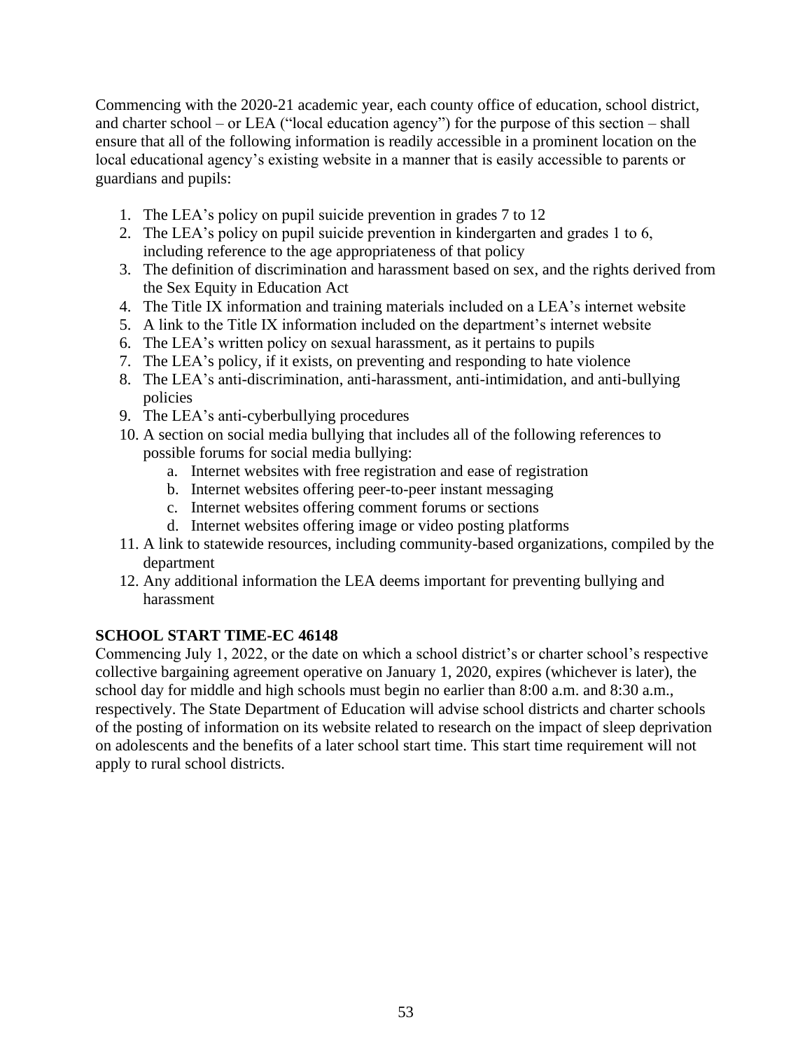Commencing with the 2020-21 academic year, each county office of education, school district, and charter school – or LEA ("local education agency") for the purpose of this section – shall ensure that all of the following information is readily accessible in a prominent location on the local educational agency's existing website in a manner that is easily accessible to parents or guardians and pupils:

1. The LEA's policy on pupil suicide prevention in grades 7 to 12
2. The LEA's policy on pupil suicide prevention in kindergarten and grades 1 to 6, including reference to the age appropriateness of that policy
3. The definition of discrimination and harassment based on sex, and the rights derived from the Sex Equity in Education Act
4. The Title IX information and training materials included on a LEA's internet website
5. A link to the Title IX information included on the department's internet website
6. The LEA's written policy on sexual harassment, as it pertains to pupils
7. The LEA's policy, if it exists, on preventing and responding to hate violence
8. The LEA's anti-discrimination, anti-harassment, anti-intimidation, and anti-bullying policies
9. The LEA's anti-cyberbullying procedures
10. A section on social media bullying that includes all of the following references to possible forums for social media bullying:
    a. Internet websites with free registration and ease of registration
    b. Internet websites offering peer-to-peer instant messaging
    c. Internet websites offering comment forums or sections
    d. Internet websites offering image or video posting platforms
11. A link to statewide resources, including community-based organizations, compiled by the department
12. Any additional information the LEA deems important for preventing bullying and harassment

**SCHOOL START TIME-EC 46148**

Commencing July 1, 2022, or the date on which a school district's or charter school's respective collective bargaining agreement operative on January 1, 2020, expires (whichever is later), the school day for middle and high schools must begin no earlier than 8:00 a.m. and 8:30 a.m., respectively. The State Department of Education will advise school districts and charter schools of the posting of information on its website related to research on the impact of sleep deprivation on adolescents and the benefits of a later school start time. This start time requirement will not apply to rural school districts.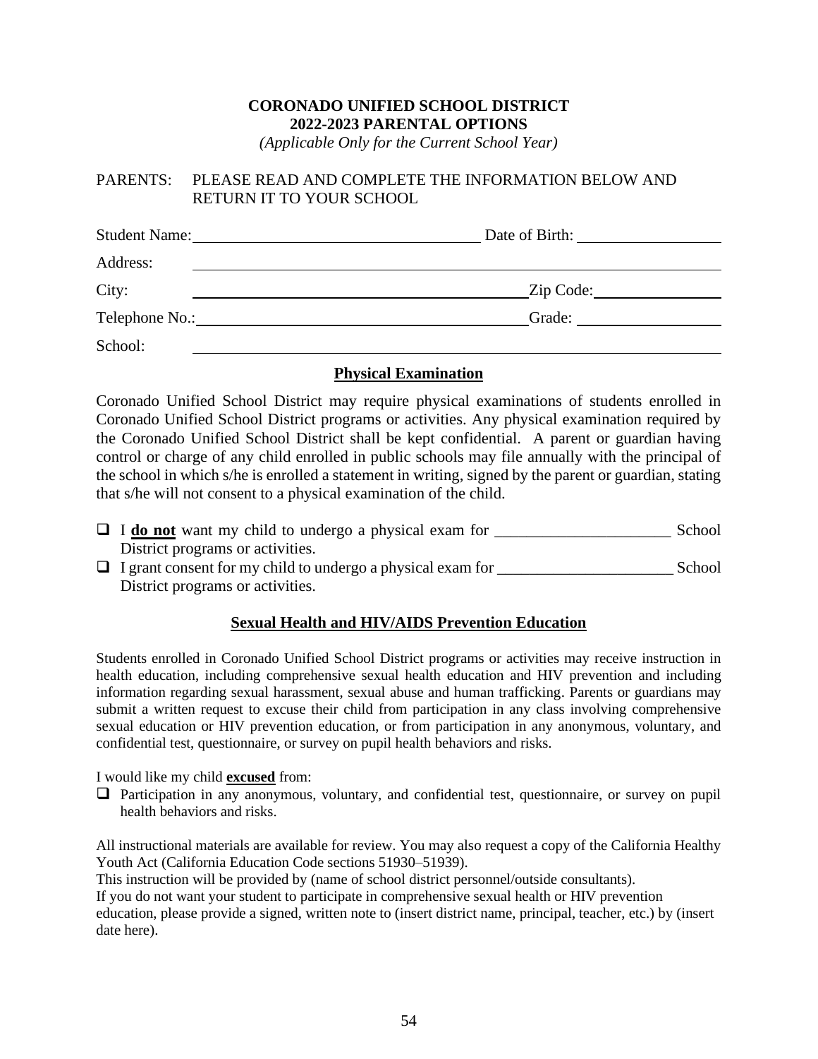**CORONADO UNIFIED SCHOOL DISTRICT**
**2022-2023 PARENTAL OPTIONS**
*(Applicable Only for the Current School Year)*

PARENTS: PLEASE READ AND COMPLETE THE INFORMATION BELOW AND RETURN IT TO YOUR SCHOOL

Student Name: ____________________________________ Date of Birth: __________________

Address: ________________________________________________________________

City: ____________________________________________ Zip Code: ________________

Telephone No.: ____________________________________ Grade: __________________

School: _________________________________________________________________

## Physical Examination

Coronado Unified School District may require physical examinations of students enrolled in Coronado Unified School District programs or activities. Any physical examination required by the Coronado Unified School District shall be kept confidential. A parent or guardian having control or charge of any child enrolled in public schools may file annually with the principal of the school in which s/he is enrolled a statement in writing, signed by the parent or guardian, stating that s/he will not consent to a physical examination of the child.

- ❑ I **do not** want my child to undergo a physical exam for ______________________ School District programs or activities.
- ❑ I grant consent for my child to undergo a physical exam for ______________________ School District programs or activities.

## Sexual Health and HIV/AIDS Prevention Education

Students enrolled in Coronado Unified School District programs or activities may receive instruction in health education, including comprehensive sexual health education and HIV prevention and including information regarding sexual harassment, sexual abuse and human trafficking. Parents or guardians may submit a written request to excuse their child from participation in any class involving comprehensive sexual education or HIV prevention education, or from participation in any anonymous, voluntary, and confidential test, questionnaire, or survey on pupil health behaviors and risks.

I would like my child **excused** from:

- ❑ Participation in any anonymous, voluntary, and confidential test, questionnaire, or survey on pupil health behaviors and risks.

All instructional materials are available for review. You may also request a copy of the California Healthy Youth Act (California Education Code sections 51930–51939).
This instruction will be provided by (name of school district personnel/outside consultants).
If you do not want your student to participate in comprehensive sexual health or HIV prevention education, please provide a signed, written note to (insert district name, principal, teacher, etc.) by (insert date here).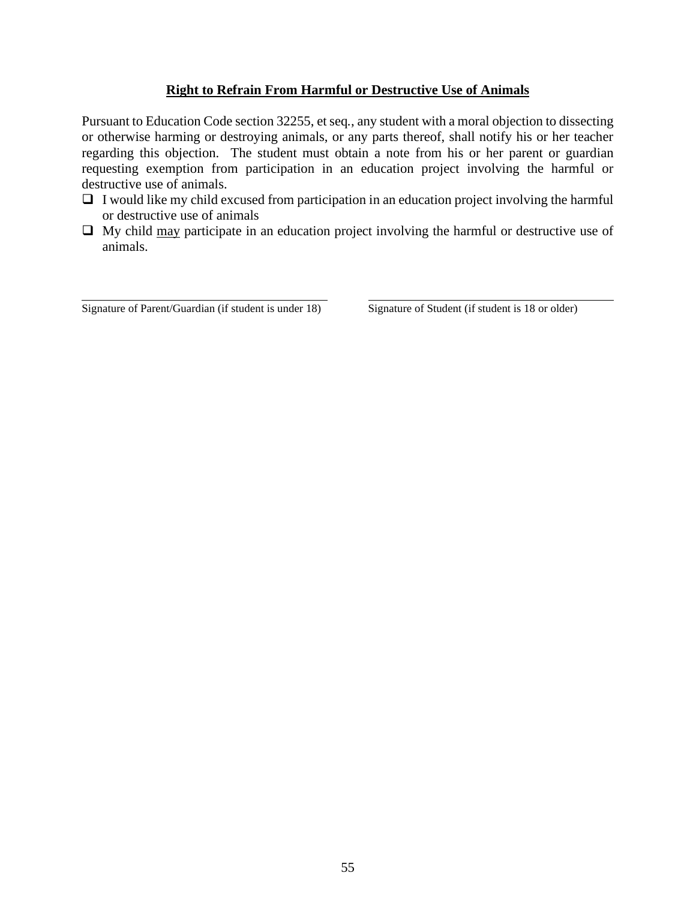**<u>Right to Refrain From Harmful or Destructive Use of Animals</u>**

Pursuant to Education Code section 32255, et seq., any student with a moral objection to dissecting or otherwise harming or destroying animals, or any parts thereof, shall notify his or her teacher regarding this objection. The student must obtain a note from his or her parent or guardian requesting exemption from participation in an education project involving the harmful or destructive use of animals.

- ☐ I would like my child excused from participation in an education project involving the harmful or destructive use of animals
- ☐ My child <u>may</u> participate in an education project involving the harmful or destructive use of animals.

\_\_\_\_\_\_\_\_\_\_\_\_\_\_\_\_\_\_\_\_\_\_\_\_\_\_\_\_\_\_\_\_\_\_\_\_\_\_\_\_
Signature of Parent/Guardian (if student is under 18)

\_\_\_\_\_\_\_\_\_\_\_\_\_\_\_\_\_\_\_\_\_\_\_\_\_\_\_\_\_\_\_\_\_\_\_\_\_\_\_\_
Signature of Student (if student is 18 or older)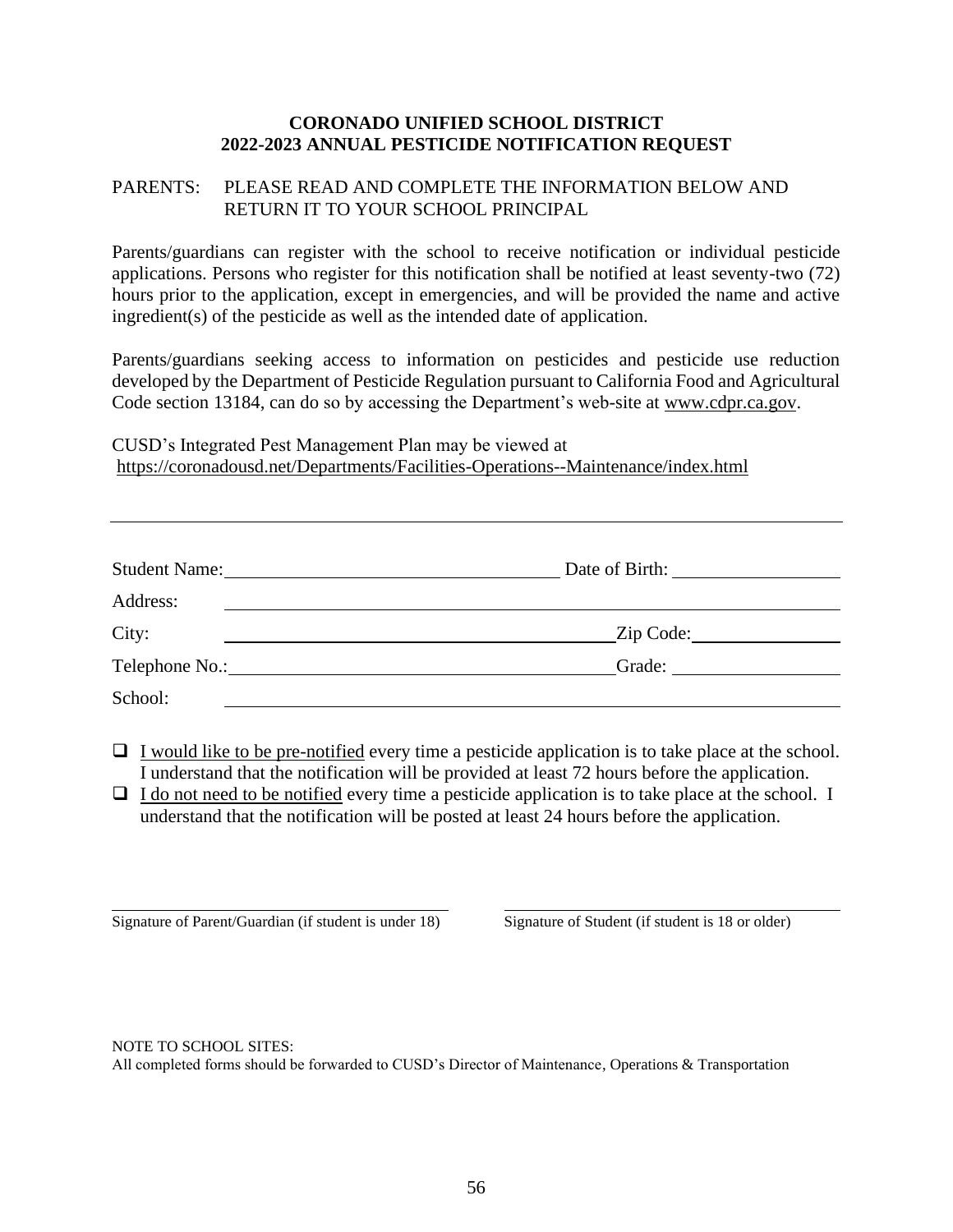**CORONADO UNIFIED SCHOOL DISTRICT**
**2022-2023 ANNUAL PESTICIDE NOTIFICATION REQUEST**

PARENTS: PLEASE READ AND COMPLETE THE INFORMATION BELOW AND RETURN IT TO YOUR SCHOOL PRINCIPAL

Parents/guardians can register with the school to receive notification or individual pesticide applications. Persons who register for this notification shall be notified at least seventy-two (72) hours prior to the application, except in emergencies, and will be provided the name and active ingredient(s) of the pesticide as well as the intended date of application.

Parents/guardians seeking access to information on pesticides and pesticide use reduction developed by the Department of Pesticide Regulation pursuant to California Food and Agricultural Code section 13184, can do so by accessing the Department's web-site at www.cdpr.ca.gov.

CUSD's Integrated Pest Management Plan may be viewed at
https://coronadousd.net/Departments/Facilities-Operations--Maintenance/index.html

---

Student Name: ____________________________ Date of Birth: ______________

Address: ____________________________________________

City: ____________________________ Zip Code: ______________

Telephone No.: ____________________________ Grade: ______________

School: ____________________________________________

- ☐ I would like to be pre-notified every time a pesticide application is to take place at the school. I understand that the notification will be provided at least 72 hours before the application.
- ☐ I do not need to be notified every time a pesticide application is to take place at the school. I understand that the notification will be posted at least 24 hours before the application.

______________________________ ______________________________

Signature of Parent/Guardian (if student is under 18) Signature of Student (if student is 18 or older)

NOTE TO SCHOOL SITES:
All completed forms should be forwarded to CUSD's Director of Maintenance, Operations & Transportation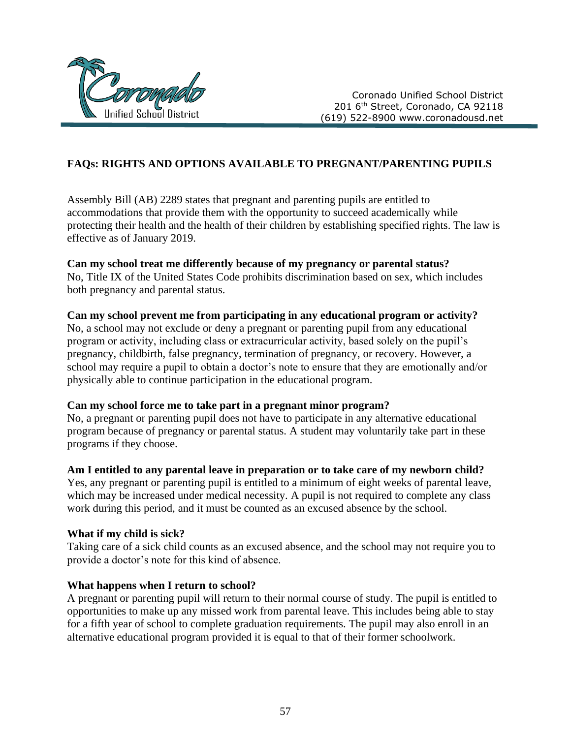Coronado Unified School District
201 6th Street, Coronado, CA 92118
(619) 522-8900 www.coronadousd.net

## FAQs: RIGHTS AND OPTIONS AVAILABLE TO PREGNANT/PARENTING PUPILS

Assembly Bill (AB) 2289 states that pregnant and parenting pupils are entitled to accommodations that provide them with the opportunity to succeed academically while protecting their health and the health of their children by establishing specified rights. The law is effective as of January 2019.

**Can my school treat me differently because of my pregnancy or parental status?**
No, Title IX of the United States Code prohibits discrimination based on sex, which includes both pregnancy and parental status.

**Can my school prevent me from participating in any educational program or activity?**
No, a school may not exclude or deny a pregnant or parenting pupil from any educational program or activity, including class or extracurricular activity, based solely on the pupil's pregnancy, childbirth, false pregnancy, termination of pregnancy, or recovery. However, a school may require a pupil to obtain a doctor's note to ensure that they are emotionally and/or physically able to continue participation in the educational program.

**Can my school force me to take part in a pregnant minor program?**
No, a pregnant or parenting pupil does not have to participate in any alternative educational program because of pregnancy or parental status. A student may voluntarily take part in these programs if they choose.

**Am I entitled to any parental leave in preparation or to take care of my newborn child?**
Yes, any pregnant or parenting pupil is entitled to a minimum of eight weeks of parental leave, which may be increased under medical necessity. A pupil is not required to complete any class work during this period, and it must be counted as an excused absence by the school.

**What if my child is sick?**
Taking care of a sick child counts as an excused absence, and the school may not require you to provide a doctor's note for this kind of absence.

**What happens when I return to school?**
A pregnant or parenting pupil will return to their normal course of study. The pupil is entitled to opportunities to make up any missed work from parental leave. This includes being able to stay for a fifth year of school to complete graduation requirements. The pupil may also enroll in an alternative educational program provided it is equal to that of their former schoolwork.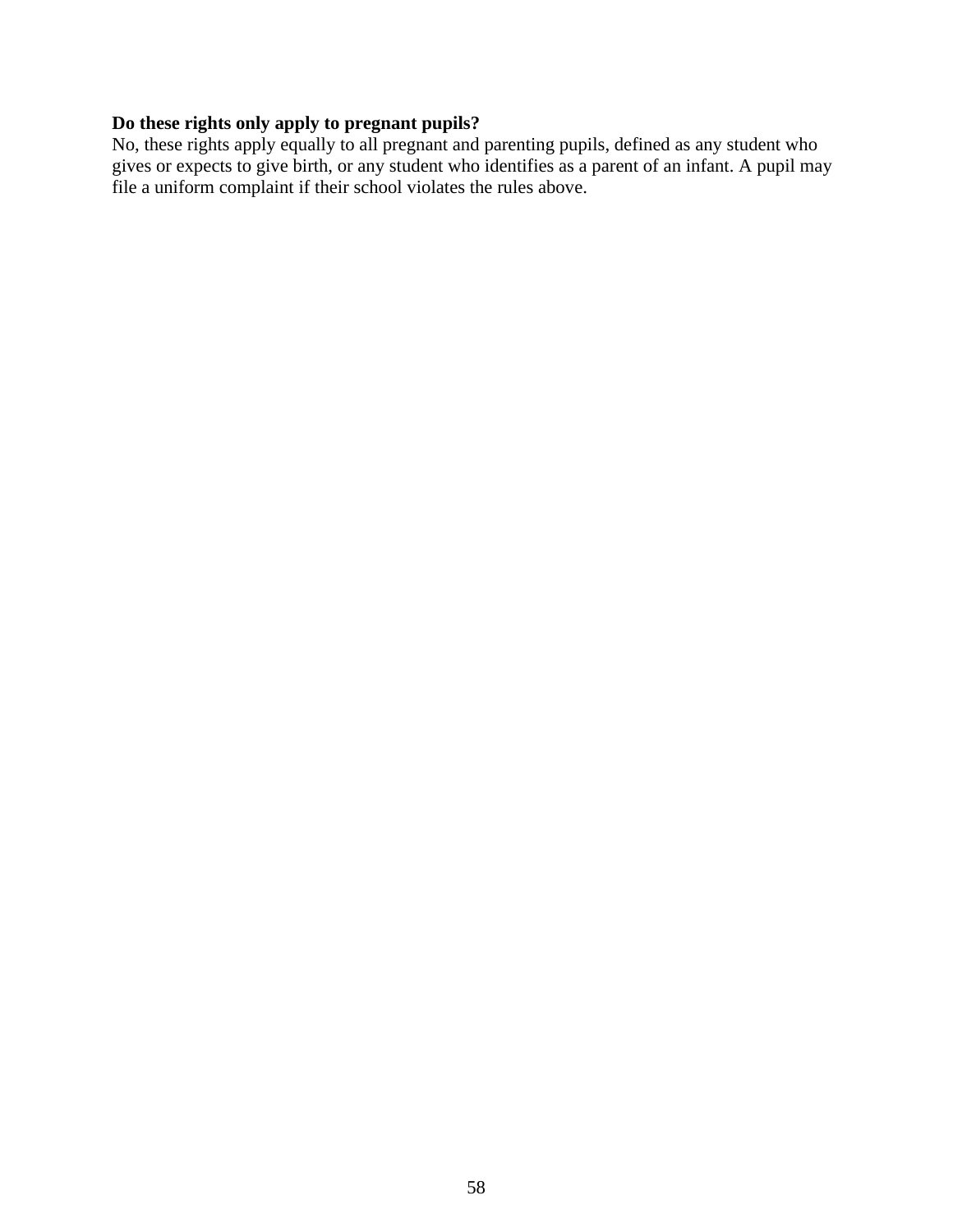**Do these rights only apply to pregnant pupils?**

No, these rights apply equally to all pregnant and parenting pupils, defined as any student who gives or expects to give birth, or any student who identifies as a parent of an infant. A pupil may file a uniform complaint if their school violates the rules above.